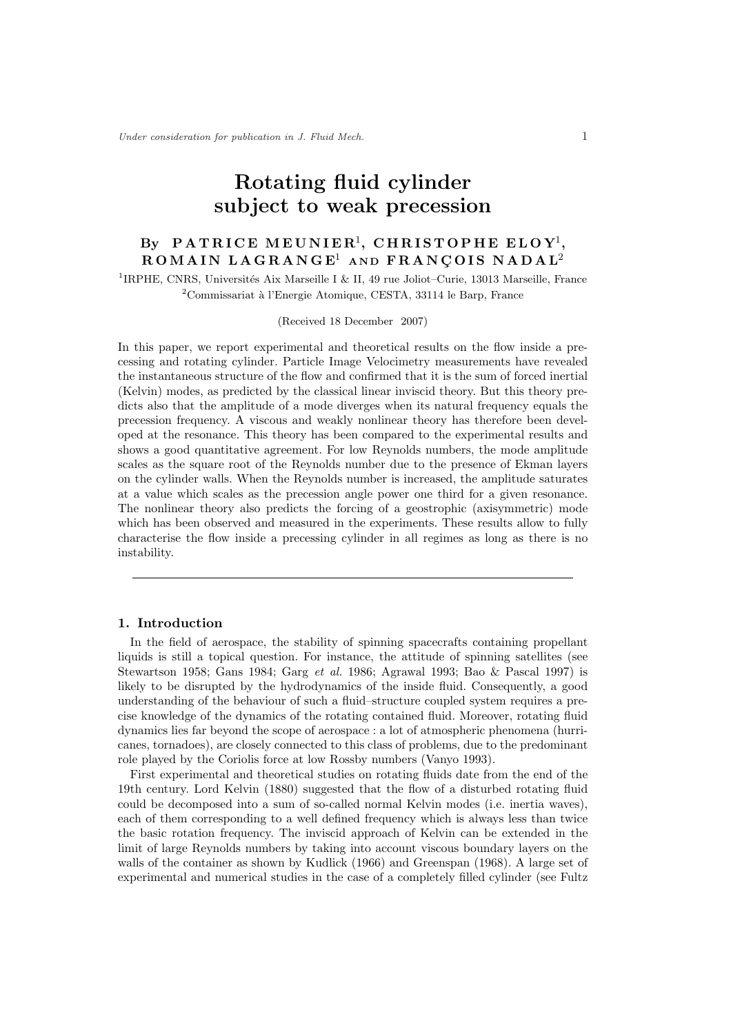# Rotating fluid cylinder subject to weak precession

By **PATRICE MEUNIER**[1], **CHRISTOPHE ELOY**[1], **ROMAIN LAGRANGE**[1] AND **FRANÇOIS NADAL**[2]

[1]IRPHE, CNRS, Universités Aix Marseille I & II, 49 rue Joliot–Curie, 13013 Marseille, France

[2]Commissariat à l'Energie Atomique, CESTA, 33114 le Barp, France

(Received 18 December 2007)

In this paper, we report experimental and theoretical results on the flow inside a precessing and rotating cylinder. Particle Image Velocimetry measurements have revealed the instantaneous structure of the flow and confirmed that it is the sum of forced inertial (Kelvin) modes, as predicted by the classical linear inviscid theory. But this theory predicts also that the amplitude of a mode diverges when its natural frequency equals the precession frequency. A viscous and weakly nonlinear theory has therefore been developed at the resonance. This theory has been compared to the experimental results and shows a good quantitative agreement. For low Reynolds numbers, the mode amplitude scales as the square root of the Reynolds number due to the presence of Ekman layers on the cylinder walls. When the Reynolds number is increased, the amplitude saturates at a value which scales as the precession angle power one third for a given resonance. The nonlinear theory also predicts the forcing of a geostrophic (axisymmetric) mode which has been observed and measured in the experiments. These results allow to fully characterise the flow inside a precessing cylinder in all regimes as long as there is no instability.

---

## 1. Introduction

In the field of aerospace, the stability of spinning spacecrafts containing propellant liquids is still a topical question. For instance, the attitude of spinning satellites (see Stewartson 1958; Gans 1984; Garg *et al.* 1986; Agrawal 1993; Bao & Pascal 1997) is likely to be disrupted by the hydrodynamics of the inside fluid. Consequently, a good understanding of the behaviour of such a fluid–structure coupled system requires a precise knowledge of the dynamics of the rotating contained fluid. Moreover, rotating fluid dynamics lies far beyond the scope of aerospace : a lot of atmospheric phenomena (hurricanes, tornadoes), are closely connected to this class of problems, due to the predominant role played by the Coriolis force at low Rossby numbers (Vanyo 1993).

First experimental and theoretical studies on rotating fluids date from the end of the 19th century. Lord Kelvin (1880) suggested that the flow of a disturbed rotating fluid could be decomposed into a sum of so-called normal Kelvin modes (i.e. inertia waves), each of them corresponding to a well defined frequency which is always less than twice the basic rotation frequency. The inviscid approach of Kelvin can be extended in the limit of large Reynolds numbers by taking into account viscous boundary layers on the walls of the container as shown by Kudlick (1966) and Greenspan (1968). A large set of experimental and numerical studies in the case of a completely filled cylinder (see Fultz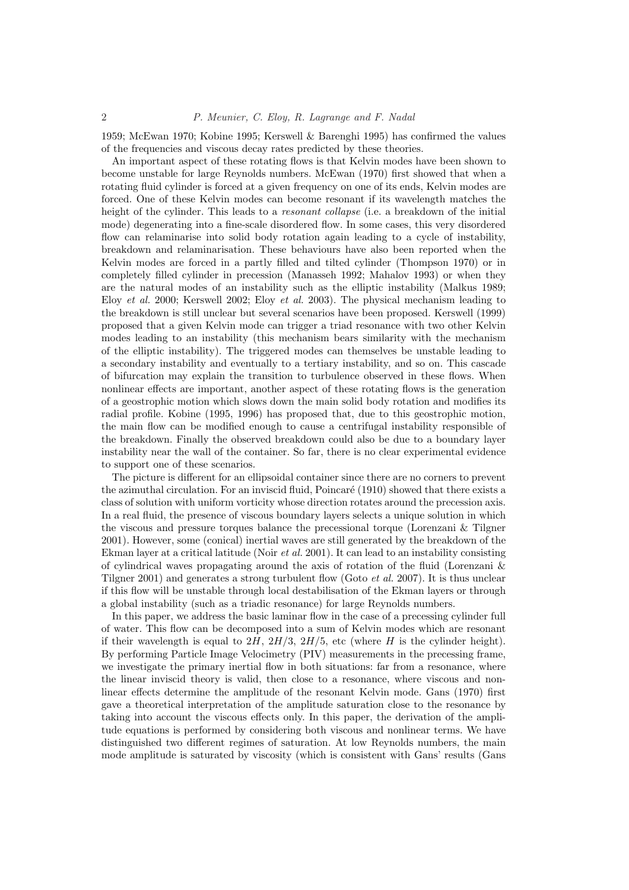1959; McEwan 1970; Kobine 1995; Kerswell & Barenghi 1995) has confirmed the values of the frequencies and viscous decay rates predicted by these theories.

An important aspect of these rotating flows is that Kelvin modes have been shown to become unstable for large Reynolds numbers. McEwan (1970) first showed that when a rotating fluid cylinder is forced at a given frequency on one of its ends, Kelvin modes are forced. One of these Kelvin modes can become resonant if its wavelength matches the height of the cylinder. This leads to a *resonant collapse* (i.e. a breakdown of the initial mode) degenerating into a fine-scale disordered flow. In some cases, this very disordered flow can relaminarise into solid body rotation again leading to a cycle of instability, breakdown and relaminarisation. These behaviours have also been reported when the Kelvin modes are forced in a partly filled and tilted cylinder (Thompson 1970) or in completely filled cylinder in precession (Manasseh 1992; Mahalov 1993) or when they are the natural modes of an instability such as the elliptic instability (Malkus 1989; Eloy *et al.* 2000; Kerswell 2002; Eloy *et al.* 2003). The physical mechanism leading to the breakdown is still unclear but several scenarios have been proposed. Kerswell (1999) proposed that a given Kelvin mode can trigger a triad resonance with two other Kelvin modes leading to an instability (this mechanism bears similarity with the mechanism of the elliptic instability). The triggered modes can themselves be unstable leading to a secondary instability and eventually to a tertiary instability, and so on. This cascade of bifurcation may explain the transition to turbulence observed in these flows. When nonlinear effects are important, another aspect of these rotating flows is the generation of a geostrophic motion which slows down the main solid body rotation and modifies its radial profile. Kobine (1995, 1996) has proposed that, due to this geostrophic motion, the main flow can be modified enough to cause a centrifugal instability responsible of the breakdown. Finally the observed breakdown could also be due to a boundary layer instability near the wall of the container. So far, there is no clear experimental evidence to support one of these scenarios.

The picture is different for an ellipsoidal container since there are no corners to prevent the azimuthal circulation. For an inviscid fluid, Poincaré (1910) showed that there exists a class of solution with uniform vorticity whose direction rotates around the precession axis. In a real fluid, the presence of viscous boundary layers selects a unique solution in which the viscous and pressure torques balance the precessional torque (Lorenzani & Tilgner 2001). However, some (conical) inertial waves are still generated by the breakdown of the Ekman layer at a critical latitude (Noir *et al.* 2001). It can lead to an instability consisting of cylindrical waves propagating around the axis of rotation of the fluid (Lorenzani & Tilgner 2001) and generates a strong turbulent flow (Goto *et al.* 2007). It is thus unclear if this flow will be unstable through local destabilisation of the Ekman layers or through a global instability (such as a triadic resonance) for large Reynolds numbers.

In this paper, we address the basic laminar flow in the case of a precessing cylinder full of water. This flow can be decomposed into a sum of Kelvin modes which are resonant if their wavelength is equal to $2H$, $2H/3$, $2H/5$, etc (where $H$ is the cylinder height). By performing Particle Image Velocimetry (PIV) measurements in the precessing frame, we investigate the primary inertial flow in both situations: far from a resonance, where the linear inviscid theory is valid, then close to a resonance, where viscous and nonlinear effects determine the amplitude of the resonant Kelvin mode. Gans (1970) first gave a theoretical interpretation of the amplitude saturation close to the resonance by taking into account the viscous effects only. In this paper, the derivation of the amplitude equations is performed by considering both viscous and nonlinear terms. We have distinguished two different regimes of saturation. At low Reynolds numbers, the main mode amplitude is saturated by viscosity (which is consistent with Gans' results (Gans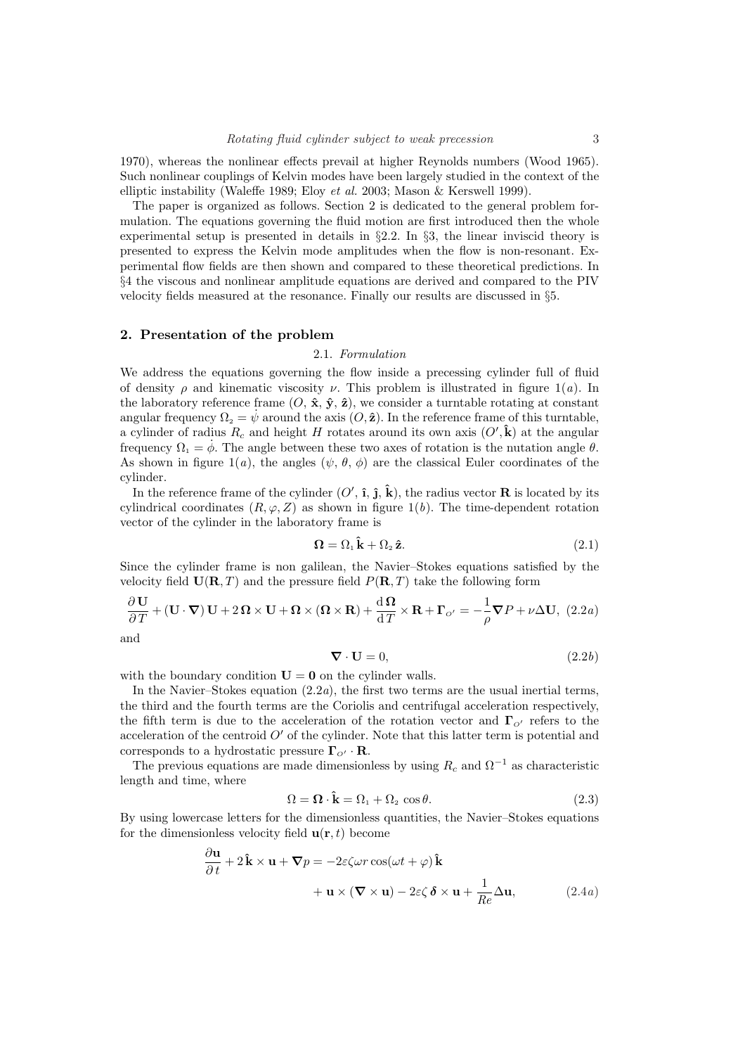1970), whereas the nonlinear effects prevail at higher Reynolds numbers (Wood 1965). Such nonlinear couplings of Kelvin modes have been largely studied in the context of the elliptic instability (Waleffe 1989; Eloy *et al.* 2003; Mason & Kerswell 1999).

The paper is organized as follows. Section 2 is dedicated to the general problem formulation. The equations governing the fluid motion are first introduced then the whole experimental setup is presented in details in §2.2. In §3, the linear inviscid theory is presented to express the Kelvin mode amplitudes when the flow is non-resonant. Experimental flow fields are then shown and compared to these theoretical predictions. In §4 the viscous and nonlinear amplitude equations are derived and compared to the PIV velocity fields measured at the resonance. Finally our results are discussed in §5.

## 2. Presentation of the problem

### 2.1. *Formulation*

We address the equations governing the flow inside a precessing cylinder full of fluid of density $\rho$ and kinematic viscosity $\nu$. This problem is illustrated in figure 1($a$). In the laboratory reference frame ($O$, $\hat{\mathbf{x}}$, $\hat{\mathbf{y}}$, $\hat{\mathbf{z}}$), we consider a turntable rotating at constant angular frequency $\Omega_2 = \dot{\psi}$ around the axis $(O, \hat{\mathbf{z}})$. In the reference frame of this turntable, a cylinder of radius $R_c$ and height $H$ rotates around its own axis $(O', \hat{\mathbf{k}})$ at the angular frequency $\Omega_1 = \dot{\phi}$. The angle between these two axes of rotation is the nutation angle $\theta$. As shown in figure 1($a$), the angles ($\psi$, $\theta$, $\phi$) are the classical Euler coordinates of the cylinder.

In the reference frame of the cylinder ($O'$, $\hat{\mathbf{i}}$, $\hat{\mathbf{j}}$, $\hat{\mathbf{k}}$), the radius vector $\mathbf{R}$ is located by its cylindrical coordinates $(R, \varphi, Z)$ as shown in figure 1($b$). The time-dependent rotation vector of the cylinder in the laboratory frame is

$$\boldsymbol{\Omega} = \Omega_1 \hat{\mathbf{k}} + \Omega_2 \hat{\mathbf{z}}. \tag{2.1}$$

Since the cylinder frame is non galilean, the Navier–Stokes equations satisfied by the velocity field $\mathbf{U}(\mathbf{R}, T)$ and the pressure field $P(\mathbf{R}, T)$ take the following form

$$\frac{\partial \mathbf{U}}{\partial T} + (\mathbf{U} \cdot \boldsymbol{\nabla})\, \mathbf{U} + 2\, \boldsymbol{\Omega} \times \mathbf{U} + \boldsymbol{\Omega} \times (\boldsymbol{\Omega} \times \mathbf{R}) + \frac{\mathrm{d}\, \boldsymbol{\Omega}}{\mathrm{d}\, T} \times \mathbf{R} + \boldsymbol{\Gamma}_{O'} = -\frac{1}{\rho} \boldsymbol{\nabla} P + \nu \Delta \mathbf{U}, \tag{2.2$a$}$$

and

$$\boldsymbol{\nabla} \cdot \mathbf{U} = 0, \tag{2.2$b$}$$

with the boundary condition $\mathbf{U} = \mathbf{0}$ on the cylinder walls.

In the Navier–Stokes equation (2.2$a$), the first two terms are the usual inertial terms, the third and the fourth terms are the Coriolis and centrifugal acceleration respectively, the fifth term is due to the acceleration of the rotation vector and $\boldsymbol{\Gamma}_{O'}$ refers to the acceleration of the centroid $O'$ of the cylinder. Note that this latter term is potential and corresponds to a hydrostatic pressure $\boldsymbol{\Gamma}_{O'} \cdot \mathbf{R}$.

The previous equations are made dimensionless by using $R_c$ and $\Omega^{-1}$ as characteristic length and time, where

$$\Omega = \boldsymbol{\Omega} \cdot \hat{\mathbf{k}} = \Omega_1 + \Omega_2 \cos\theta. \tag{2.3}$$

By using lowercase letters for the dimensionless quantities, the Navier–Stokes equations for the dimensionless velocity field $\mathbf{u}(\mathbf{r}, t)$ become

$$\begin{aligned} \frac{\partial \mathbf{u}}{\partial t} + 2\, \hat{\mathbf{k}} \times \mathbf{u} + \boldsymbol{\nabla} p = &-2\varepsilon\zeta\omega r \cos(\omega t + \varphi)\, \hat{\mathbf{k}} \\ &+ \mathbf{u} \times (\boldsymbol{\nabla} \times \mathbf{u}) - 2\varepsilon\zeta\, \boldsymbol{\delta} \times \mathbf{u} + \frac{1}{Re} \Delta \mathbf{u}, \end{aligned} \tag{2.4$a$}$$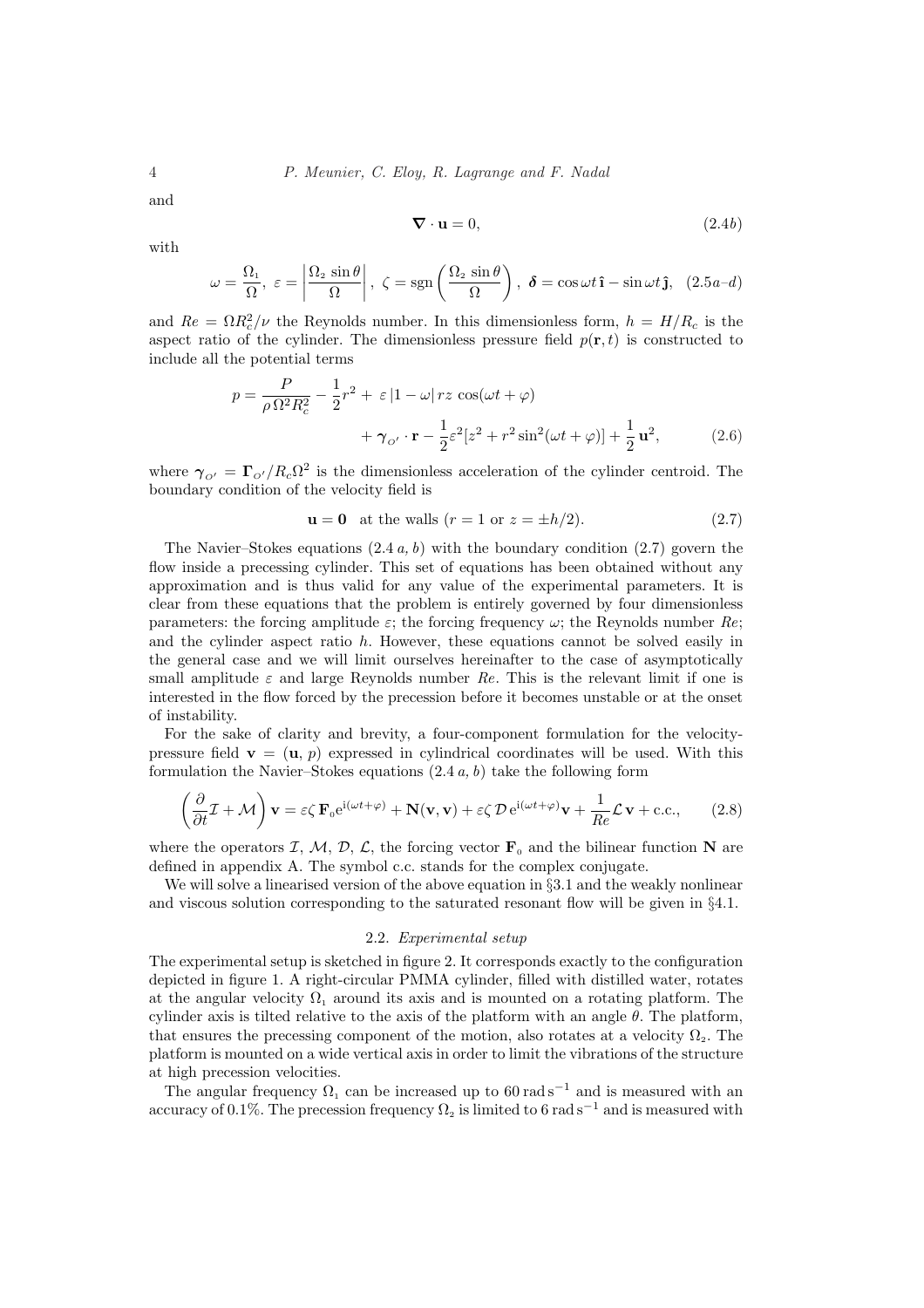and

$$\nabla \cdot \mathbf{u} = 0, \tag{2.4b}$$

with

$$\omega = \frac{\Omega_1}{\Omega},\ \varepsilon = \left|\frac{\Omega_2 \sin\theta}{\Omega}\right|,\ \zeta = \mathrm{sgn}\left(\frac{\Omega_2 \sin\theta}{\Omega}\right),\ \boldsymbol{\delta} = \cos\omega t\,\hat{\mathbf{i}} - \sin\omega t\,\hat{\mathbf{j}}, \quad (2.5a\text{–}d)$$

and $Re = \Omega R_c^2/\nu$ the Reynolds number. In this dimensionless form, $h = H/R_c$ is the aspect ratio of the cylinder. The dimensionless pressure field $p(\mathbf{r}, t)$ is constructed to include all the potential terms

$$p = \frac{P}{\rho\,\Omega^2 R_c^2} - \frac{1}{2}r^2 + \varepsilon\,|1-\omega|\,rz\,\cos(\omega t + \varphi) + \boldsymbol{\gamma}_{O'} \cdot \mathbf{r} - \frac{1}{2}\varepsilon^2[z^2 + r^2 \sin^2(\omega t + \varphi)] + \frac{1}{2}\,\mathbf{u}^2, \tag{2.6}$$

where $\boldsymbol{\gamma}_{O'} = \boldsymbol{\Gamma}_{O'}/R_c\Omega^2$ is the dimensionless acceleration of the cylinder centroid. The boundary condition of the velocity field is

$$\mathbf{u} = \mathbf{0} \quad \text{at the walls } (r = 1 \text{ or } z = \pm h/2). \tag{2.7}$$

The Navier–Stokes equations (2.4 *a, b*) with the boundary condition (2.7) govern the flow inside a precessing cylinder. This set of equations has been obtained without any approximation and is thus valid for any value of the experimental parameters. It is clear from these equations that the problem is entirely governed by four dimensionless parameters: the forcing amplitude $\varepsilon$; the forcing frequency $\omega$; the Reynolds number $Re$; and the cylinder aspect ratio $h$. However, these equations cannot be solved easily in the general case and we will limit ourselves hereinafter to the case of asymptotically small amplitude $\varepsilon$ and large Reynolds number $Re$. This is the relevant limit if one is interested in the flow forced by the precession before it becomes unstable or at the onset of instability.

For the sake of clarity and brevity, a four-component formulation for the velocity-pressure field $\mathbf{v} = (\mathbf{u},\, p)$ expressed in cylindrical coordinates will be used. With this formulation the Navier–Stokes equations (2.4 *a, b*) take the following form

$$\left(\frac{\partial}{\partial t}\mathcal{I} + \mathcal{M}\right)\mathbf{v} = \varepsilon\zeta\,\mathbf{F}_0 \mathrm{e}^{\mathrm{i}(\omega t+\varphi)} + \mathbf{N}(\mathbf{v}, \mathbf{v}) + \varepsilon\zeta\,\mathcal{D}\,\mathrm{e}^{\mathrm{i}(\omega t+\varphi)}\mathbf{v} + \frac{1}{Re}\mathcal{L}\,\mathbf{v} + \text{c.c.}, \tag{2.8}$$

where the operators $\mathcal{I}$, $\mathcal{M}$, $\mathcal{D}$, $\mathcal{L}$, the forcing vector $\mathbf{F}_0$ and the bilinear function $\mathbf{N}$ are defined in appendix A. The symbol c.c. stands for the complex conjugate.

We will solve a linearised version of the above equation in §3.1 and the weakly nonlinear and viscous solution corresponding to the saturated resonant flow will be given in §4.1.

### 2.2. *Experimental setup*

The experimental setup is sketched in figure 2. It corresponds exactly to the configuration depicted in figure 1. A right-circular PMMA cylinder, filled with distilled water, rotates at the angular velocity $\Omega_1$ around its axis and is mounted on a rotating platform. The cylinder axis is tilted relative to the axis of the platform with an angle $\theta$. The platform, that ensures the precessing component of the motion, also rotates at a velocity $\Omega_2$. The platform is mounted on a wide vertical axis in order to limit the vibrations of the structure at high precession velocities.

The angular frequency $\Omega_1$ can be increased up to $60\,\mathrm{rad\,s^{-1}}$ and is measured with an accuracy of 0.1%. The precession frequency $\Omega_2$ is limited to $6\,\mathrm{rad\,s^{-1}}$ and is measured with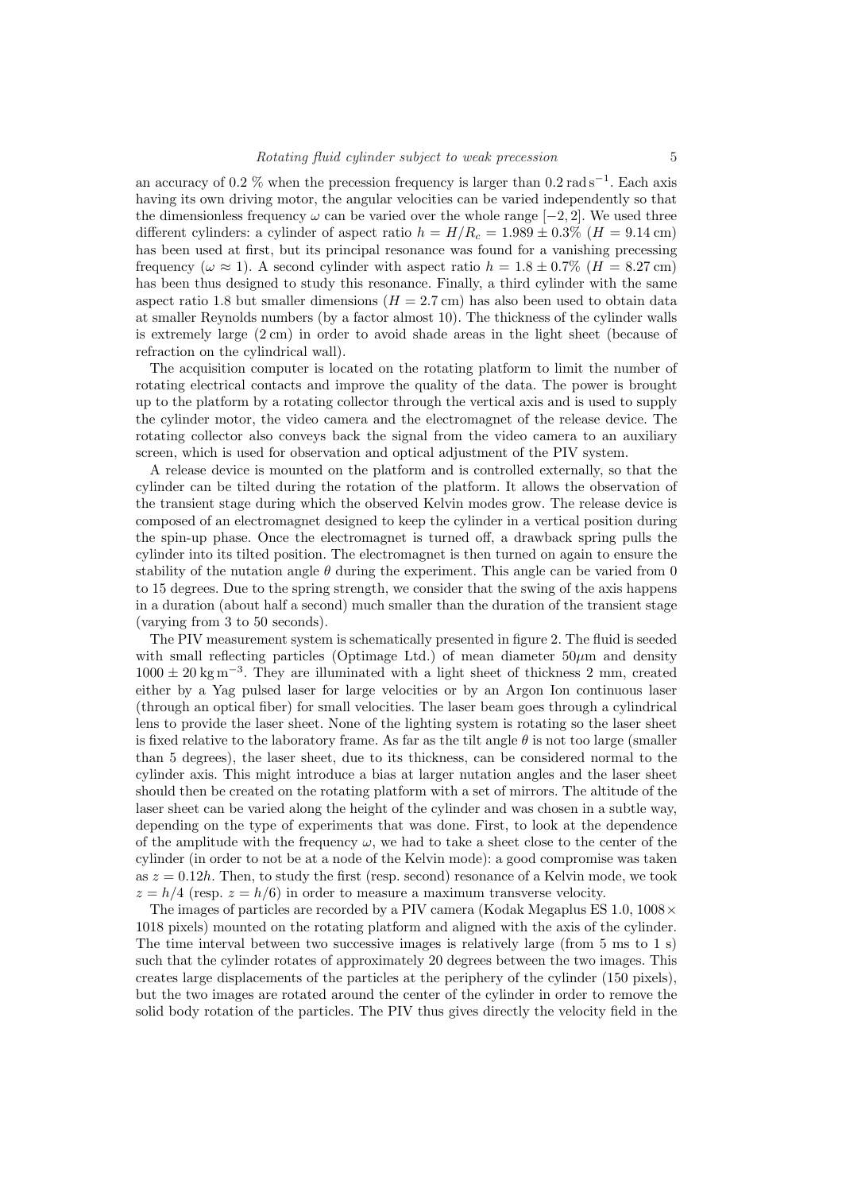an accuracy of 0.2 % when the precession frequency is larger than $0.2\,\mathrm{rad\,s^{-1}}$. Each axis having its own driving motor, the angular velocities can be varied independently so that the dimensionless frequency $\omega$ can be varied over the whole range $[-2, 2]$. We used three different cylinders: a cylinder of aspect ratio $h = H/R_c = 1.989 \pm 0.3\%$ ($H = 9.14\,\mathrm{cm}$) has been used at first, but its principal resonance was found for a vanishing precessing frequency ($\omega \approx 1$). A second cylinder with aspect ratio $h = 1.8 \pm 0.7\%$ ($H = 8.27\,\mathrm{cm}$) has been thus designed to study this resonance. Finally, a third cylinder with the same aspect ratio 1.8 but smaller dimensions ($H = 2.7\,\mathrm{cm}$) has also been used to obtain data at smaller Reynolds numbers (by a factor almost 10). The thickness of the cylinder walls is extremely large (2 cm) in order to avoid shade areas in the light sheet (because of refraction on the cylindrical wall).

The acquisition computer is located on the rotating platform to limit the number of rotating electrical contacts and improve the quality of the data. The power is brought up to the platform by a rotating collector through the vertical axis and is used to supply the cylinder motor, the video camera and the electromagnet of the release device. The rotating collector also conveys back the signal from the video camera to an auxiliary screen, which is used for observation and optical adjustment of the PIV system.

A release device is mounted on the platform and is controlled externally, so that the cylinder can be tilted during the rotation of the platform. It allows the observation of the transient stage during which the observed Kelvin modes grow. The release device is composed of an electromagnet designed to keep the cylinder in a vertical position during the spin-up phase. Once the electromagnet is turned off, a drawback spring pulls the cylinder into its tilted position. The electromagnet is then turned on again to ensure the stability of the nutation angle $\theta$ during the experiment. This angle can be varied from 0 to 15 degrees. Due to the spring strength, we consider that the swing of the axis happens in a duration (about half a second) much smaller than the duration of the transient stage (varying from 3 to 50 seconds).

The PIV measurement system is schematically presented in figure 2. The fluid is seeded with small reflecting particles (Optimage Ltd.) of mean diameter $50\mu$m and density $1000 \pm 20\,\mathrm{kg\,m^{-3}}$. They are illuminated with a light sheet of thickness 2 mm, created either by a Yag pulsed laser for large velocities or by an Argon Ion continuous laser (through an optical fiber) for small velocities. The laser beam goes through a cylindrical lens to provide the laser sheet. None of the lighting system is rotating so the laser sheet is fixed relative to the laboratory frame. As far as the tilt angle $\theta$ is not too large (smaller than 5 degrees), the laser sheet, due to its thickness, can be considered normal to the cylinder axis. This might introduce a bias at larger nutation angles and the laser sheet should then be created on the rotating platform with a set of mirrors. The altitude of the laser sheet can be varied along the height of the cylinder and was chosen in a subtle way, depending on the type of experiments that was done. First, to look at the dependence of the amplitude with the frequency $\omega$, we had to take a sheet close to the center of the cylinder (in order to not be at a node of the Kelvin mode): a good compromise was taken as $z = 0.12h$. Then, to study the first (resp. second) resonance of a Kelvin mode, we took $z = h/4$ (resp. $z = h/6$) in order to measure a maximum transverse velocity.

The images of particles are recorded by a PIV camera (Kodak Megaplus ES 1.0, $1008 \times 1018$ pixels) mounted on the rotating platform and aligned with the axis of the cylinder. The time interval between two successive images is relatively large (from 5 ms to 1 s) such that the cylinder rotates of approximately 20 degrees between the two images. This creates large displacements of the particles at the periphery of the cylinder (150 pixels), but the two images are rotated around the center of the cylinder in order to remove the solid body rotation of the particles. The PIV thus gives directly the velocity field in the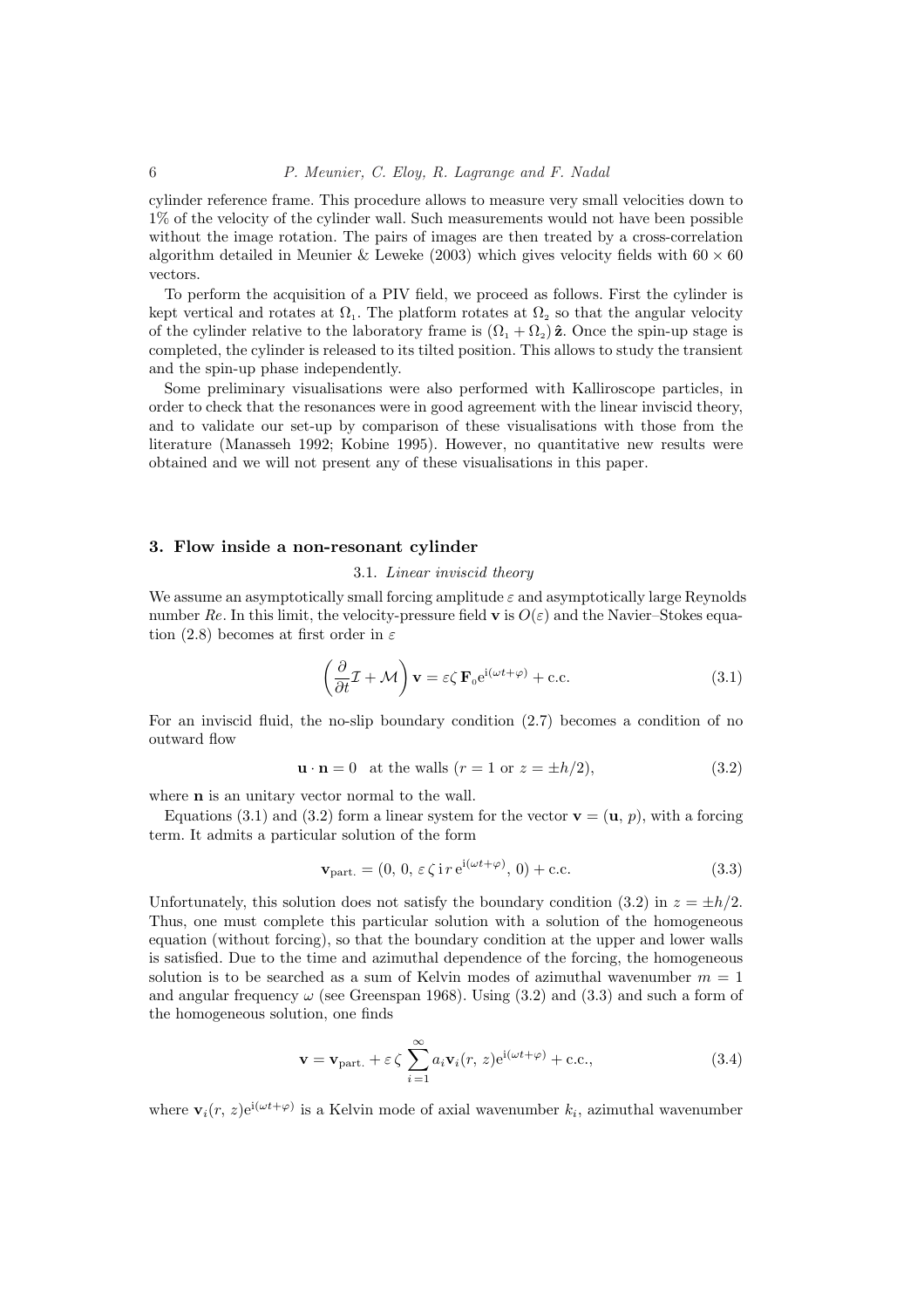cylinder reference frame. This procedure allows to measure very small velocities down to 1% of the velocity of the cylinder wall. Such measurements would not have been possible without the image rotation. The pairs of images are then treated by a cross-correlation algorithm detailed in Meunier & Leweke (2003) which gives velocity fields with $60 \times 60$ vectors.

To perform the acquisition of a PIV field, we proceed as follows. First the cylinder is kept vertical and rotates at $\Omega_1$. The platform rotates at $\Omega_2$ so that the angular velocity of the cylinder relative to the laboratory frame is $(\Omega_1 + \Omega_2)\,\hat{\mathbf{z}}$. Once the spin-up stage is completed, the cylinder is released to its tilted position. This allows to study the transient and the spin-up phase independently.

Some preliminary visualisations were also performed with Kalliroscope particles, in order to check that the resonances were in good agreement with the linear inviscid theory, and to validate our set-up by comparison of these visualisations with those from the literature (Manasseh 1992; Kobine 1995). However, no quantitative new results were obtained and we will not present any of these visualisations in this paper.

## 3. Flow inside a non-resonant cylinder

### 3.1. *Linear inviscid theory*

We assume an asymptotically small forcing amplitude $\varepsilon$ and asymptotically large Reynolds number $Re$. In this limit, the velocity-pressure field $\mathbf{v}$ is $O(\varepsilon)$ and the Navier–Stokes equation (2.8) becomes at first order in $\varepsilon$

$$\left(\frac{\partial}{\partial t}\mathcal{I} + \mathcal{M}\right)\mathbf{v} = \varepsilon\zeta\,\mathbf{F}_0 \mathrm{e}^{\mathrm{i}(\omega t+\varphi)} + \mathrm{c.c.} \tag{3.1}$$

For an inviscid fluid, the no-slip boundary condition (2.7) becomes a condition of no outward flow

$$\mathbf{u}\cdot\mathbf{n} = 0 \quad \text{at the walls } (r = 1 \text{ or } z = \pm h/2), \tag{3.2}$$

where $\mathbf{n}$ is an unitary vector normal to the wall.

Equations (3.1) and (3.2) form a linear system for the vector $\mathbf{v} = (\mathbf{u},\, p)$, with a forcing term. It admits a particular solution of the form

$$\mathbf{v}_{\text{part.}} = (0,\, 0,\, \varepsilon\,\zeta\,\mathrm{i}\,r\,\mathrm{e}^{\mathrm{i}(\omega t+\varphi)},\, 0) + \mathrm{c.c.} \tag{3.3}$$

Unfortunately, this solution does not satisfy the boundary condition (3.2) in $z = \pm h/2$. Thus, one must complete this particular solution with a solution of the homogeneous equation (without forcing), so that the boundary condition at the upper and lower walls is satisfied. Due to the time and azimuthal dependence of the forcing, the homogeneous solution is to be searched as a sum of Kelvin modes of azimuthal wavenumber $m = 1$ and angular frequency $\omega$ (see Greenspan 1968). Using (3.2) and (3.3) and such a form of the homogeneous solution, one finds

$$\mathbf{v} = \mathbf{v}_{\text{part.}} + \varepsilon\,\zeta\,\sum_{i=1}^{\infty} a_i \mathbf{v}_i(r,\, z)\mathrm{e}^{\mathrm{i}(\omega t+\varphi)} + \mathrm{c.c.}, \tag{3.4}$$

where $\mathbf{v}_i(r,\, z)\mathrm{e}^{\mathrm{i}(\omega t+\varphi)}$ is a Kelvin mode of axial wavenumber $k_i$, azimuthal wavenumber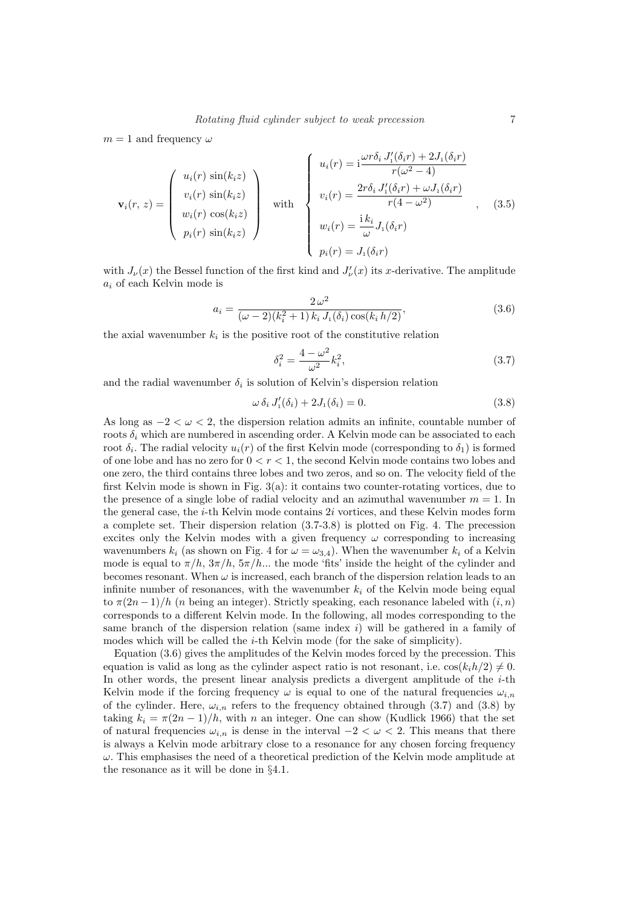$m = 1$ and frequency $\omega$

$$
\mathbf{v}_i(r,\,z) = \begin{pmatrix} u_i(r)\,\sin(k_i z) \\ v_i(r)\,\sin(k_i z) \\ w_i(r)\,\cos(k_i z) \\ p_i(r)\,\sin(k_i z) \end{pmatrix} \quad \text{with} \quad \left\{ \begin{array}{l} u_i(r) = \mathrm{i}\dfrac{\omega r \delta_i\, J_1'(\delta_i r) + 2J_1(\delta_i r)}{r(\omega^2-4)} \\[2ex] v_i(r) = \dfrac{2r\delta_i\, J_1'(\delta_i r) + \omega J_1(\delta_i r)}{r(4-\omega^2)} \\[2ex] w_i(r) = \dfrac{\mathrm{i}\,k_i}{\omega} J_1(\delta_i r) \\[2ex] p_i(r) = J_1(\delta_i r) \end{array} \right. , \tag{3.5}
$$

with $J_\nu(x)$ the Bessel function of the first kind and $J_\nu'(x)$ its $x$-derivative. The amplitude $a_i$ of each Kelvin mode is

$$
a_i = \frac{2\,\omega^2}{(\omega-2)(k_i^2+1)\,k_i\,J_1(\delta_i)\cos(k_i\,h/2)}, \tag{3.6}
$$

the axial wavenumber $k_i$ is the positive root of the constitutive relation

$$
\delta_i^2 = \frac{4-\omega^2}{\omega^2}k_i^2, \tag{3.7}
$$

and the radial wavenumber $\delta_i$ is solution of Kelvin's dispersion relation

$$
\omega\,\delta_i\,J_1'(\delta_i) + 2J_1(\delta_i) = 0. \tag{3.8}
$$

As long as $-2 < \omega < 2$, the dispersion relation admits an infinite, countable number of roots $\delta_i$ which are numbered in ascending order. A Kelvin mode can be associated to each root $\delta_i$. The radial velocity $u_i(r)$ of the first Kelvin mode (corresponding to $\delta_1$) is formed of one lobe and has no zero for $0 < r < 1$, the second Kelvin mode contains two lobes and one zero, the third contains three lobes and two zeros, and so on. The velocity field of the first Kelvin mode is shown in Fig. 3(a): it contains two counter-rotating vortices, due to the presence of a single lobe of radial velocity and an azimuthal wavenumber $m = 1$. In the general case, the $i$-th Kelvin mode contains $2i$ vortices, and these Kelvin modes form a complete set. Their dispersion relation (3.7-3.8) is plotted on Fig. 4. The precession excites only the Kelvin modes with a given frequency $\omega$ corresponding to increasing wavenumbers $k_i$ (as shown on Fig. 4 for $\omega = \omega_{3,4}$). When the wavenumber $k_i$ of a Kelvin mode is equal to $\pi/h$, $3\pi/h$, $5\pi/h$... the mode 'fits' inside the height of the cylinder and becomes resonant. When $\omega$ is increased, each branch of the dispersion relation leads to an infinite number of resonances, with the wavenumber $k_i$ of the Kelvin mode being equal to $\pi(2n-1)/h$ ($n$ being an integer). Strictly speaking, each resonance labeled with $(i, n)$ corresponds to a different Kelvin mode. In the following, all modes corresponding to the same branch of the dispersion relation (same index $i$) will be gathered in a family of modes which will be called the $i$-th Kelvin mode (for the sake of simplicity).

Equation (3.6) gives the amplitudes of the Kelvin modes forced by the precession. This equation is valid as long as the cylinder aspect ratio is not resonant, i.e. $\cos(k_i h/2) \neq 0$. In other words, the present linear analysis predicts a divergent amplitude of the $i$-th Kelvin mode if the forcing frequency $\omega$ is equal to one of the natural frequencies $\omega_{i,n}$ of the cylinder. Here, $\omega_{i,n}$ refers to the frequency obtained through (3.7) and (3.8) by taking $k_i = \pi(2n-1)/h$, with $n$ an integer. One can show (Kudlick 1966) that the set of natural frequencies $\omega_{i,n}$ is dense in the interval $-2 < \omega < 2$. This means that there is always a Kelvin mode arbitrary close to a resonance for any chosen forcing frequency $\omega$. This emphasises the need of a theoretical prediction of the Kelvin mode amplitude at the resonance as it will be done in §4.1.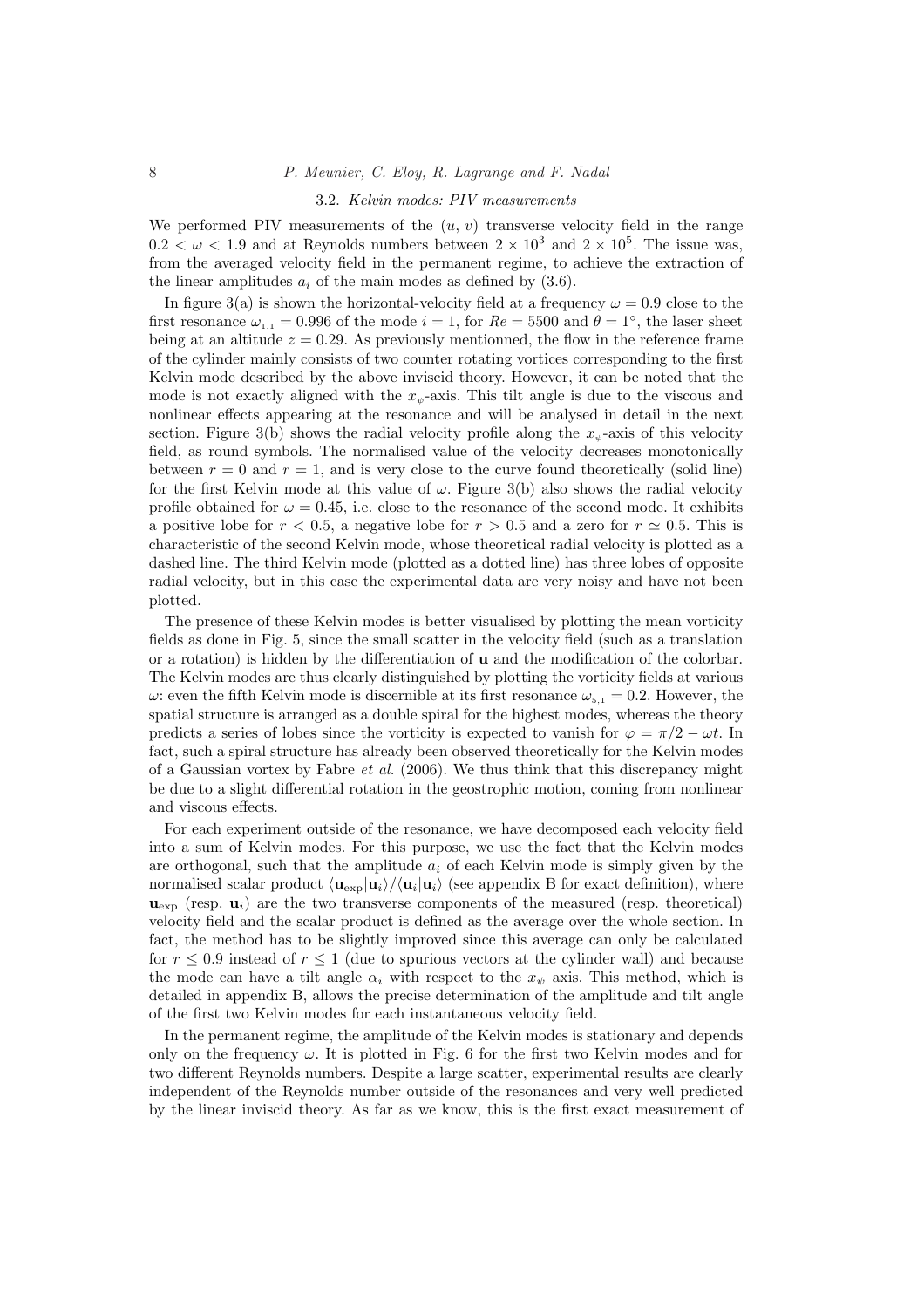### 3.2. *Kelvin modes: PIV measurements*

We performed PIV measurements of the $(u, v)$ transverse velocity field in the range $0.2 < \omega < 1.9$ and at Reynolds numbers between $2 \times 10^3$ and $2 \times 10^5$. The issue was, from the averaged velocity field in the permanent regime, to achieve the extraction of the linear amplitudes $a_i$ of the main modes as defined by (3.6).

In figure 3(a) is shown the horizontal-velocity field at a frequency $\omega = 0.9$ close to the first resonance $\omega_{1,1} = 0.996$ of the mode $i = 1$, for $Re = 5500$ and $\theta = 1^\circ$, the laser sheet being at an altitude $z = 0.29$. As previously mentionned, the flow in the reference frame of the cylinder mainly consists of two counter rotating vortices corresponding to the first Kelvin mode described by the above inviscid theory. However, it can be noted that the mode is not exactly aligned with the $x_\psi$-axis. This tilt angle is due to the viscous and nonlinear effects appearing at the resonance and will be analysed in detail in the next section. Figure 3(b) shows the radial velocity profile along the $x_\psi$-axis of this velocity field, as round symbols. The normalised value of the velocity decreases monotonically between $r = 0$ and $r = 1$, and is very close to the curve found theoretically (solid line) for the first Kelvin mode at this value of $\omega$. Figure 3(b) also shows the radial velocity profile obtained for $\omega = 0.45$, i.e. close to the resonance of the second mode. It exhibits a positive lobe for $r < 0.5$, a negative lobe for $r > 0.5$ and a zero for $r \simeq 0.5$. This is characteristic of the second Kelvin mode, whose theoretical radial velocity is plotted as a dashed line. The third Kelvin mode (plotted as a dotted line) has three lobes of opposite radial velocity, but in this case the experimental data are very noisy and have not been plotted.

The presence of these Kelvin modes is better visualised by plotting the mean vorticity fields as done in Fig. 5, since the small scatter in the velocity field (such as a translation or a rotation) is hidden by the differentiation of $\mathbf{u}$ and the modification of the colorbar. The Kelvin modes are thus clearly distinguished by plotting the vorticity fields at various $\omega$: even the fifth Kelvin mode is discernible at its first resonance $\omega_{5,1} = 0.2$. However, the spatial structure is arranged as a double spiral for the highest modes, whereas the theory predicts a series of lobes since the vorticity is expected to vanish for $\varphi = \pi/2 - \omega t$. In fact, such a spiral structure has already been observed theoretically for the Kelvin modes of a Gaussian vortex by Fabre *et al.* (2006). We thus think that this discrepancy might be due to a slight differential rotation in the geostrophic motion, coming from nonlinear and viscous effects.

For each experiment outside of the resonance, we have decomposed each velocity field into a sum of Kelvin modes. For this purpose, we use the fact that the Kelvin modes are orthogonal, such that the amplitude $a_i$ of each Kelvin mode is simply given by the normalised scalar product $\langle \mathbf{u}_{\rm exp} | \mathbf{u}_i \rangle / \langle \mathbf{u}_i | \mathbf{u}_i \rangle$ (see appendix B for exact definition), where $\mathbf{u}_{\rm exp}$ (resp. $\mathbf{u}_i$) are the two transverse components of the measured (resp. theoretical) velocity field and the scalar product is defined as the average over the whole section. In fact, the method has to be slightly improved since this average can only be calculated for $r \leq 0.9$ instead of $r \leq 1$ (due to spurious vectors at the cylinder wall) and because the mode can have a tilt angle $\alpha_i$ with respect to the $x_\psi$ axis. This method, which is detailed in appendix B, allows the precise determination of the amplitude and tilt angle of the first two Kelvin modes for each instantaneous velocity field.

In the permanent regime, the amplitude of the Kelvin modes is stationary and depends only on the frequency $\omega$. It is plotted in Fig. 6 for the first two Kelvin modes and for two different Reynolds numbers. Despite a large scatter, experimental results are clearly independent of the Reynolds number outside of the resonances and very well predicted by the linear inviscid theory. As far as we know, this is the first exact measurement of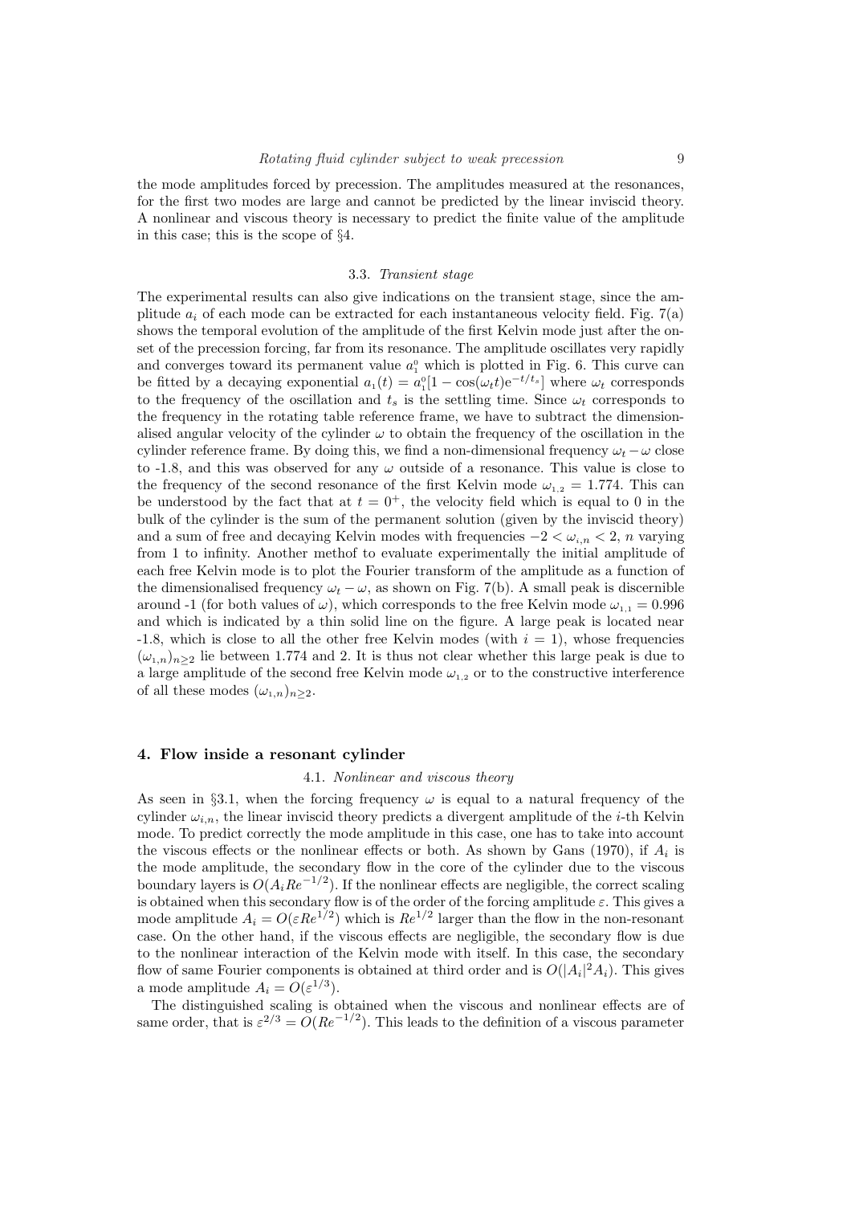the mode amplitudes forced by precession. The amplitudes measured at the resonances, for the first two modes are large and cannot be predicted by the linear inviscid theory. A nonlinear and viscous theory is necessary to predict the finite value of the amplitude in this case; this is the scope of §4.

### 3.3. *Transient stage*

The experimental results can also give indications on the transient stage, since the amplitude $a_i$ of each mode can be extracted for each instantaneous velocity field. Fig. 7(a) shows the temporal evolution of the amplitude of the first Kelvin mode just after the onset of the precession forcing, far from its resonance. The amplitude oscillates very rapidly and converges toward its permanent value $a_1^0$ which is plotted in Fig. 6. This curve can be fitted by a decaying exponential $a_1(t) = a_1^0[1 - \cos(\omega_t t)\mathrm{e}^{-t/t_s}]$ where $\omega_t$ corresponds to the frequency of the oscillation and $t_s$ is the settling time. Since $\omega_t$ corresponds to the frequency in the rotating table reference frame, we have to subtract the dimensionalised angular velocity of the cylinder $\omega$ to obtain the frequency of the oscillation in the cylinder reference frame. By doing this, we find a non-dimensional frequency $\omega_t - \omega$ close to -1.8, and this was observed for any $\omega$ outside of a resonance. This value is close to the frequency of the second resonance of the first Kelvin mode $\omega_{1,2} = 1.774$. This can be understood by the fact that at $t = 0^+$, the velocity field which is equal to 0 in the bulk of the cylinder is the sum of the permanent solution (given by the inviscid theory) and a sum of free and decaying Kelvin modes with frequencies $-2 < \omega_{i,n} < 2$, $n$ varying from 1 to infinity. Another methof to evaluate experimentally the initial amplitude of each free Kelvin mode is to plot the Fourier transform of the amplitude as a function of the dimensionalised frequency $\omega_t - \omega$, as shown on Fig. 7(b). A small peak is discernible around -1 (for both values of $\omega$), which corresponds to the free Kelvin mode $\omega_{1,1} = 0.996$ and which is indicated by a thin solid line on the figure. A large peak is located near -1.8, which is close to all the other free Kelvin modes (with $i = 1$), whose frequencies $(\omega_{1,n})_{n\geq 2}$ lie between 1.774 and 2. It is thus not clear whether this large peak is due to a large amplitude of the second free Kelvin mode $\omega_{1,2}$ or to the constructive interference of all these modes $(\omega_{1,n})_{n\geq 2}$.

## 4. Flow inside a resonant cylinder

### 4.1. *Nonlinear and viscous theory*

As seen in §3.1, when the forcing frequency $\omega$ is equal to a natural frequency of the cylinder $\omega_{i,n}$, the linear inviscid theory predicts a divergent amplitude of the $i$-th Kelvin mode. To predict correctly the mode amplitude in this case, one has to take into account the viscous effects or the nonlinear effects or both. As shown by Gans (1970), if $A_i$ is the mode amplitude, the secondary flow in the core of the cylinder due to the viscous boundary layers is $O(A_i Re^{-1/2})$. If the nonlinear effects are negligible, the correct scaling is obtained when this secondary flow is of the order of the forcing amplitude $\varepsilon$. This gives a mode amplitude $A_i = O(\varepsilon Re^{1/2})$ which is $Re^{1/2}$ larger than the flow in the non-resonant case. On the other hand, if the viscous effects are negligible, the secondary flow is due to the nonlinear interaction of the Kelvin mode with itself. In this case, the secondary flow of same Fourier components is obtained at third order and is $O(|A_i|^2 A_i)$. This gives a mode amplitude $A_i = O(\varepsilon^{1/3})$.

The distinguished scaling is obtained when the viscous and nonlinear effects are of same order, that is $\varepsilon^{2/3} = O(Re^{-1/2})$. This leads to the definition of a viscous parameter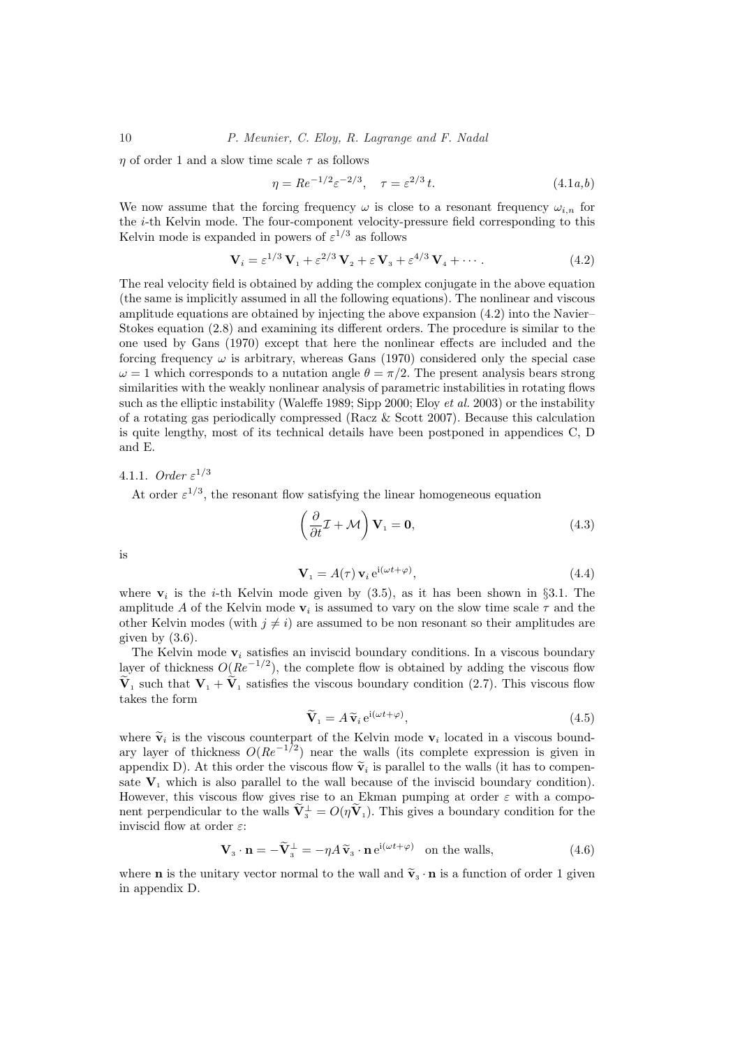$\eta$ of order 1 and a slow time scale $\tau$ as follows

$$\eta = Re^{-1/2}\varepsilon^{-2/3}, \quad \tau = \varepsilon^{2/3}\, t. \tag{4.1$a$,$b$}$$

We now assume that the forcing frequency $\omega$ is close to a resonant frequency $\omega_{i,n}$ for the $i$-th Kelvin mode. The four-component velocity-pressure field corresponding to this Kelvin mode is expanded in powers of $\varepsilon^{1/3}$ as follows

$$\mathbf{V}_i = \varepsilon^{1/3}\,\mathbf{V}_1 + \varepsilon^{2/3}\,\mathbf{V}_2 + \varepsilon\,\mathbf{V}_3 + \varepsilon^{4/3}\,\mathbf{V}_4 + \cdots. \tag{4.2}$$

The real velocity field is obtained by adding the complex conjugate in the above equation (the same is implicitly assumed in all the following equations). The nonlinear and viscous amplitude equations are obtained by injecting the above expansion (4.2) into the Navier–Stokes equation (2.8) and examining its different orders. The procedure is similar to the one used by Gans (1970) except that here the nonlinear effects are included and the forcing frequency $\omega$ is arbitrary, whereas Gans (1970) considered only the special case $\omega = 1$ which corresponds to a nutation angle $\theta = \pi/2$. The present analysis bears strong similarities with the weakly nonlinear analysis of parametric instabilities in rotating flows such as the elliptic instability (Waleffe 1989; Sipp 2000; Eloy *et al.* 2003) or the instability of a rotating gas periodically compressed (Racz & Scott 2007). Because this calculation is quite lengthy, most of its technical details have been postponed in appendices C, D and E.

#### 4.1.1. *Order* $\varepsilon^{1/3}$

At order $\varepsilon^{1/3}$, the resonant flow satisfying the linear homogeneous equation

$$\left(\frac{\partial}{\partial t}\mathcal{I} + \mathcal{M}\right)\mathbf{V}_1 = \mathbf{0}, \tag{4.3}$$

is

$$\mathbf{V}_1 = A(\tau)\,\mathbf{v}_i\,\mathrm{e}^{\mathrm{i}(\omega t+\varphi)}, \tag{4.4}$$

where $\mathbf{v}_i$ is the $i$-th Kelvin mode given by (3.5), as it has been shown in §3.1. The amplitude $A$ of the Kelvin mode $\mathbf{v}_i$ is assumed to vary on the slow time scale $\tau$ and the other Kelvin modes (with $j \neq i$) are assumed to be non resonant so their amplitudes are given by (3.6).

The Kelvin mode $\mathbf{v}_i$ satisfies an inviscid boundary conditions. In a viscous boundary layer of thickness $O(Re^{-1/2})$, the complete flow is obtained by adding the viscous flow $\widetilde{\mathbf{V}}_1$ such that $\mathbf{V}_1 + \widetilde{\mathbf{V}}_1$ satisfies the viscous boundary condition (2.7). This viscous flow takes the form

$$\widetilde{\mathbf{V}}_1 = A\,\widetilde{\mathbf{v}}_i\,\mathrm{e}^{\mathrm{i}(\omega t+\varphi)}, \tag{4.5}$$

where $\widetilde{\mathbf{v}}_i$ is the viscous counterpart of the Kelvin mode $\mathbf{v}_i$ located in a viscous boundary layer of thickness $O(Re^{-1/2})$ near the walls (its complete expression is given in appendix D). At this order the viscous flow $\widetilde{\mathbf{v}}_i$ is parallel to the walls (it has to compensate $\mathbf{V}_1$ which is also parallel to the wall because of the inviscid boundary condition). However, this viscous flow gives rise to an Ekman pumping at order $\varepsilon$ with a component perpendicular to the walls $\widetilde{\mathbf{V}}_3^{\perp} = O(\eta\widetilde{\mathbf{V}}_1)$. This gives a boundary condition for the inviscid flow at order $\varepsilon$:

$$\mathbf{V}_3 \cdot \mathbf{n} = -\widetilde{\mathbf{V}}_3^{\perp} = -\eta A\,\widetilde{\mathbf{v}}_3 \cdot \mathbf{n}\,\mathrm{e}^{\mathrm{i}(\omega t+\varphi)} \quad \text{on the walls}, \tag{4.6}$$

where $\mathbf{n}$ is the unitary vector normal to the wall and $\widetilde{\mathbf{v}}_3 \cdot \mathbf{n}$ is a function of order 1 given in appendix D.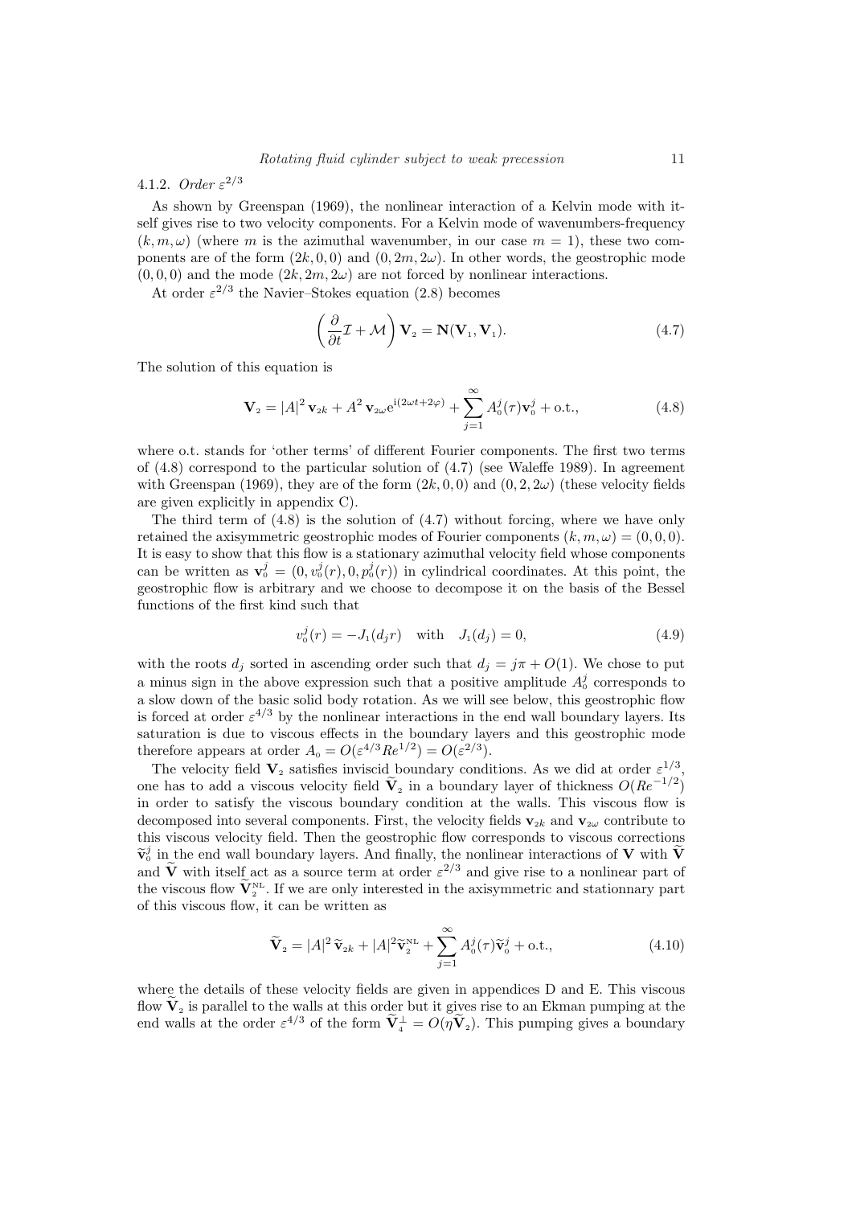#### 4.1.2. *Order* $\varepsilon^{2/3}$

As shown by Greenspan (1969), the nonlinear interaction of a Kelvin mode with itself gives rise to two velocity components. For a Kelvin mode of wavenumbers-frequency $(k, m, \omega)$ (where $m$ is the azimuthal wavenumber, in our case $m = 1$), these two components are of the form $(2k, 0, 0)$ and $(0, 2m, 2\omega)$. In other words, the geostrophic mode $(0, 0, 0)$ and the mode $(2k, 2m, 2\omega)$ are not forced by nonlinear interactions.

At order $\varepsilon^{2/3}$ the Navier–Stokes equation (2.8) becomes

$$\left(\frac{\partial}{\partial t}\mathcal{I} + \mathcal{M}\right)\mathbf{V}_2 = \mathbf{N}(\mathbf{V}_1, \mathbf{V}_1). \tag{4.7}$$

The solution of this equation is

$$\mathbf{V}_2 = |A|^2\,\mathbf{v}_{2k} + A^2\,\mathbf{v}_{2\omega}\mathrm{e}^{\mathrm{i}(2\omega t+2\varphi)} + \sum_{j=1}^{\infty} A_0^j(\tau)\mathbf{v}_0^j + \text{o.t.}, \tag{4.8}$$

where o.t. stands for 'other terms' of different Fourier components. The first two terms of (4.8) correspond to the particular solution of (4.7) (see Waleffe 1989). In agreement with Greenspan (1969), they are of the form $(2k, 0, 0)$ and $(0, 2, 2\omega)$ (these velocity fields are given explicitly in appendix C).

The third term of (4.8) is the solution of (4.7) without forcing, where we have only retained the axisymmetric geostrophic modes of Fourier components $(k, m, \omega) = (0, 0, 0)$. It is easy to show that this flow is a stationary azimuthal velocity field whose components can be written as $\mathbf{v}_0^j = (0, v_0^j(r), 0, p_0^j(r))$ in cylindrical coordinates. At this point, the geostrophic flow is arbitrary and we choose to decompose it on the basis of the Bessel functions of the first kind such that

$$v_0^j(r) = -J_1(d_j r) \quad \text{with} \quad J_1(d_j) = 0, \tag{4.9}$$

with the roots $d_j$ sorted in ascending order such that $d_j = j\pi + O(1)$. We chose to put a minus sign in the above expression such that a positive amplitude $A_0^j$ corresponds to a slow down of the basic solid body rotation. As we will see below, this geostrophic flow is forced at order $\varepsilon^{4/3}$ by the nonlinear interactions in the end wall boundary layers. Its saturation is due to viscous effects in the boundary layers and this geostrophic mode therefore appears at order $A_0 = O(\varepsilon^{4/3}Re^{1/2}) = O(\varepsilon^{2/3})$.

The velocity field $\mathbf{V}_2$ satisfies inviscid boundary conditions. As we did at order $\varepsilon^{1/3}$, one has to add a viscous velocity field $\widetilde{\mathbf{V}}_2$ in a boundary layer of thickness $O(Re^{-1/2})$ in order to satisfy the viscous boundary condition at the walls. This viscous flow is decomposed into several components. First, the velocity fields $\mathbf{v}_{2k}$ and $\mathbf{v}_{2\omega}$ contribute to this viscous velocity field. Then the geostrophic flow corresponds to viscous corrections $\widetilde{\mathbf{v}}_0^j$ in the end wall boundary layers. And finally, the nonlinear interactions of $\mathbf{V}$ with $\widetilde{\mathbf{V}}$ and $\widetilde{\mathbf{V}}$ with itself act as a source term at order $\varepsilon^{2/3}$ and give rise to a nonlinear part of the viscous flow $\widetilde{\mathbf{V}}_2^{\mathrm{NL}}$. If we are only interested in the axisymmetric and stationnary part of this viscous flow, it can be written as

$$\widetilde{\mathbf{V}}_2 = |A|^2\,\widetilde{\mathbf{v}}_{2k} + |A|^2\widetilde{\mathbf{v}}_2^{\mathrm{NL}} + \sum_{j=1}^{\infty} A_0^j(\tau)\widetilde{\mathbf{v}}_0^j + \text{o.t.}, \tag{4.10}$$

where the details of these velocity fields are given in appendices D and E. This viscous flow $\widetilde{\mathbf{V}}_2$ is parallel to the walls at this order but it gives rise to an Ekman pumping at the end walls at the order $\varepsilon^{4/3}$ of the form $\widetilde{\mathbf{V}}_4^{\perp} = O(\eta\widetilde{\mathbf{V}}_2)$. This pumping gives a boundary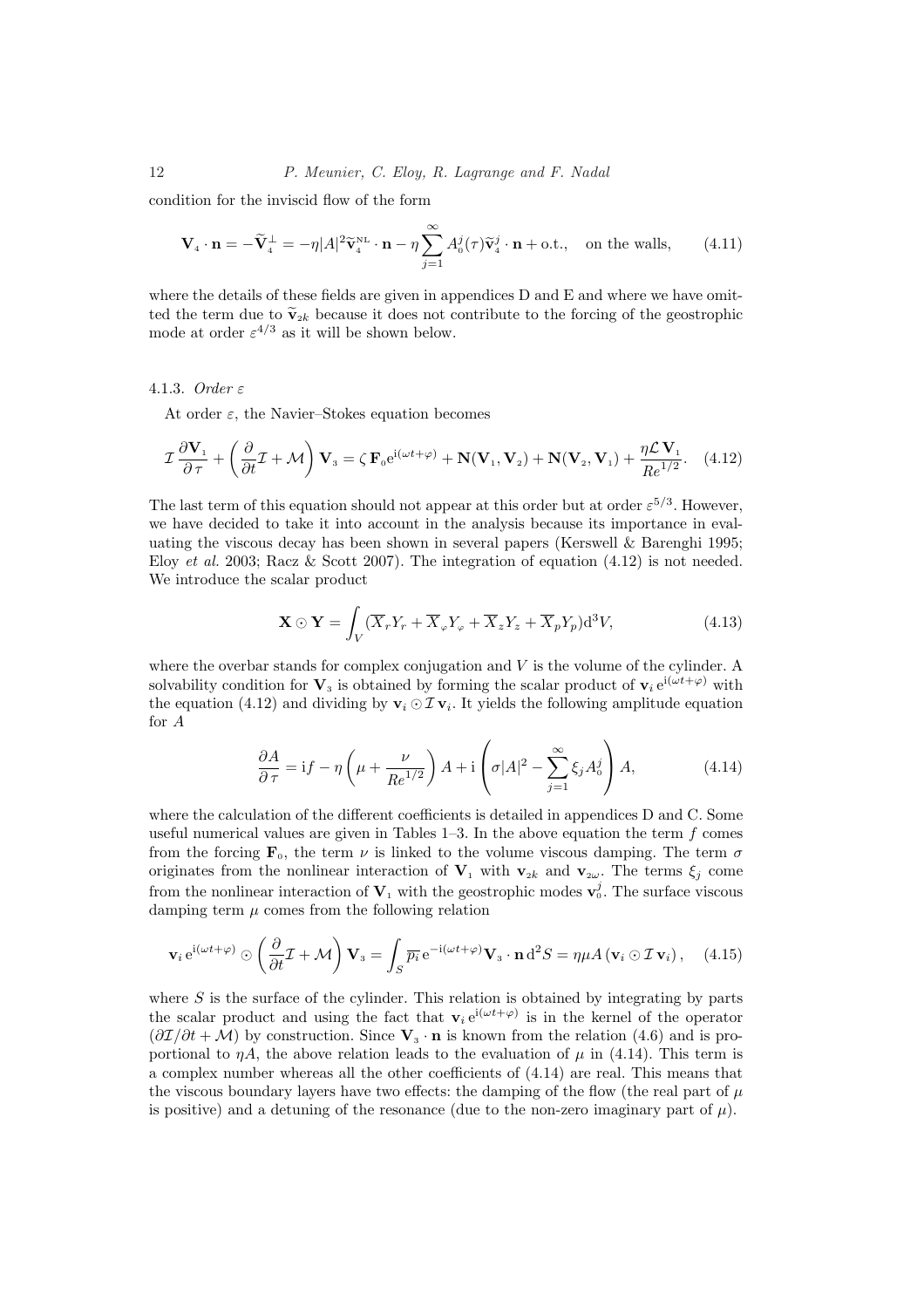condition for the inviscid flow of the form

$$\mathbf{V}_4 \cdot \mathbf{n} = -\widetilde{\mathbf{V}}_4^{\perp} = -\eta |A|^2 \widetilde{\mathbf{v}}_4^{\rm NL} \cdot \mathbf{n} - \eta \sum_{j=1}^{\infty} A_0^j(\tau) \widetilde{\mathbf{v}}_4^j \cdot \mathbf{n} + \text{o.t.}, \quad \text{on the walls,} \tag{4.11}$$

where the details of these fields are given in appendices D and E and where we have omitted the term due to $\widetilde{\mathbf{v}}_{2k}$ because it does not contribute to the forcing of the geostrophic mode at order $\varepsilon^{4/3}$ as it will be shown below.

### 4.1.3. *Order* $\varepsilon$

At order $\varepsilon$, the Navier–Stokes equation becomes

$$\mathcal{I}\,\frac{\partial \mathbf{V}_1}{\partial \tau} + \left(\frac{\partial}{\partial t}\mathcal{I} + \mathcal{M}\right)\mathbf{V}_3 = \zeta\,\mathbf{F}_0 \mathrm{e}^{\mathrm{i}(\omega t + \varphi)} + \mathbf{N}(\mathbf{V}_1, \mathbf{V}_2) + \mathbf{N}(\mathbf{V}_2, \mathbf{V}_1) + \frac{\eta \mathcal{L}\,\mathbf{V}_1}{Re^{1/2}}. \tag{4.12}$$

The last term of this equation should not appear at this order but at order $\varepsilon^{5/3}$. However, we have decided to take it into account in the analysis because its importance in evaluating the viscous decay has been shown in several papers (Kerswell & Barenghi 1995; Eloy *et al.* 2003; Racz & Scott 2007). The integration of equation (4.12) is not needed. We introduce the scalar product

$$\mathbf{X} \odot \mathbf{Y} = \int_V (\overline{X}_r Y_r + \overline{X}_\varphi Y_\varphi + \overline{X}_z Y_z + \overline{X}_p Y_p)\mathrm{d}^3 V, \tag{4.13}$$

where the overbar stands for complex conjugation and $V$ is the volume of the cylinder. A solvability condition for $\mathbf{V}_3$ is obtained by forming the scalar product of $\mathbf{v}_i\,\mathrm{e}^{\mathrm{i}(\omega t+\varphi)}$ with the equation (4.12) and dividing by $\mathbf{v}_i \odot \mathcal{I}\,\mathbf{v}_i$. It yields the following amplitude equation for $A$

$$\frac{\partial A}{\partial \tau} = \mathrm{i} f - \eta \left(\mu + \frac{\nu}{Re^{1/2}}\right) A + \mathrm{i}\left(\sigma |A|^2 - \sum_{j=1}^{\infty} \xi_j A_0^j\right) A, \tag{4.14}$$

where the calculation of the different coefficients is detailed in appendices D and C. Some useful numerical values are given in Tables 1–3. In the above equation the term $f$ comes from the forcing $\mathbf{F}_0$, the term $\nu$ is linked to the volume viscous damping. The term $\sigma$ originates from the nonlinear interaction of $\mathbf{V}_1$ with $\mathbf{v}_{2k}$ and $\mathbf{v}_{2\omega}$. The terms $\xi_j$ come from the nonlinear interaction of $\mathbf{V}_1$ with the geostrophic modes $\mathbf{v}_0^j$. The surface viscous damping term $\mu$ comes from the following relation

$$\mathbf{v}_i\,\mathrm{e}^{\mathrm{i}(\omega t+\varphi)} \odot \left(\frac{\partial}{\partial t}\mathcal{I} + \mathcal{M}\right)\mathbf{V}_3 = \int_S \overline{p_i}\,\mathrm{e}^{-\mathrm{i}(\omega t+\varphi)}\mathbf{V}_3 \cdot \mathbf{n}\,\mathrm{d}^2 S = \eta \mu A\left(\mathbf{v}_i \odot \mathcal{I}\,\mathbf{v}_i\right), \tag{4.15}$$

where $S$ is the surface of the cylinder. This relation is obtained by integrating by parts the scalar product and using the fact that $\mathbf{v}_i\,\mathrm{e}^{\mathrm{i}(\omega t+\varphi)}$ is in the kernel of the operator $(\partial \mathcal{I}/\partial t + \mathcal{M})$ by construction. Since $\mathbf{V}_3 \cdot \mathbf{n}$ is known from the relation (4.6) and is proportional to $\eta A$, the above relation leads to the evaluation of $\mu$ in (4.14). This term is a complex number whereas all the other coefficients of (4.14) are real. This means that the viscous boundary layers have two effects: the damping of the flow (the real part of $\mu$ is positive) and a detuning of the resonance (due to the non-zero imaginary part of $\mu$).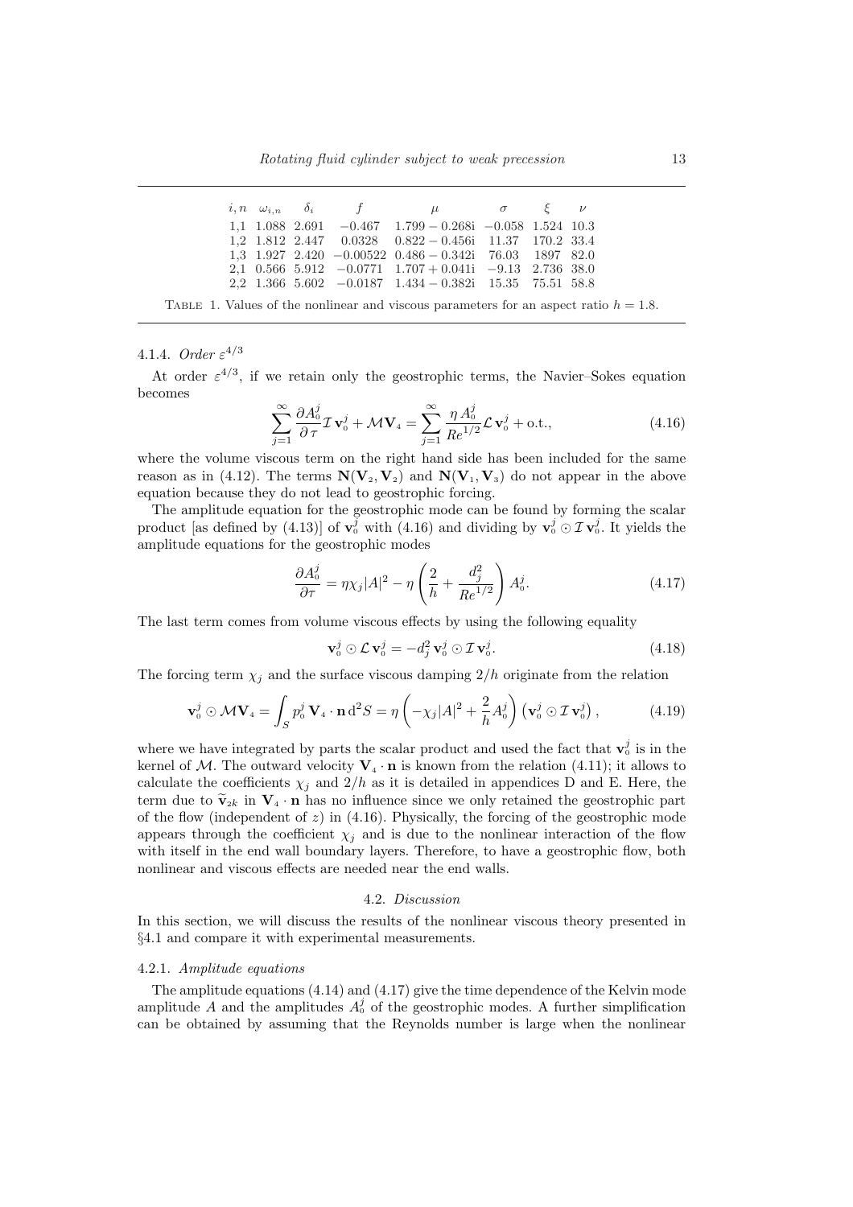| $i,n$ | $\omega_{i,n}$ | $\delta_i$ | $f$ | $\mu$ | $\sigma$ | $\xi$ | $\nu$ |
|---|---|---|---|---|---|---|---|
| 1,1 | 1.088 | 2.691 | $-0.467$ | $1.799-0.268\mathrm{i}$ | $-0.058$ | 1.524 | 10.3 |
| 1,2 | 1.812 | 2.447 | 0.0328 | $0.822-0.456\mathrm{i}$ | 11.37 | 170.2 | 33.4 |
| 1,3 | 1.927 | 2.420 | $-0.00522$ | $0.486-0.342\mathrm{i}$ | 76.03 | 1897 | 82.0 |
| 2,1 | 0.566 | 5.912 | $-0.0771$ | $1.707+0.041\mathrm{i}$ | $-9.13$ | 2.736 | 38.0 |
| 2,2 | 1.366 | 5.602 | $-0.0187$ | $1.434-0.382\mathrm{i}$ | 15.35 | 75.51 | 58.8 |

Table 1. Values of the nonlinear and viscous parameters for an aspect ratio $h = 1.8$.

#### 4.1.4. *Order $\varepsilon^{4/3}$*

At order $\varepsilon^{4/3}$, if we retain only the geostrophic terms, the Navier–Sokes equation becomes

$$\sum_{j=1}^{\infty} \frac{\partial A_0^j}{\partial \tau} \mathcal{I}\, \mathbf{v}_0^j + \mathcal{M}\mathbf{V}_4 = \sum_{j=1}^{\infty} \frac{\eta\, A_0^j}{Re^{1/2}} \mathcal{L}\, \mathbf{v}_0^j + \text{o.t.}, \tag{4.16}$$

where the volume viscous term on the right hand side has been included for the same reason as in (4.12). The terms $\mathbf{N}(\mathbf{V}_2, \mathbf{V}_2)$ and $\mathbf{N}(\mathbf{V}_1, \mathbf{V}_3)$ do not appear in the above equation because they do not lead to geostrophic forcing.

The amplitude equation for the geostrophic mode can be found by forming the scalar product [as defined by (4.13)] of $\mathbf{v}_0^j$ with (4.16) and dividing by $\mathbf{v}_0^j \odot \mathcal{I}\, \mathbf{v}_0^j$. It yields the amplitude equations for the geostrophic modes

$$\frac{\partial A_0^j}{\partial \tau} = \eta \chi_j |A|^2 - \eta \left( \frac{2}{h} + \frac{d_j^2}{Re^{1/2}} \right) A_0^j. \tag{4.17}$$

The last term comes from volume viscous effects by using the following equality

$$\mathbf{v}_0^j \odot \mathcal{L}\, \mathbf{v}_0^j = -d_j^2\, \mathbf{v}_0^j \odot \mathcal{I}\, \mathbf{v}_0^j. \tag{4.18}$$

The forcing term $\chi_j$ and the surface viscous damping $2/h$ originate from the relation

$$\mathbf{v}_0^j \odot \mathcal{M}\mathbf{V}_4 = \int_S p_0^j\, \mathbf{V}_4 \cdot \mathbf{n}\, \mathrm{d}^2 S = \eta \left( -\chi_j |A|^2 + \frac{2}{h} A_0^j \right) \left( \mathbf{v}_0^j \odot \mathcal{I}\, \mathbf{v}_0^j \right), \tag{4.19}$$

where we have integrated by parts the scalar product and used the fact that $\mathbf{v}_0^j$ is in the kernel of $\mathcal{M}$. The outward velocity $\mathbf{V}_4 \cdot \mathbf{n}$ is known from the relation (4.11); it allows to calculate the coefficients $\chi_j$ and $2/h$ as it is detailed in appendices D and E. Here, the term due to $\widetilde{\mathbf{v}}_{2k}$ in $\mathbf{V}_4 \cdot \mathbf{n}$ has no influence since we only retained the geostrophic part of the flow (independent of $z$) in (4.16). Physically, the forcing of the geostrophic mode appears through the coefficient $\chi_j$ and is due to the nonlinear interaction of the flow with itself in the end wall boundary layers. Therefore, to have a geostrophic flow, both nonlinear and viscous effects are needed near the end walls.

### 4.2. *Discussion*

In this section, we will discuss the results of the nonlinear viscous theory presented in §4.1 and compare it with experimental measurements.

#### 4.2.1. *Amplitude equations*

The amplitude equations (4.14) and (4.17) give the time dependence of the Kelvin mode amplitude $A$ and the amplitudes $A_0^j$ of the geostrophic modes. A further simplification can be obtained by assuming that the Reynolds number is large when the nonlinear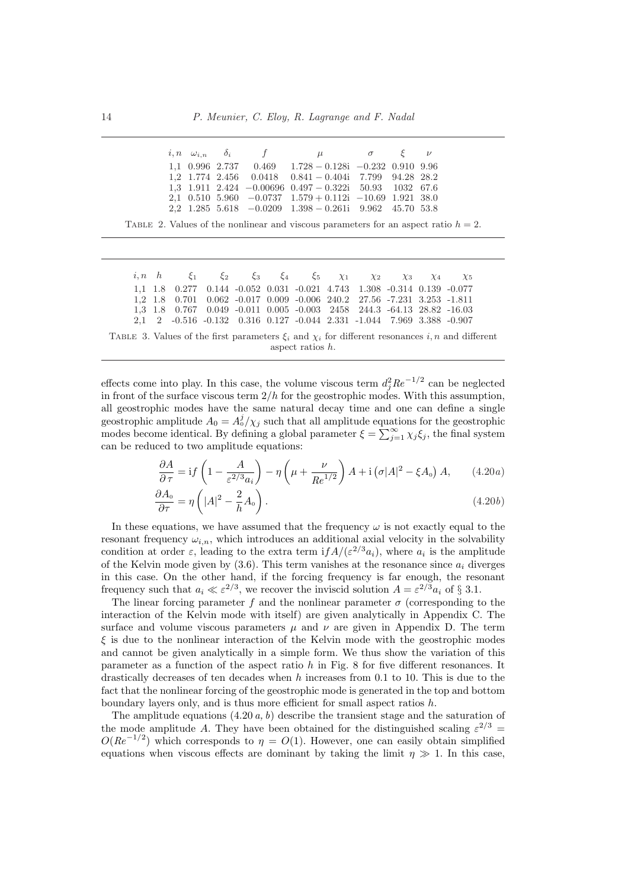| $i,n$ | $\omega_{i,n}$ | $\delta_i$ | $f$ | $\mu$ | $\sigma$ | $\xi$ | $\nu$ |
|---|---|---|---|---|---|---|---|
| 1,1 | 0.996 | 2.737 | 0.469 | $1.728-0.128\mathrm{i}$ | $-0.232$ | 0.910 | 9.96 |
| 1,2 | 1.774 | 2.456 | 0.0418 | $0.841-0.404\mathrm{i}$ | 7.799 | 94.28 | 28.2 |
| 1,3 | 1.911 | 2.424 | $-0.00696$ | $0.497-0.322\mathrm{i}$ | 50.93 | 1032 | 67.6 |
| 2,1 | 0.510 | 5.960 | $-0.0737$ | $1.579+0.112\mathrm{i}$ | $-10.69$ | 1.921 | 38.0 |
| 2,2 | 1.285 | 5.618 | $-0.0209$ | $1.398-0.261\mathrm{i}$ | 9.962 | 45.70 | 53.8 |

Table 2. Values of the nonlinear and viscous parameters for an aspect ratio $h=2$.

| $i,n$ | $h$ | $\xi_1$ | $\xi_2$ | $\xi_3$ | $\xi_4$ | $\xi_5$ | $\chi_1$ | $\chi_2$ | $\chi_3$ | $\chi_4$ | $\chi_5$ |
|---|---|---|---|---|---|---|---|---|---|---|---|
| 1,1 | 1.8 | 0.277 | 0.144 | -0.052 | 0.031 | -0.021 | 4.743 | 1.308 | -0.314 | 0.139 | -0.077 |
| 1,2 | 1.8 | 0.701 | 0.062 | -0.017 | 0.009 | -0.006 | 240.2 | 27.56 | -7.231 | 3.253 | -1.811 |
| 1,3 | 1.8 | 0.767 | 0.049 | -0.011 | 0.005 | -0.003 | 2458 | 244.3 | -64.13 | 28.82 | -16.03 |
| 2,1 | 2 | -0.516 | -0.132 | 0.316 | 0.127 | -0.044 | 2.331 | -1.044 | 7.969 | 3.388 | -0.907 |

Table 3. Values of the first parameters $\xi_i$ and $\chi_i$ for different resonances $i,n$ and different aspect ratios $h$.

effects come into play. In this case, the volume viscous term $d_j^2 Re^{-1/2}$ can be neglected in front of the surface viscous term $2/h$ for the geostrophic modes. With this assumption, all geostrophic modes have the same natural decay time and one can define a single geostrophic amplitude $A_0 = A_0^j/\chi_j$ such that all amplitude equations for the geostrophic modes become identical. By defining a global parameter $\xi = \sum_{j=1}^{\infty} \chi_j \xi_j$, the final system can be reduced to two amplitude equations:

$$\frac{\partial A}{\partial \tau} = \mathrm{i} f\left(1 - \frac{A}{\varepsilon^{2/3} a_i}\right) - \eta\left(\mu + \frac{\nu}{Re^{1/2}}\right) A + \mathrm{i}\left(\sigma |A|^2 - \xi A_0\right) A, \qquad (4.20a)$$

$$\frac{\partial A_0}{\partial \tau} = \eta\left(|A|^2 - \frac{2}{h} A_0\right). \qquad (4.20b)$$

In these equations, we have assumed that the frequency $\omega$ is not exactly equal to the resonant frequency $\omega_{i,n}$, which introduces an additional axial velocity in the solvability condition at order $\varepsilon$, leading to the extra term $\mathrm{i} f A/(\varepsilon^{2/3} a_i)$, where $a_i$ is the amplitude of the Kelvin mode given by (3.6). This term vanishes at the resonance since $a_i$ diverges in this case. On the other hand, if the forcing frequency is far enough, the resonant frequency such that $a_i \ll \varepsilon^{2/3}$, we recover the inviscid solution $A = \varepsilon^{2/3} a_i$ of § 3.1.

The linear forcing parameter $f$ and the nonlinear parameter $\sigma$ (corresponding to the interaction of the Kelvin mode with itself) are given analytically in Appendix C. The surface and volume viscous parameters $\mu$ and $\nu$ are given in Appendix D. The term $\xi$ is due to the nonlinear interaction of the Kelvin mode with the geostrophic modes and cannot be given analytically in a simple form. We thus show the variation of this parameter as a function of the aspect ratio $h$ in Fig. 8 for five different resonances. It drastically decreases of ten decades when $h$ increases from 0.1 to 10. This is due to the fact that the nonlinear forcing of the geostrophic mode is generated in the top and bottom boundary layers only, and is thus more efficient for small aspect ratios $h$.

The amplitude equations (4.20 *a, b*) describe the transient stage and the saturation of the mode amplitude $A$. They have been obtained for the distinguished scaling $\varepsilon^{2/3} = O(Re^{-1/2})$ which corresponds to $\eta = O(1)$. However, one can easily obtain simplified equations when viscous effects are dominant by taking the limit $\eta \gg 1$. In this case,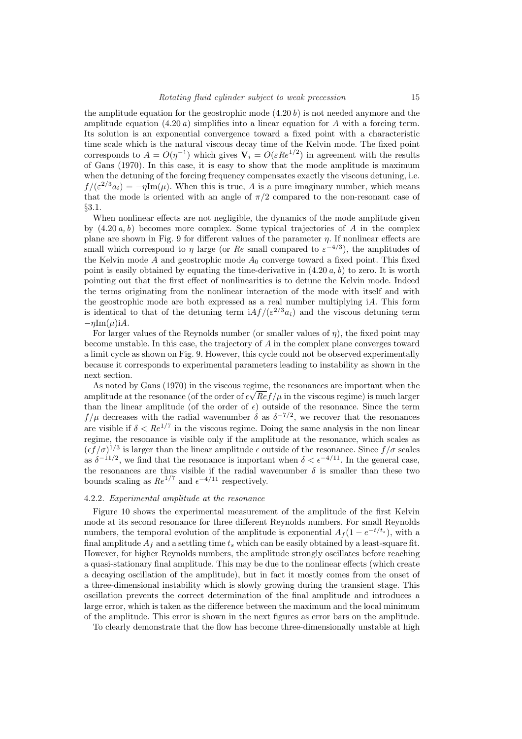the amplitude equation for the geostrophic mode (4.20 *b*) is not needed anymore and the amplitude equation (4.20 *a*) simplifies into a linear equation for $A$ with a forcing term. Its solution is an exponential convergence toward a fixed point with a characteristic time scale which is the natural viscous decay time of the Kelvin mode. The fixed point corresponds to $A = O(\eta^{-1})$ which gives $\mathbf{V}_i = O(\varepsilon Re^{1/2})$ in agreement with the results of Gans (1970). In this case, it is easy to show that the mode amplitude is maximum when the detuning of the forcing frequency compensates exactly the viscous detuning, i.e. $f/(\varepsilon^{2/3}a_i) = -\eta \mathrm{Im}(\mu)$. When this is true, $A$ is a pure imaginary number, which means that the mode is oriented with an angle of $\pi/2$ compared to the non-resonant case of §3.1.

When nonlinear effects are not negligible, the dynamics of the mode amplitude given by (4.20 *a, b*) becomes more complex. Some typical trajectories of $A$ in the complex plane are shown in Fig. 9 for different values of the parameter $\eta$. If nonlinear effects are small which correspond to $\eta$ large (or $Re$ small compared to $\varepsilon^{-4/3}$), the amplitudes of the Kelvin mode $A$ and geostrophic mode $A_0$ converge toward a fixed point. This fixed point is easily obtained by equating the time-derivative in (4.20 *a, b*) to zero. It is worth pointing out that the first effect of nonlinearities is to detune the Kelvin mode. Indeed the terms originating from the nonlinear interaction of the mode with itself and with the geostrophic mode are both expressed as a real number multiplying $\mathrm{i}A$. This form is identical to that of the detuning term $\mathrm{i}Af/(\varepsilon^{2/3}a_i)$ and the viscous detuning term $-\eta \mathrm{Im}(\mu)\mathrm{i}A$.

For larger values of the Reynolds number (or smaller values of $\eta$), the fixed point may become unstable. In this case, the trajectory of $A$ in the complex plane converges toward a limit cycle as shown on Fig. 9. However, this cycle could not be observed experimentally because it corresponds to experimental parameters leading to instability as shown in the next section.

As noted by Gans (1970) in the viscous regime, the resonances are important when the amplitude at the resonance (of the order of $\epsilon\sqrt{Re}f/\mu$ in the viscous regime) is much larger than the linear amplitude (of the order of $\epsilon$) outside of the resonance. Since the term $f/\mu$ decreases with the radial wavenumber $\delta$ as $\delta^{-7/2}$, we recover that the resonances are visible if $\delta < Re^{1/7}$ in the viscous regime. Doing the same analysis in the non linear regime, the resonance is visible only if the amplitude at the resonance, which scales as $(\epsilon f/\sigma)^{1/3}$ is larger than the linear amplitude $\epsilon$ outside of the resonance. Since $f/\sigma$ scales as $\delta^{-11/2}$, we find that the resonance is important when $\delta < \epsilon^{-4/11}$. In the general case, the resonances are thus visible if the radial wavenumber $\delta$ is smaller than these two bounds scaling as $Re^{1/7}$ and $\epsilon^{-4/11}$ respectively.

#### 4.2.2. *Experimental amplitude at the resonance*

Figure 10 shows the experimental measurement of the amplitude of the first Kelvin mode at its second resonance for three different Reynolds numbers. For small Reynolds numbers, the temporal evolution of the amplitude is exponential $A_f(1 - e^{-t/t_s})$, with a final amplitude $A_f$ and a settling time $t_s$ which can be easily obtained by a least-square fit. However, for higher Reynolds numbers, the amplitude strongly oscillates before reaching a quasi-stationary final amplitude. This may be due to the nonlinear effects (which create a decaying oscillation of the amplitude), but in fact it mostly comes from the onset of a three-dimensional instability which is slowly growing during the transient stage. This oscillation prevents the correct determination of the final amplitude and introduces a large error, which is taken as the difference between the maximum and the local minimum of the amplitude. This error is shown in the next figures as error bars on the amplitude.

To clearly demonstrate that the flow has become three-dimensionally unstable at high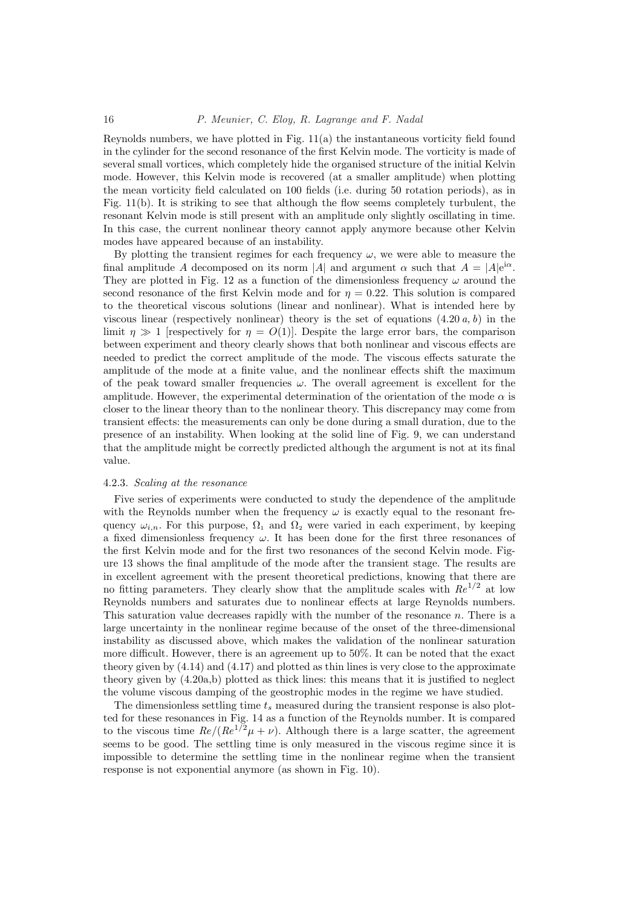Reynolds numbers, we have plotted in Fig. 11(a) the instantaneous vorticity field found in the cylinder for the second resonance of the first Kelvin mode. The vorticity is made of several small vortices, which completely hide the organised structure of the initial Kelvin mode. However, this Kelvin mode is recovered (at a smaller amplitude) when plotting the mean vorticity field calculated on 100 fields (i.e. during 50 rotation periods), as in Fig. 11(b). It is striking to see that although the flow seems completely turbulent, the resonant Kelvin mode is still present with an amplitude only slightly oscillating in time. In this case, the current nonlinear theory cannot apply anymore because other Kelvin modes have appeared because of an instability.

By plotting the transient regimes for each frequency $\omega$, we were able to measure the final amplitude $A$ decomposed on its norm $|A|$ and argument $\alpha$ such that $A = |A|e^{i\alpha}$. They are plotted in Fig. 12 as a function of the dimensionless frequency $\omega$ around the second resonance of the first Kelvin mode and for $\eta = 0.22$. This solution is compared to the theoretical viscous solutions (linear and nonlinear). What is intended here by viscous linear (respectively nonlinear) theory is the set of equations (4.20 *a, b*) in the limit $\eta \gg 1$ [respectively for $\eta = O(1)$]. Despite the large error bars, the comparison between experiment and theory clearly shows that both nonlinear and viscous effects are needed to predict the correct amplitude of the mode. The viscous effects saturate the amplitude of the mode at a finite value, and the nonlinear effects shift the maximum of the peak toward smaller frequencies $\omega$. The overall agreement is excellent for the amplitude. However, the experimental determination of the orientation of the mode $\alpha$ is closer to the linear theory than to the nonlinear theory. This discrepancy may come from transient effects: the measurements can only be done during a small duration, due to the presence of an instability. When looking at the solid line of Fig. 9, we can understand that the amplitude might be correctly predicted although the argument is not at its final value.

#### 4.2.3. *Scaling at the resonance*

Five series of experiments were conducted to study the dependence of the amplitude with the Reynolds number when the frequency $\omega$ is exactly equal to the resonant frequency $\omega_{i,n}$. For this purpose, $\Omega_1$ and $\Omega_2$ were varied in each experiment, by keeping a fixed dimensionless frequency $\omega$. It has been done for the first three resonances of the first Kelvin mode and for the first two resonances of the second Kelvin mode. Figure 13 shows the final amplitude of the mode after the transient stage. The results are in excellent agreement with the present theoretical predictions, knowing that there are no fitting parameters. They clearly show that the amplitude scales with $Re^{1/2}$ at low Reynolds numbers and saturates due to nonlinear effects at large Reynolds numbers. This saturation value decreases rapidly with the number of the resonance $n$. There is a large uncertainty in the nonlinear regime because of the onset of the three-dimensional instability as discussed above, which makes the validation of the nonlinear saturation more difficult. However, there is an agreement up to 50%. It can be noted that the exact theory given by (4.14) and (4.17) and plotted as thin lines is very close to the approximate theory given by (4.20a,b) plotted as thick lines: this means that it is justified to neglect the volume viscous damping of the geostrophic modes in the regime we have studied.

The dimensionless settling time $t_s$ measured during the transient response is also plotted for these resonances in Fig. 14 as a function of the Reynolds number. It is compared to the viscous time $Re/(Re^{1/2}\mu + \nu)$. Although there is a large scatter, the agreement seems to be good. The settling time is only measured in the viscous regime since it is impossible to determine the settling time in the nonlinear regime when the transient response is not exponential anymore (as shown in Fig. 10).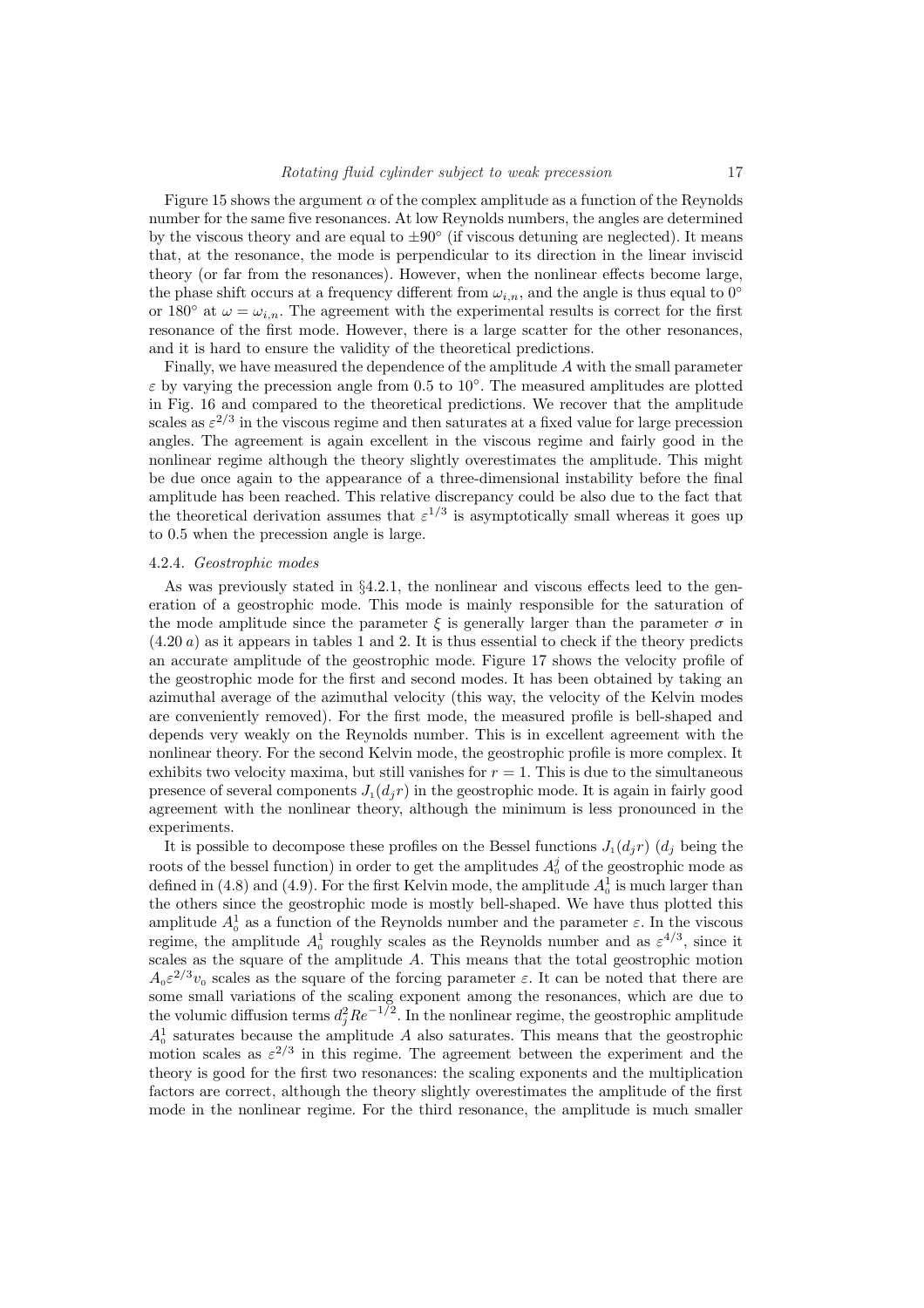Figure 15 shows the argument $\alpha$ of the complex amplitude as a function of the Reynolds number for the same five resonances. At low Reynolds numbers, the angles are determined by the viscous theory and are equal to $\pm 90^\circ$ (if viscous detuning are neglected). It means that, at the resonance, the mode is perpendicular to its direction in the linear inviscid theory (or far from the resonances). However, when the nonlinear effects become large, the phase shift occurs at a frequency different from $\omega_{i,n}$, and the angle is thus equal to $0^\circ$ or $180^\circ$ at $\omega = \omega_{i,n}$. The agreement with the experimental results is correct for the first resonance of the first mode. However, there is a large scatter for the other resonances, and it is hard to ensure the validity of the theoretical predictions.

Finally, we have measured the dependence of the amplitude $A$ with the small parameter $\varepsilon$ by varying the precession angle from 0.5 to $10^\circ$. The measured amplitudes are plotted in Fig. 16 and compared to the theoretical predictions. We recover that the amplitude scales as $\varepsilon^{2/3}$ in the viscous regime and then saturates at a fixed value for large precession angles. The agreement is again excellent in the viscous regime and fairly good in the nonlinear regime although the theory slightly overestimates the amplitude. This might be due once again to the appearance of a three-dimensional instability before the final amplitude has been reached. This relative discrepancy could be also due to the fact that the theoretical derivation assumes that $\varepsilon^{1/3}$ is asymptotically small whereas it goes up to 0.5 when the precession angle is large.

#### 4.2.4. *Geostrophic modes*

As was previously stated in §4.2.1, the nonlinear and viscous effects leed to the generation of a geostrophic mode. This mode is mainly responsible for the saturation of the mode amplitude since the parameter $\xi$ is generally larger than the parameter $\sigma$ in (4.20 *a*) as it appears in tables 1 and 2. It is thus essential to check if the theory predicts an accurate amplitude of the geostrophic mode. Figure 17 shows the velocity profile of the geostrophic mode for the first and second modes. It has been obtained by taking an azimuthal average of the azimuthal velocity (this way, the velocity of the Kelvin modes are conveniently removed). For the first mode, the measured profile is bell-shaped and depends very weakly on the Reynolds number. This is in excellent agreement with the nonlinear theory. For the second Kelvin mode, the geostrophic profile is more complex. It exhibits two velocity maxima, but still vanishes for $r = 1$. This is due to the simultaneous presence of several components $J_1(d_j r)$ in the geostrophic mode. It is again in fairly good agreement with the nonlinear theory, although the minimum is less pronounced in the experiments.

It is possible to decompose these profiles on the Bessel functions $J_1(d_j r)$ ($d_j$ being the roots of the bessel function) in order to get the amplitudes $A_0^j$ of the geostrophic mode as defined in (4.8) and (4.9). For the first Kelvin mode, the amplitude $A_0^1$ is much larger than the others since the geostrophic mode is mostly bell-shaped. We have thus plotted this amplitude $A_0^1$ as a function of the Reynolds number and the parameter $\varepsilon$. In the viscous regime, the amplitude $A_0^1$ roughly scales as the Reynolds number and as $\varepsilon^{4/3}$, since it scales as the square of the amplitude $A$. This means that the total geostrophic motion $A_0 \varepsilon^{2/3} v_0$ scales as the square of the forcing parameter $\varepsilon$. It can be noted that there are some small variations of the scaling exponent among the resonances, which are due to the volumic diffusion terms $d_j^2 Re^{-1/2}$. In the nonlinear regime, the geostrophic amplitude $A_0^1$ saturates because the amplitude $A$ also saturates. This means that the geostrophic motion scales as $\varepsilon^{2/3}$ in this regime. The agreement between the experiment and the theory is good for the first two resonances: the scaling exponents and the multiplication factors are correct, although the theory slightly overestimates the amplitude of the first mode in the nonlinear regime. For the third resonance, the amplitude is much smaller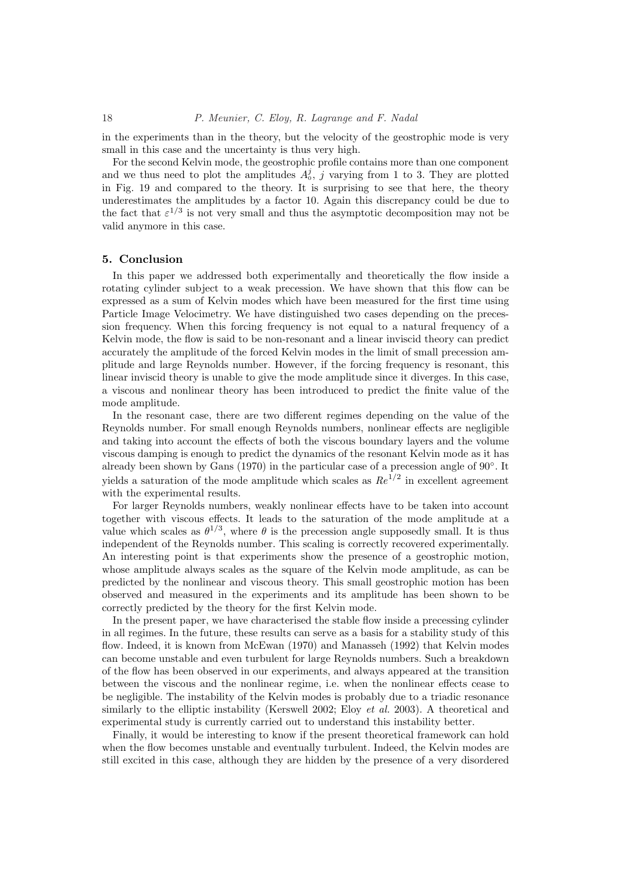in the experiments than in the theory, but the velocity of the geostrophic mode is very small in this case and the uncertainty is thus very high.

For the second Kelvin mode, the geostrophic profile contains more than one component and we thus need to plot the amplitudes $A_0^j$, $j$ varying from 1 to 3. They are plotted in Fig. 19 and compared to the theory. It is surprising to see that here, the theory underestimates the amplitudes by a factor 10. Again this discrepancy could be due to the fact that $\varepsilon^{1/3}$ is not very small and thus the asymptotic decomposition may not be valid anymore in this case.

## 5. Conclusion

In this paper we addressed both experimentally and theoretically the flow inside a rotating cylinder subject to a weak precession. We have shown that this flow can be expressed as a sum of Kelvin modes which have been measured for the first time using Particle Image Velocimetry. We have distinguished two cases depending on the precession frequency. When this forcing frequency is not equal to a natural frequency of a Kelvin mode, the flow is said to be non-resonant and a linear inviscid theory can predict accurately the amplitude of the forced Kelvin modes in the limit of small precession amplitude and large Reynolds number. However, if the forcing frequency is resonant, this linear inviscid theory is unable to give the mode amplitude since it diverges. In this case, a viscous and nonlinear theory has been introduced to predict the finite value of the mode amplitude.

In the resonant case, there are two different regimes depending on the value of the Reynolds number. For small enough Reynolds numbers, nonlinear effects are negligible and taking into account the effects of both the viscous boundary layers and the volume viscous damping is enough to predict the dynamics of the resonant Kelvin mode as it has already been shown by Gans (1970) in the particular case of a precession angle of 90°. It yields a saturation of the mode amplitude which scales as $Re^{1/2}$ in excellent agreement with the experimental results.

For larger Reynolds numbers, weakly nonlinear effects have to be taken into account together with viscous effects. It leads to the saturation of the mode amplitude at a value which scales as $\theta^{1/3}$, where $\theta$ is the precession angle supposedly small. It is thus independent of the Reynolds number. This scaling is correctly recovered experimentally. An interesting point is that experiments show the presence of a geostrophic motion, whose amplitude always scales as the square of the Kelvin mode amplitude, as can be predicted by the nonlinear and viscous theory. This small geostrophic motion has been observed and measured in the experiments and its amplitude has been shown to be correctly predicted by the theory for the first Kelvin mode.

In the present paper, we have characterised the stable flow inside a precessing cylinder in all regimes. In the future, these results can serve as a basis for a stability study of this flow. Indeed, it is known from McEwan (1970) and Manasseh (1992) that Kelvin modes can become unstable and even turbulent for large Reynolds numbers. Such a breakdown of the flow has been observed in our experiments, and always appeared at the transition between the viscous and the nonlinear regime, i.e. when the nonlinear effects cease to be negligible. The instability of the Kelvin modes is probably due to a triadic resonance similarly to the elliptic instability (Kerswell 2002; Eloy *et al.* 2003). A theoretical and experimental study is currently carried out to understand this instability better.

Finally, it would be interesting to know if the present theoretical framework can hold when the flow becomes unstable and eventually turbulent. Indeed, the Kelvin modes are still excited in this case, although they are hidden by the presence of a very disordered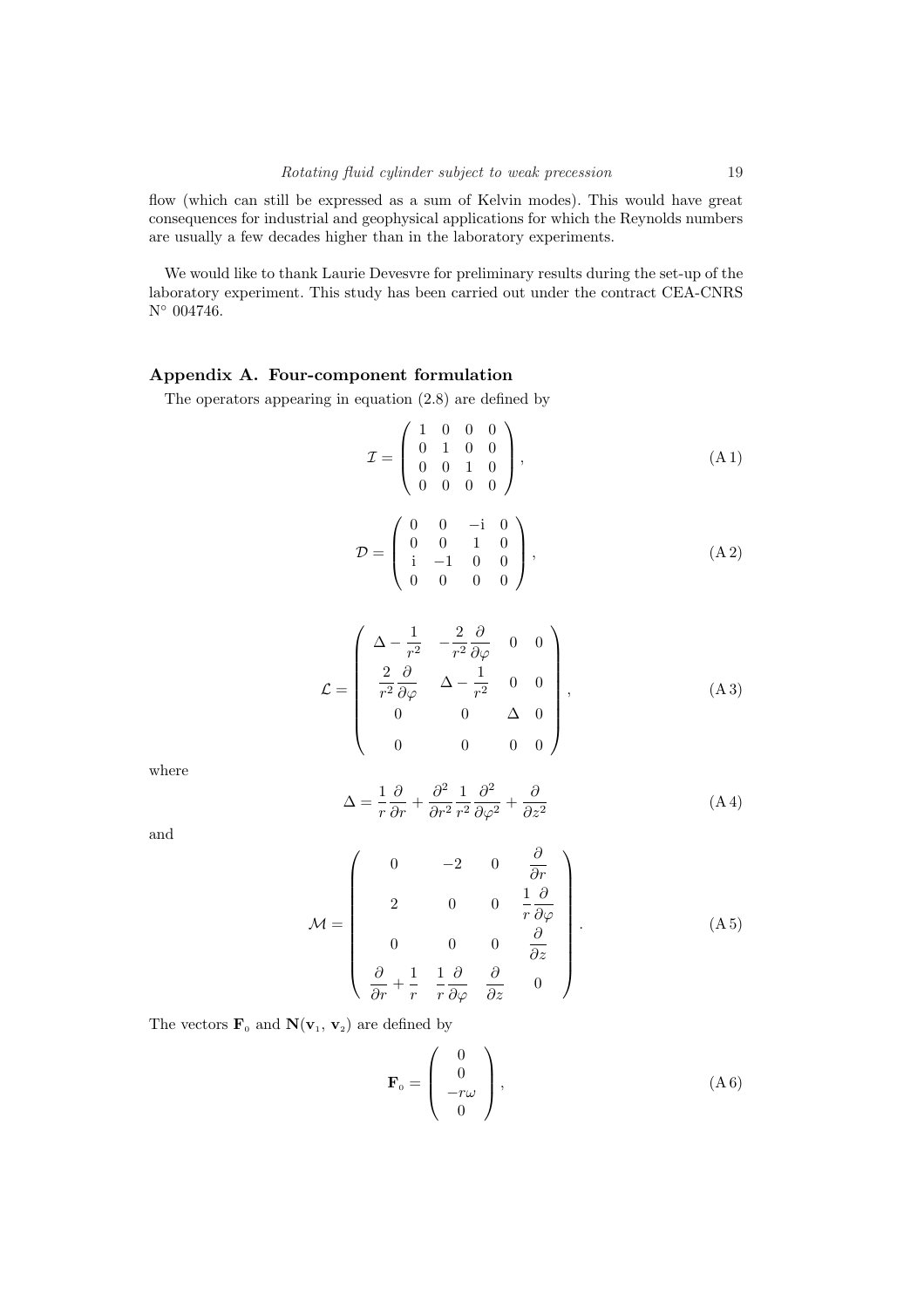flow (which can still be expressed as a sum of Kelvin modes). This would have great consequences for industrial and geophysical applications for which the Reynolds numbers are usually a few decades higher than in the laboratory experiments.

We would like to thank Laurie Devesvre for preliminary results during the set-up of the laboratory experiment. This study has been carried out under the contract CEA-CNRS N° 004746.

## Appendix A. Four-component formulation

The operators appearing in equation (2.8) are defined by

$$\mathcal{I} = \begin{pmatrix} 1 & 0 & 0 & 0 \\ 0 & 1 & 0 & 0 \\ 0 & 0 & 1 & 0 \\ 0 & 0 & 0 & 0 \end{pmatrix}, \tag{A 1}$$

$$\mathcal{D} = \begin{pmatrix} 0 & 0 & -\mathrm{i} & 0 \\ 0 & 0 & 1 & 0 \\ \mathrm{i} & -1 & 0 & 0 \\ 0 & 0 & 0 & 0 \end{pmatrix}, \tag{A 2}$$

$$\mathcal{L} = \begin{pmatrix} \Delta - \dfrac{1}{r^2} & -\dfrac{2}{r^2}\dfrac{\partial}{\partial\varphi} & 0 & 0 \\ \dfrac{2}{r^2}\dfrac{\partial}{\partial\varphi} & \Delta - \dfrac{1}{r^2} & 0 & 0 \\ 0 & 0 & \Delta & 0 \\ 0 & 0 & 0 & 0 \end{pmatrix}, \tag{A 3}$$

where

$$\Delta = \frac{1}{r}\frac{\partial}{\partial r} + \frac{\partial^2}{\partial r^2}\frac{1}{r^2}\frac{\partial^2}{\partial\varphi^2} + \frac{\partial}{\partial z^2} \tag{A 4}$$

and

$$\mathcal{M} = \begin{pmatrix} 0 & -2 & 0 & \dfrac{\partial}{\partial r} \\ 2 & 0 & 0 & \dfrac{1}{r}\dfrac{\partial}{\partial\varphi} \\ 0 & 0 & 0 & \dfrac{\partial}{\partial z} \\ \dfrac{\partial}{\partial r} + \dfrac{1}{r} & \dfrac{1}{r}\dfrac{\partial}{\partial\varphi} & \dfrac{\partial}{\partial z} & 0 \end{pmatrix}. \tag{A 5}$$

The vectors $\mathbf{F}_0$ and $\mathbf{N}(\mathbf{v}_1, \mathbf{v}_2)$ are defined by

$$\mathbf{F}_0 = \begin{pmatrix} 0 \\ 0 \\ -r\omega \\ 0 \end{pmatrix}, \tag{A 6}$$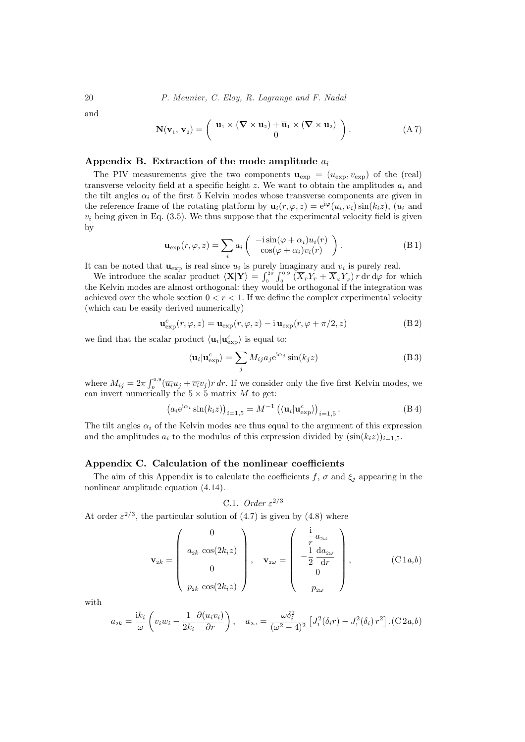and

$$\mathbf{N}(\mathbf{v}_1,\,\mathbf{v}_2) = \begin{pmatrix} \mathbf{u}_1 \times (\boldsymbol{\nabla} \times \mathbf{u}_2) + \overline{\mathbf{u}}_1 \times (\boldsymbol{\nabla} \times \mathbf{u}_2) \\ 0 \end{pmatrix}. \tag{A 7}$$

## Appendix B. Extraction of the mode amplitude $a_i$

The PIV measurements give the two components $\mathbf{u}_{\rm exp} = (u_{\rm exp}, v_{\rm exp})$ of the (real) transverse velocity field at a specific height $z$. We want to obtain the amplitudes $a_i$ and the tilt angles $\alpha_i$ of the first 5 Kelvin modes whose transverse components are given in the reference frame of the rotating platform by $\mathbf{u}_i(r,\varphi,z) = \mathrm{e}^{\mathrm{i}\varphi}(u_i, v_i)\sin(k_i z)$, ($u_i$ and $v_i$ being given in Eq. (3.5). We thus suppose that the experimental velocity field is given by

$$\mathbf{u}_{\rm exp}(r,\varphi,z) = \sum_i a_i \begin{pmatrix} -\mathrm{i}\sin(\varphi+\alpha_i)u_i(r) \\ \cos(\varphi+\alpha_i)v_i(r) \end{pmatrix}. \tag{B 1}$$

It can be noted that $\mathbf{u}_{\rm exp}$ is real since $u_i$ is purely imaginary and $v_i$ is purely real.

We introduce the scalar product $\langle \mathbf{X}|\mathbf{Y}\rangle = \int_0^{2\pi}\int_0^{0.9} (\overline{X}_r Y_r + \overline{X}_\varphi Y_\varphi)\, r\,\mathrm{d}r\,\mathrm{d}\varphi$ for which the Kelvin modes are almost orthogonal: they would be orthogonal if the integration was achieved over the whole section $0<r<1$. If we define the complex experimental velocity (which can be easily derived numerically)

$$\mathbf{u}^c_{\rm exp}(r,\varphi,z) = \mathbf{u}_{\rm exp}(r,\varphi,z) - \mathrm{i}\,\mathbf{u}_{\rm exp}(r,\varphi+\pi/2,z) \tag{B 2}$$

we find that the scalar product $\langle \mathbf{u}_i|\mathbf{u}^c_{\rm exp}\rangle$ is equal to:

$$\langle \mathbf{u}_i|\mathbf{u}^c_{\rm exp}\rangle = \sum_j M_{ij} a_j \mathrm{e}^{\mathrm{i}\alpha_j}\sin(k_j z) \tag{B 3}$$

where $M_{ij} = 2\pi\int_0^{0.9}(\overline{u_i}u_j + \overline{v_i}v_j)r\,dr$. If we consider only the five first Kelvin modes, we can invert numerically the $5\times 5$ matrix $M$ to get:

$$\left(a_i \mathrm{e}^{\mathrm{i}\alpha_i}\sin(k_i z)\right)_{i=1,5} = M^{-1}\left(\langle \mathbf{u}_i|\mathbf{u}^c_{\rm exp}\rangle\right)_{i=1,5}. \tag{B 4}$$

The tilt angles $\alpha_i$ of the Kelvin modes are thus equal to the argument of this expression and the amplitudes $a_i$ to the modulus of this expression divided by $(\sin(k_i z))_{i=1,5}$.

## Appendix C. Calculation of the nonlinear coefficients

The aim of this Appendix is to calculate the coefficients $f$, $\sigma$ and $\xi_j$ appearing in the nonlinear amplitude equation (4.14).

### C.1. *Order* $\varepsilon^{2/3}$

At order $\varepsilon^{2/3}$, the particular solution of (4.7) is given by (4.8) where

$$\mathbf{v}_{2k} = \begin{pmatrix} 0 \\ a_{2k}\,\cos(2k_i z) \\ 0 \\ p_{2k}\,\cos(2k_i z) \end{pmatrix}, \quad \mathbf{v}_{2\omega} = \begin{pmatrix} \dfrac{\mathrm{i}}{r}\,a_{2\omega} \\ -\dfrac{1}{2}\,\dfrac{\mathrm{d}a_{2\omega}}{\mathrm{d}r} \\ 0 \\ p_{2\omega} \end{pmatrix}, \tag{C 1$a,b$}$$

with

$$a_{2k} = \frac{\mathrm{i}k_i}{\omega}\left(v_i w_i - \frac{1}{2k_i}\frac{\partial(u_i v_i)}{\partial r}\right), \quad a_{2\omega} = \frac{\omega\delta_i^2}{(\omega^2-4)^2}\left[J_1^2(\delta_i r) - J_1^2(\delta_i)\,r^2\right]. \tag{C 2$a,b$}$$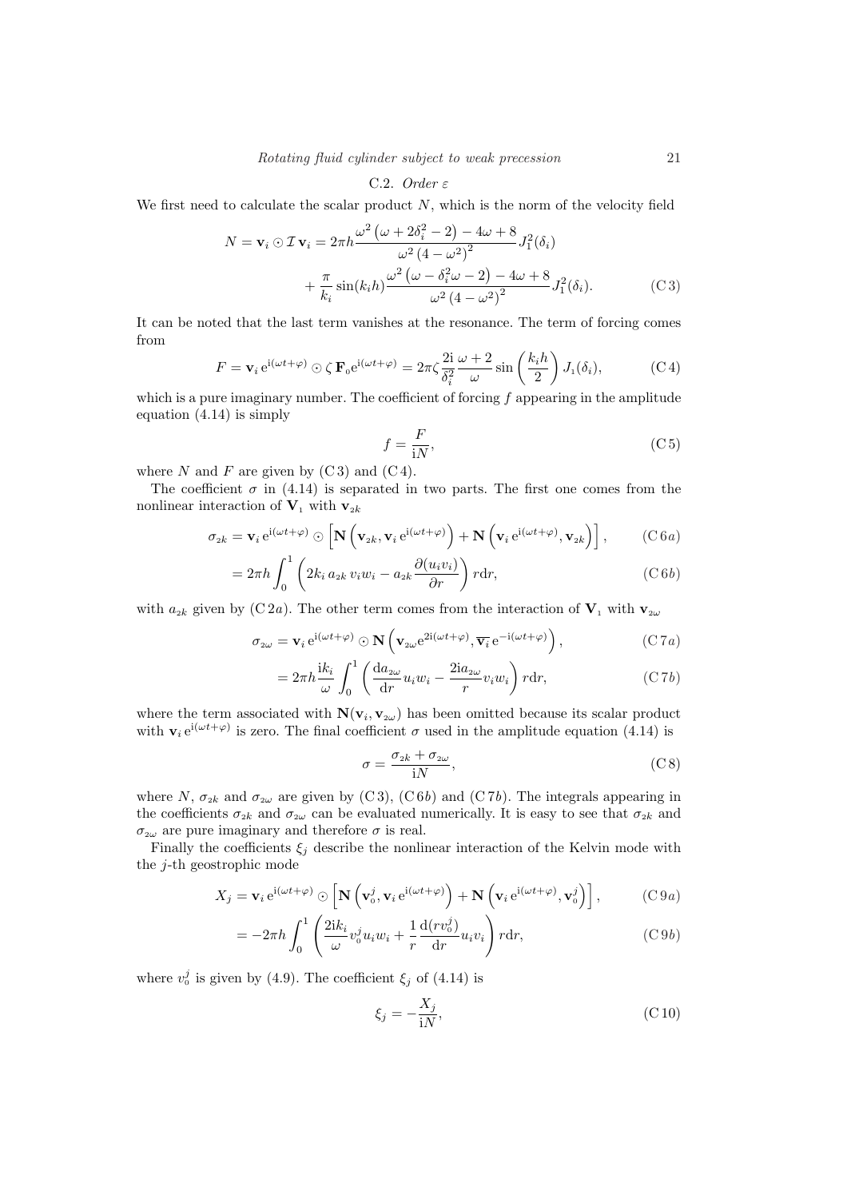### C.2. *Order ε*

We first need to calculate the scalar product $N$, which is the norm of the velocity field

$$N = \mathbf{v}_i \odot \mathcal{I}\,\mathbf{v}_i = 2\pi h \frac{\omega^2\left(\omega + 2\delta_i^2 - 2\right) - 4\omega + 8}{\omega^2\left(4-\omega^2\right)^2} J_1^2(\delta_i) + \frac{\pi}{k_i}\sin(k_i h)\frac{\omega^2\left(\omega - \delta_i^2\omega - 2\right) - 4\omega + 8}{\omega^2\left(4-\omega^2\right)^2} J_1^2(\delta_i). \tag{C 3}$$

It can be noted that the last term vanishes at the resonance. The term of forcing comes from

$$F = \mathbf{v}_i\,\mathrm{e}^{\mathrm{i}(\omega t+\varphi)} \odot \zeta\,\mathbf{F}_0 \mathrm{e}^{\mathrm{i}(\omega t+\varphi)} = 2\pi\zeta \frac{2\mathrm{i}}{\delta_i^2}\frac{\omega+2}{\omega}\sin\left(\frac{k_i h}{2}\right) J_1(\delta_i), \tag{C 4}$$

which is a pure imaginary number. The coefficient of forcing $f$ appearing in the amplitude equation (4.14) is simply

$$f = \frac{F}{\mathrm{i}N}, \tag{C 5}$$

where $N$ and $F$ are given by (C 3) and (C 4).

The coefficient $\sigma$ in (4.14) is separated in two parts. The first one comes from the nonlinear interaction of $\mathbf{V}_1$ with $\mathbf{v}_{2k}$

$$\sigma_{2k} = \mathbf{v}_i\,\mathrm{e}^{\mathrm{i}(\omega t+\varphi)} \odot \left[\mathbf{N}\left(\mathbf{v}_{2k}, \mathbf{v}_i\,\mathrm{e}^{\mathrm{i}(\omega t+\varphi)}\right) + \mathbf{N}\left(\mathbf{v}_i\,\mathrm{e}^{\mathrm{i}(\omega t+\varphi)}, \mathbf{v}_{2k}\right)\right], \tag{C 6a}$$

$$= 2\pi h \int_0^1 \left(2k_i\, a_{2k}\, v_i w_i - a_{2k}\frac{\partial(u_i v_i)}{\partial r}\right) r\mathrm{d}r, \tag{C 6b}$$

with $a_{2k}$ given by (C 2a). The other term comes from the interaction of $\mathbf{V}_1$ with $\mathbf{v}_{2\omega}$

$$\sigma_{2\omega} = \mathbf{v}_i\,\mathrm{e}^{\mathrm{i}(\omega t+\varphi)} \odot \mathbf{N}\left(\mathbf{v}_{2\omega}\mathrm{e}^{2\mathrm{i}(\omega t+\varphi)}, \overline{\mathbf{v}_i}\,\mathrm{e}^{-\mathrm{i}(\omega t+\varphi)}\right), \tag{C 7a}$$

$$= 2\pi h \frac{\mathrm{i}k_i}{\omega}\int_0^1 \left(\frac{\mathrm{d}a_{2\omega}}{\mathrm{d}r}u_i w_i - \frac{2\mathrm{i}a_{2\omega}}{r}v_i w_i\right) r\mathrm{d}r, \tag{C 7b}$$

where the term associated with $\mathbf{N}(\mathbf{v}_i, \mathbf{v}_{2\omega})$ has been omitted because its scalar product with $\mathbf{v}_i\,\mathrm{e}^{\mathrm{i}(\omega t+\varphi)}$ is zero. The final coefficient $\sigma$ used in the amplitude equation (4.14) is

$$\sigma = \frac{\sigma_{2k} + \sigma_{2\omega}}{\mathrm{i}N}, \tag{C 8}$$

where $N$, $\sigma_{2k}$ and $\sigma_{2\omega}$ are given by (C 3), (C 6b) and (C 7b). The integrals appearing in the coefficients $\sigma_{2k}$ and $\sigma_{2\omega}$ can be evaluated numerically. It is easy to see that $\sigma_{2k}$ and $\sigma_{2\omega}$ are pure imaginary and therefore $\sigma$ is real.

Finally the coefficients $\xi_j$ describe the nonlinear interaction of the Kelvin mode with the $j$-th geostrophic mode

$$X_j = \mathbf{v}_i\,\mathrm{e}^{\mathrm{i}(\omega t+\varphi)} \odot \left[\mathbf{N}\left(\mathbf{v}_0^j, \mathbf{v}_i\,\mathrm{e}^{\mathrm{i}(\omega t+\varphi)}\right) + \mathbf{N}\left(\mathbf{v}_i\,\mathrm{e}^{\mathrm{i}(\omega t+\varphi)}, \mathbf{v}_0^j\right)\right], \tag{C 9a}$$

$$= -2\pi h \int_0^1 \left(\frac{2\mathrm{i}k_i}{\omega}v_0^j u_i w_i + \frac{1}{r}\frac{\mathrm{d}(r v_0^j)}{\mathrm{d}r}u_i v_i\right) r\mathrm{d}r, \tag{C 9b}$$

where $v_0^j$ is given by (4.9). The coefficient $\xi_j$ of (4.14) is

$$\xi_j = -\frac{X_j}{\mathrm{i}N}, \tag{C 10}$$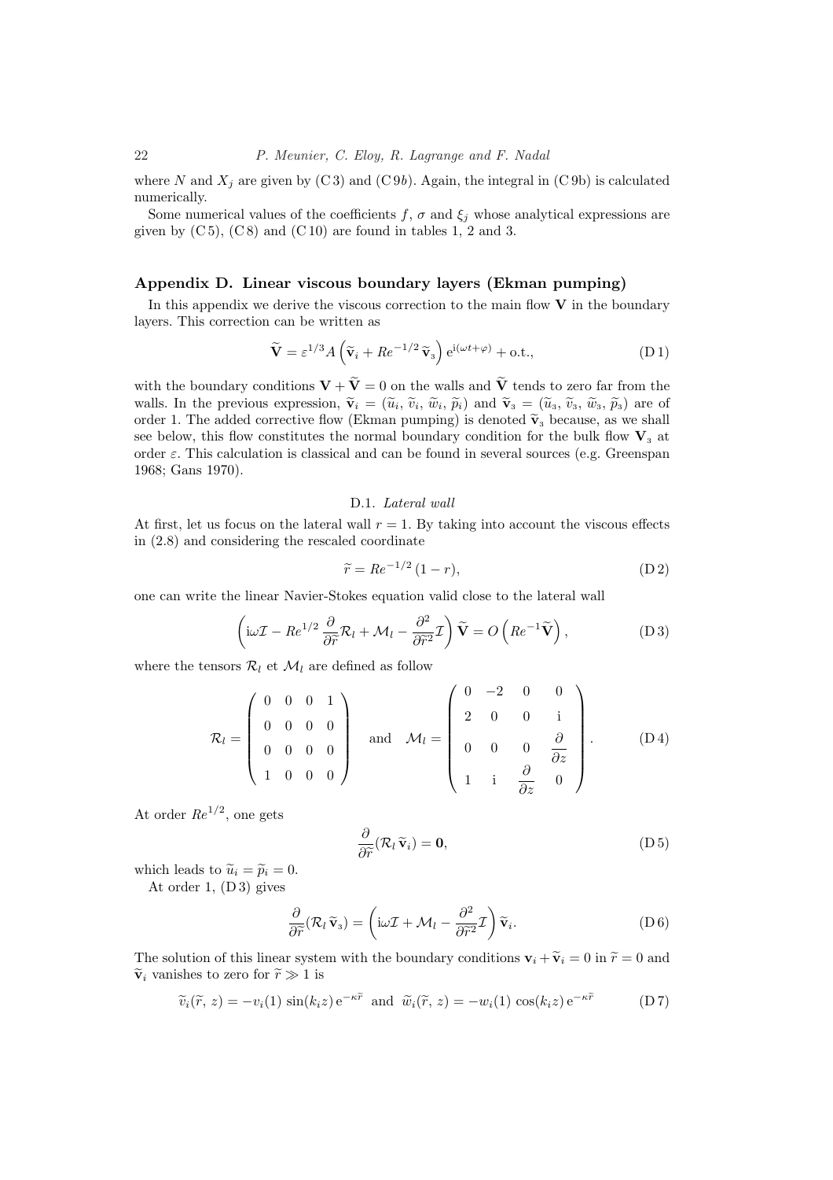where $N$ and $X_j$ are given by (C 3) and (C 9$b$). Again, the integral in (C 9b) is calculated numerically.

Some numerical values of the coefficients $f$, $\sigma$ and $\xi_j$ whose analytical expressions are given by (C 5), (C 8) and (C 10) are found in tables 1, 2 and 3.

## Appendix D. Linear viscous boundary layers (Ekman pumping)

In this appendix we derive the viscous correction to the main flow $\mathbf{V}$ in the boundary layers. This correction can be written as

$$\widetilde{\mathbf{V}} = \varepsilon^{1/3} A \left( \widetilde{\mathbf{v}}_i + Re^{-1/2}\, \widetilde{\mathbf{v}}_3 \right) \mathrm{e}^{\mathrm{i}(\omega t + \varphi)} + \text{o.t.}, \tag{D 1}$$

with the boundary conditions $\mathbf{V} + \widetilde{\mathbf{V}} = 0$ on the walls and $\widetilde{\mathbf{V}}$ tends to zero far from the walls. In the previous expression, $\widetilde{\mathbf{v}}_i = (\widetilde{u}_i, \widetilde{v}_i, \widetilde{w}_i, \widetilde{p}_i)$ and $\widetilde{\mathbf{v}}_3 = (\widetilde{u}_3, \widetilde{v}_3, \widetilde{w}_3, \widetilde{p}_3)$ are of order 1. The added corrective flow (Ekman pumping) is denoted $\widetilde{\mathbf{v}}_3$ because, as we shall see below, this flow constitutes the normal boundary condition for the bulk flow $\mathbf{V}_3$ at order $\varepsilon$. This calculation is classical and can be found in several sources (e.g. Greenspan 1968; Gans 1970).

### D.1. *Lateral wall*

At first, let us focus on the lateral wall $r = 1$. By taking into account the viscous effects in (2.8) and considering the rescaled coordinate

$$\widetilde{r} = Re^{-1/2}\,(1 - r), \tag{D 2}$$

one can write the linear Navier-Stokes equation valid close to the lateral wall

$$\left( \mathrm{i}\omega \mathcal{I} - Re^{1/2} \frac{\partial}{\partial \widetilde{r}} \mathcal{R}_l + \mathcal{M}_l - \frac{\partial^2}{\partial \widetilde{r}^2} \mathcal{I} \right) \widetilde{\mathbf{V}} = O\left( Re^{-1} \widetilde{\mathbf{V}} \right), \tag{D 3}$$

where the tensors $\mathcal{R}_l$ et $\mathcal{M}_l$ are defined as follow

$$\mathcal{R}_l = \begin{pmatrix} 0 & 0 & 0 & 1 \\ 0 & 0 & 0 & 0 \\ 0 & 0 & 0 & 0 \\ 1 & 0 & 0 & 0 \end{pmatrix} \quad \text{and} \quad \mathcal{M}_l = \begin{pmatrix} 0 & -2 & 0 & 0 \\ 2 & 0 & 0 & \mathrm{i} \\ 0 & 0 & 0 & \dfrac{\partial}{\partial z} \\ 1 & \mathrm{i} & \dfrac{\partial}{\partial z} & 0 \end{pmatrix}. \tag{D 4}$$

At order $Re^{1/2}$, one gets

$$\frac{\partial}{\partial \widetilde{r}} (\mathcal{R}_l\, \widetilde{\mathbf{v}}_i) = \mathbf{0}, \tag{D 5}$$

which leads to $\widetilde{u}_i = \widetilde{p}_i = 0$.

At order 1, (D 3) gives

$$\frac{\partial}{\partial \widetilde{r}} (\mathcal{R}_l\, \widetilde{\mathbf{v}}_3) = \left( \mathrm{i}\omega \mathcal{I} + \mathcal{M}_l - \frac{\partial^2}{\partial \widetilde{r}^2} \mathcal{I} \right) \widetilde{\mathbf{v}}_i. \tag{D 6}$$

The solution of this linear system with the boundary conditions $\mathbf{v}_i + \widetilde{\mathbf{v}}_i = 0$ in $\widetilde{r} = 0$ and $\widetilde{\mathbf{v}}_i$ vanishes to zero for $\widetilde{r} \gg 1$ is

$$\widetilde{v}_i(\widetilde{r}, z) = -v_i(1)\, \sin(k_i z)\, \mathrm{e}^{-\kappa \widetilde{r}} \quad \text{and} \quad \widetilde{w}_i(\widetilde{r}, z) = -w_i(1)\, \cos(k_i z)\, \mathrm{e}^{-\kappa \widetilde{r}} \tag{D 7}$$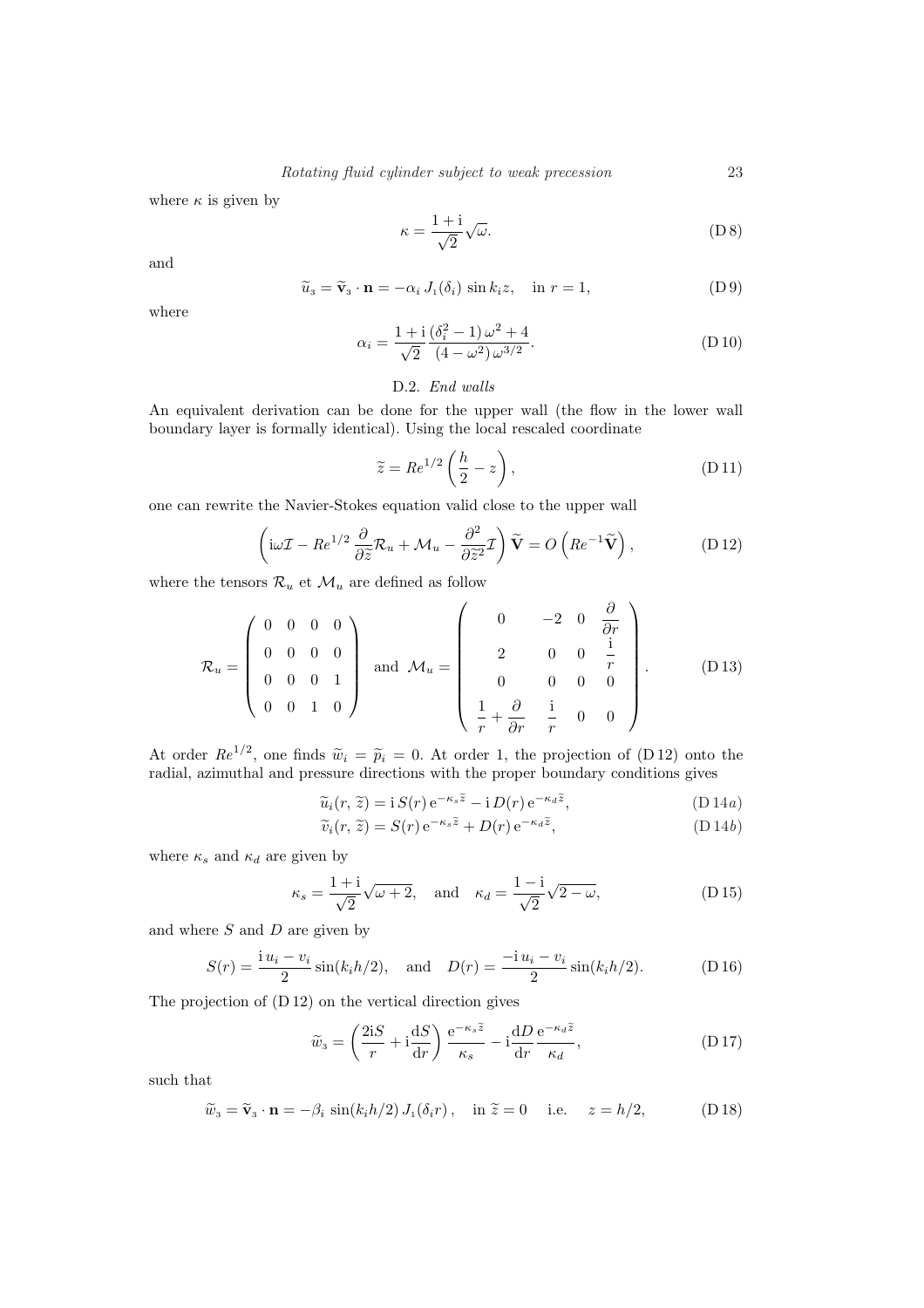where $\kappa$ is given by

$$\kappa = \frac{1+\mathrm{i}}{\sqrt{2}}\sqrt{\omega}. \tag{D 8}$$

and

$$\widetilde{u}_{3} = \widetilde{\mathbf{v}}_{3}\cdot\mathbf{n} = -\alpha_i\, J_1(\delta_i)\,\sin k_i z, \quad \text{in } r=1, \tag{D 9}$$

where

$$\alpha_i = \frac{1+\mathrm{i}}{\sqrt{2}}\,\frac{(\delta_i^2-1)\,\omega^2+4}{(4-\omega^2)\,\omega^{3/2}}. \tag{D 10}$$

### D.2. *End walls*

An equivalent derivation can be done for the upper wall (the flow in the lower wall boundary layer is formally identical). Using the local rescaled coordinate

$$\widetilde{z} = Re^{1/2}\left(\frac{h}{2}-z\right), \tag{D 11}$$

one can rewrite the Navier-Stokes equation valid close to the upper wall

$$\left(\mathrm{i}\omega\mathcal{I} - Re^{1/2}\,\frac{\partial}{\partial\widetilde{z}}\mathcal{R}_u + \mathcal{M}_u - \frac{\partial^2}{\partial\widetilde{z}^2}\mathcal{I}\right)\widetilde{\mathbf{V}} = O\left(Re^{-1}\widetilde{\mathbf{V}}\right), \tag{D 12}$$

where the tensors $\mathcal{R}_u$ et $\mathcal{M}_u$ are defined as follow

$$\mathcal{R}_u = \begin{pmatrix} 0 & 0 & 0 & 0\\ 0 & 0 & 0 & 0\\ 0 & 0 & 0 & 1\\ 0 & 0 & 1 & 0 \end{pmatrix} \quad \text{and} \quad \mathcal{M}_u = \begin{pmatrix} 0 & -2 & 0 & \dfrac{\partial}{\partial r}\\ 2 & 0 & 0 & \dfrac{\mathrm{i}}{r}\\ 0 & 0 & 0 & 0\\ \dfrac{1}{r}+\dfrac{\partial}{\partial r} & \dfrac{\mathrm{i}}{r} & 0 & 0 \end{pmatrix}. \tag{D 13}$$

At order $Re^{1/2}$, one finds $\widetilde{w}_i = \widetilde{p}_i = 0$. At order 1, the projection of (D 12) onto the radial, azimuthal and pressure directions with the proper boundary conditions gives

$$\widetilde{u}_i(r,\,\widetilde{z}) = \mathrm{i}\,S(r)\,\mathrm{e}^{-\kappa_s\widetilde{z}} - \mathrm{i}\,D(r)\,\mathrm{e}^{-\kappa_d\widetilde{z}}, \tag{D 14a}$$

$$\widetilde{v}_i(r,\,\widetilde{z}) = S(r)\,\mathrm{e}^{-\kappa_s\widetilde{z}} + D(r)\,\mathrm{e}^{-\kappa_d\widetilde{z}}, \tag{D 14b}$$

where $\kappa_s$ and $\kappa_d$ are given by

$$\kappa_s = \frac{1+\mathrm{i}}{\sqrt{2}}\sqrt{\omega+2}, \quad \text{and} \quad \kappa_d = \frac{1-\mathrm{i}}{\sqrt{2}}\sqrt{2-\omega}, \tag{D 15}$$

and where $S$ and $D$ are given by

$$S(r) = \frac{\mathrm{i}\,u_i - v_i}{2}\sin(k_i h/2), \quad \text{and} \quad D(r) = \frac{-\mathrm{i}\,u_i - v_i}{2}\sin(k_i h/2). \tag{D 16}$$

The projection of (D 12) on the vertical direction gives

$$\widetilde{w}_{3} = \left(\frac{2\mathrm{i}S}{r} + \mathrm{i}\frac{\mathrm{d}S}{\mathrm{d}r}\right)\frac{\mathrm{e}^{-\kappa_s\widetilde{z}}}{\kappa_s} - \mathrm{i}\frac{\mathrm{d}D}{\mathrm{d}r}\frac{\mathrm{e}^{-\kappa_d\widetilde{z}}}{\kappa_d}, \tag{D 17}$$

such that

$$\widetilde{w}_{3} = \widetilde{\mathbf{v}}_{3}\cdot\mathbf{n} = -\beta_i\,\sin(k_i h/2)\,J_1(\delta_i r)\,, \quad \text{in } \widetilde{z}=0 \quad \text{i.e.} \quad z=h/2, \tag{D 18}$$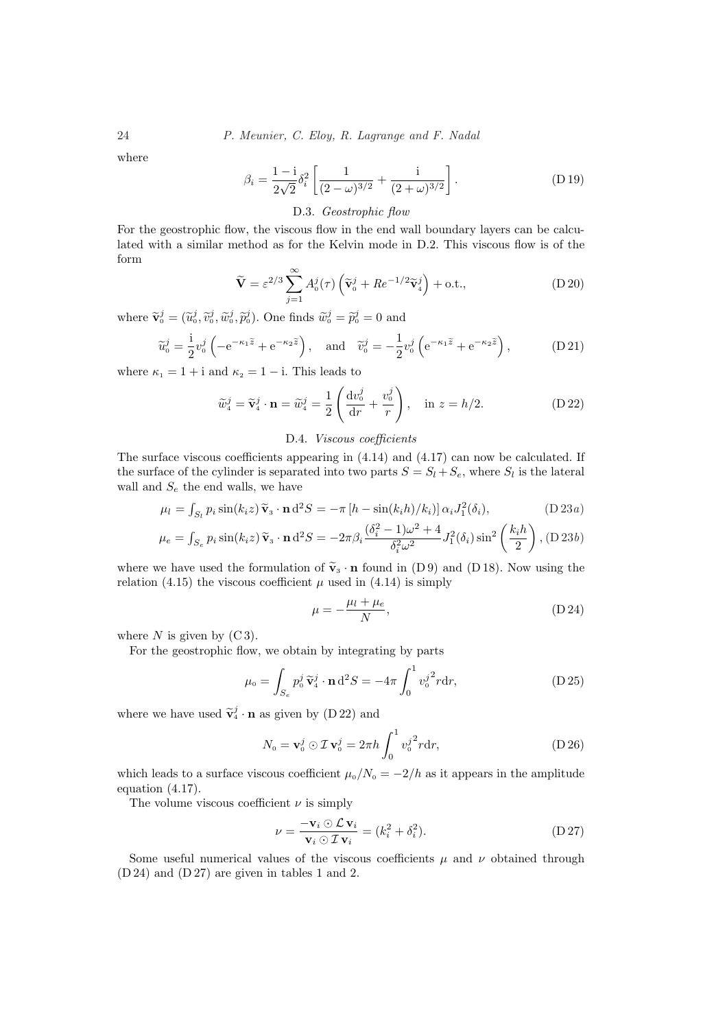where

$$\beta_i = \frac{1-\mathrm{i}}{2\sqrt{2}}\delta_i^2 \left[ \frac{1}{(2-\omega)^{3/2}} + \frac{\mathrm{i}}{(2+\omega)^{3/2}} \right]. \tag{D 19}$$

### D.3. *Geostrophic flow*

For the geostrophic flow, the viscous flow in the end wall boundary layers can be calculated with a similar method as for the Kelvin mode in D.2. This viscous flow is of the form

$$\widetilde{\mathbf{V}} = \varepsilon^{2/3} \sum_{j=1}^{\infty} A_0^j(\tau) \left( \widetilde{\mathbf{v}}_0^j + Re^{-1/2} \widetilde{\mathbf{v}}_4^j \right) + \text{o.t.}, \tag{D 20}$$

where $\widetilde{\mathbf{v}}_0^j = (\widetilde{u}_0^j, \widetilde{v}_0^j, \widetilde{w}_0^j, \widetilde{p}_0^j)$. One finds $\widetilde{w}_0^j = \widetilde{p}_0^j = 0$ and

$$\widetilde{u}_0^j = \frac{\mathrm{i}}{2} v_0^j \left( -\mathrm{e}^{-\kappa_1 \widetilde{z}} + \mathrm{e}^{-\kappa_2 \widetilde{z}} \right), \quad \text{and} \quad \widetilde{v}_0^j = -\frac{1}{2} v_0^j \left( \mathrm{e}^{-\kappa_1 \widetilde{z}} + \mathrm{e}^{-\kappa_2 \widetilde{z}} \right), \tag{D 21}$$

where $\kappa_1 = 1 + \mathrm{i}$ and $\kappa_2 = 1 - \mathrm{i}$. This leads to

$$\widetilde{w}_4^j = \widetilde{\mathbf{v}}_4^j \cdot \mathbf{n} = \widetilde{w}_4^j = \frac{1}{2} \left( \frac{\mathrm{d}v_0^j}{\mathrm{d}r} + \frac{v_0^j}{r} \right), \quad \text{in } z = h/2. \tag{D 22}$$

### D.4. *Viscous coefficients*

The surface viscous coefficients appearing in (4.14) and (4.17) can now be calculated. If the surface of the cylinder is separated into two parts $S = S_l + S_e$, where $S_l$ is the lateral wall and $S_e$ the end walls, we have

$$\mu_l = \int_{S_l} p_i \sin(k_i z)\, \widetilde{\mathbf{v}}_3 \cdot \mathbf{n}\, \mathrm{d}^2 S = -\pi \left[ h - \sin(k_i h)/k_i \right] \alpha_i J_1^2(\delta_i), \tag{D 23a}$$

$$\mu_e = \int_{S_e} p_i \sin(k_i z)\, \widetilde{\mathbf{v}}_3 \cdot \mathbf{n}\, \mathrm{d}^2 S = -2\pi \beta_i \frac{(\delta_i^2 - 1)\omega^2 + 4}{\delta_i^2 \omega^2} J_1^2(\delta_i) \sin^2\left( \frac{k_i h}{2} \right), \tag{D 23b}$$

where we have used the formulation of $\widetilde{\mathbf{v}}_3 \cdot \mathbf{n}$ found in (D 9) and (D 18). Now using the relation (4.15) the viscous coefficient $\mu$ used in (4.14) is simply

$$\mu = -\frac{\mu_l + \mu_e}{N}, \tag{D 24}$$

where $N$ is given by (C 3).

For the geostrophic flow, we obtain by integrating by parts

$$\mu_0 = \int_{S_e} p_0^j\, \widetilde{\mathbf{v}}_4^j \cdot \mathbf{n}\, \mathrm{d}^2 S = -4\pi \int_0^1 {v_0^j}^2 r \mathrm{d}r, \tag{D 25}$$

where we have used $\widetilde{\mathbf{v}}_4^j \cdot \mathbf{n}$ as given by (D 22) and

$$N_0 = \mathbf{v}_0^j \odot \mathcal{I}\, \mathbf{v}_0^j = 2\pi h \int_0^1 {v_0^j}^2 r \mathrm{d}r, \tag{D 26}$$

which leads to a surface viscous coefficient $\mu_0/N_0 = -2/h$ as it appears in the amplitude equation (4.17).

The volume viscous coefficient $\nu$ is simply

$$\nu = \frac{-\mathbf{v}_i \odot \mathcal{L}\, \mathbf{v}_i}{\mathbf{v}_i \odot \mathcal{I}\, \mathbf{v}_i} = (k_i^2 + \delta_i^2). \tag{D 27}$$

Some useful numerical values of the viscous coefficients $\mu$ and $\nu$ obtained through (D 24) and (D 27) are given in tables 1 and 2.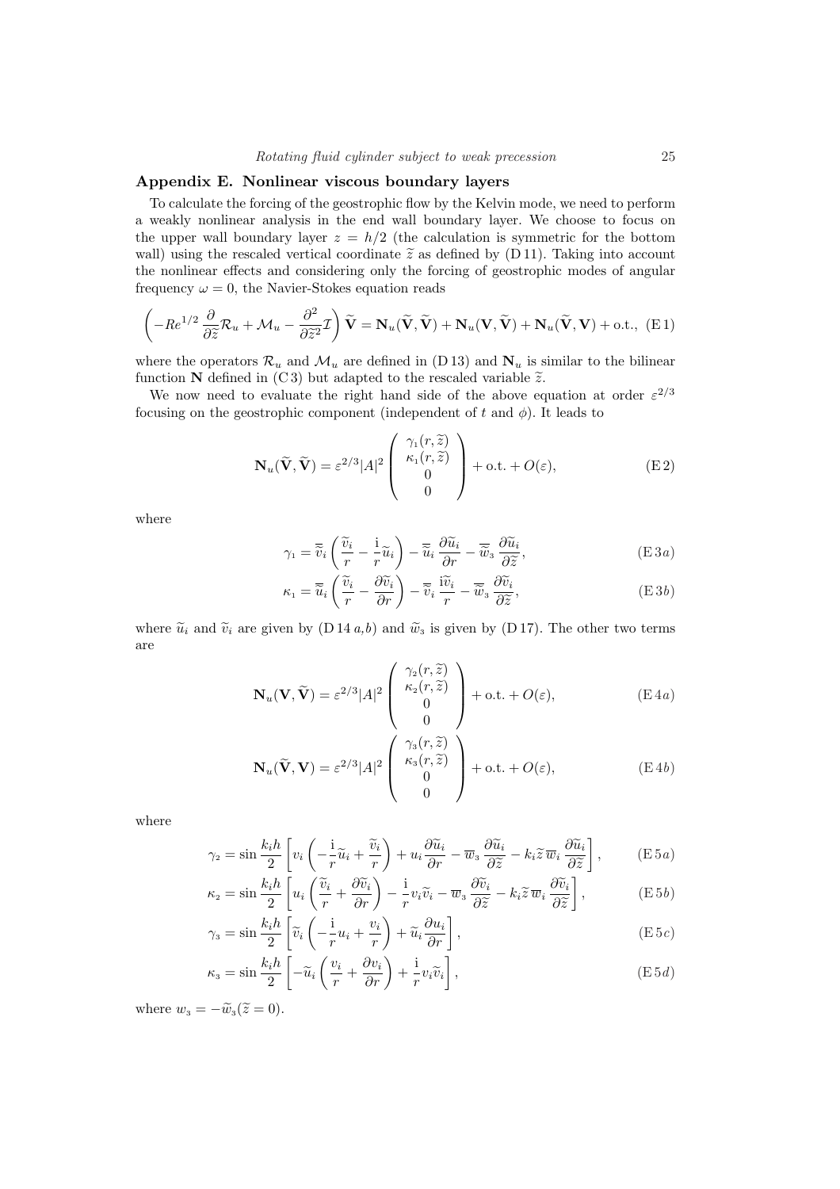## Appendix E. Nonlinear viscous boundary layers

To calculate the forcing of the geostrophic flow by the Kelvin mode, we need to perform a weakly nonlinear analysis in the end wall boundary layer. We choose to focus on the upper wall boundary layer $z = h/2$ (the calculation is symmetric for the bottom wall) using the rescaled vertical coordinate $\widetilde{z}$ as defined by (D 11). Taking into account the nonlinear effects and considering only the forcing of geostrophic modes of angular frequency $\omega = 0$, the Navier-Stokes equation reads

$$
\left(-Re^{1/2}\,\frac{\partial}{\partial\widetilde{z}}\mathcal{R}_u + \mathcal{M}_u - \frac{\partial^2}{\partial\widetilde{z}^2}\mathcal{I}\right)\widetilde{\mathbf{V}} = \mathbf{N}_u(\widetilde{\mathbf{V}},\widetilde{\mathbf{V}}) + \mathbf{N}_u(\mathbf{V},\widetilde{\mathbf{V}}) + \mathbf{N}_u(\widetilde{\mathbf{V}},\mathbf{V}) + \text{o.t.},\quad (\text{E}\,1)
$$

where the operators $\mathcal{R}_u$ and $\mathcal{M}_u$ are defined in (D 13) and $\mathbf{N}_u$ is similar to the bilinear function $\mathbf{N}$ defined in (C 3) but adapted to the rescaled variable $\widetilde{z}$.

We now need to evaluate the right hand side of the above equation at order $\varepsilon^{2/3}$ focusing on the geostrophic component (independent of $t$ and $\phi$). It leads to

$$
\mathbf{N}_u(\widetilde{\mathbf{V}},\widetilde{\mathbf{V}}) = \varepsilon^{2/3}|A|^2\begin{pmatrix}\gamma_1(r,\widetilde{z})\\ \kappa_1(r,\widetilde{z})\\ 0\\ 0\end{pmatrix} + \text{o.t.} + O(\varepsilon), \qquad (\text{E}\,2)
$$

where

$$
\gamma_1 = \overline{\widetilde{v}}_i\left(\frac{\widetilde{v}_i}{r} - \frac{\mathrm{i}}{r}\widetilde{u}_i\right) - \overline{\widetilde{u}}_i\,\frac{\partial\widetilde{u}_i}{\partial r} - \overline{\widetilde{w}}_3\,\frac{\partial\widetilde{u}_i}{\partial\widetilde{z}}, \qquad (\text{E}\,3a)
$$

$$
\kappa_1 = \overline{\widetilde{u}}_i\left(\frac{\widetilde{v}_i}{r} - \frac{\partial\widetilde{v}_i}{\partial r}\right) - \overline{\widetilde{v}}_i\,\frac{\mathrm{i}\widetilde{v}_i}{r} - \overline{\widetilde{w}}_3\,\frac{\partial\widetilde{v}_i}{\partial\widetilde{z}}, \qquad (\text{E}\,3b)
$$

where $\widetilde{u}_i$ and $\widetilde{v}_i$ are given by (D 14 $a$,$b$) and $\widetilde{w}_3$ is given by (D 17). The other two terms are

$$
\mathbf{N}_u(\mathbf{V},\widetilde{\mathbf{V}}) = \varepsilon^{2/3}|A|^2\begin{pmatrix}\gamma_2(r,\widetilde{z})\\ \kappa_2(r,\widetilde{z})\\ 0\\ 0\end{pmatrix} + \text{o.t.} + O(\varepsilon), \qquad (\text{E}\,4a)
$$

$$
\mathbf{N}_u(\widetilde{\mathbf{V}},\mathbf{V}) = \varepsilon^{2/3}|A|^2\begin{pmatrix}\gamma_3(r,\widetilde{z})\\ \kappa_3(r,\widetilde{z})\\ 0\\ 0\end{pmatrix} + \text{o.t.} + O(\varepsilon), \qquad (\text{E}\,4b)
$$

where

$$
\gamma_2 = \sin\frac{k_i h}{2}\left[v_i\left(-\frac{\mathrm{i}}{r}\widetilde{u}_i + \frac{\widetilde{v}_i}{r}\right) + u_i\frac{\partial\widetilde{u}_i}{\partial r} - \overline{w}_3\,\frac{\partial\widetilde{u}_i}{\partial\widetilde{z}} - k_i\widetilde{z}\,\overline{w}_i\,\frac{\partial\widetilde{u}_i}{\partial\widetilde{z}}\right], \qquad (\text{E}\,5a)
$$

$$
\kappa_2 = \sin\frac{k_i h}{2}\left[u_i\left(\frac{\widetilde{v}_i}{r} + \frac{\partial\widetilde{v}_i}{\partial r}\right) - \frac{\mathrm{i}}{r}v_i\widetilde{v}_i - \overline{w}_3\,\frac{\partial\widetilde{v}_i}{\partial\widetilde{z}} - k_i\widetilde{z}\,\overline{w}_i\,\frac{\partial\widetilde{v}_i}{\partial\widetilde{z}}\right], \qquad (\text{E}\,5b)
$$

$$
\gamma_3 = \sin\frac{k_i h}{2}\left[\widetilde{v}_i\left(-\frac{\mathrm{i}}{r}u_i + \frac{v_i}{r}\right) + \widetilde{u}_i\frac{\partial u_i}{\partial r}\right], \qquad (\text{E}\,5c)
$$

$$
\kappa_3 = \sin\frac{k_i h}{2}\left[-\widetilde{u}_i\left(\frac{v_i}{r} + \frac{\partial v_i}{\partial r}\right) + \frac{\mathrm{i}}{r}v_i\widetilde{v}_i\right], \qquad (\text{E}\,5d)
$$

where $w_3 = -\widetilde{w}_3(\widetilde{z} = 0)$.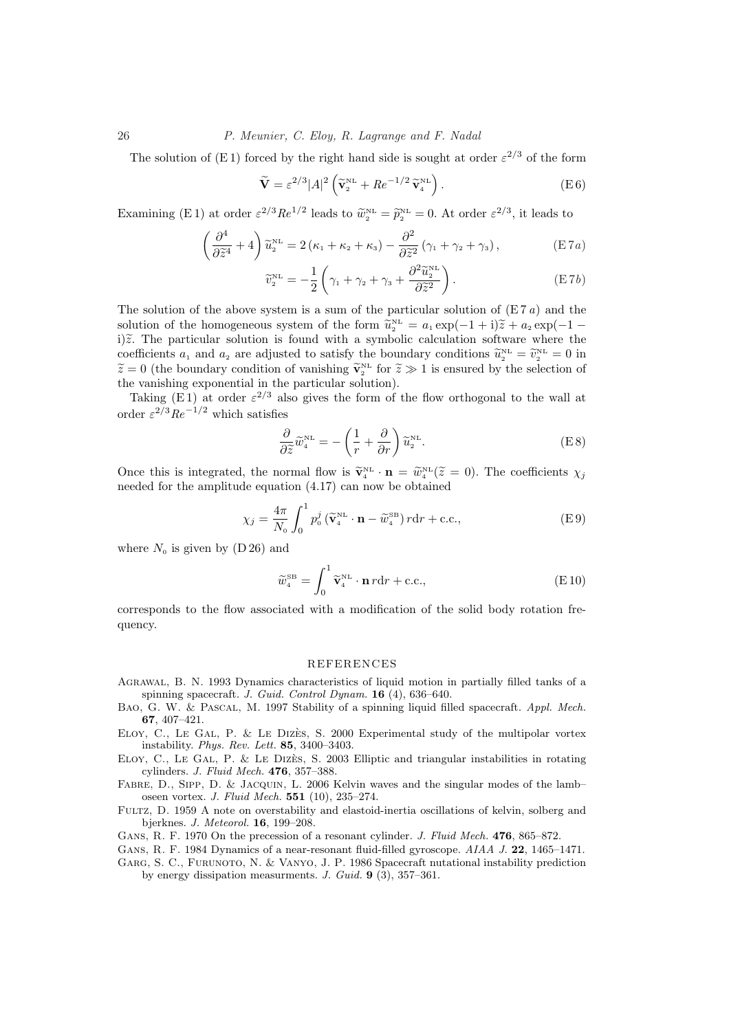The solution of (E 1) forced by the right hand side is sought at order $\varepsilon^{2/3}$ of the form

$$\widetilde{\mathbf{V}} = \varepsilon^{2/3}|A|^2 \left( \widetilde{\mathbf{v}}_2^{\mathrm{NL}} + Re^{-1/2}\, \widetilde{\mathbf{v}}_4^{\mathrm{NL}} \right). \tag{E 6}$$

Examining (E 1) at order $\varepsilon^{2/3}Re^{1/2}$ leads to $\widetilde{w}_2^{\mathrm{NL}} = \widetilde{p}_2^{\mathrm{NL}} = 0$. At order $\varepsilon^{2/3}$, it leads to

$$\left( \frac{\partial^4}{\partial \widetilde{z}^4} + 4 \right) \widetilde{u}_2^{\mathrm{NL}} = 2\left(\kappa_1 + \kappa_2 + \kappa_3\right) - \frac{\partial^2}{\partial \widetilde{z}^2}\left(\gamma_1 + \gamma_2 + \gamma_3\right), \tag{E 7a}$$

$$\widetilde{v}_2^{\mathrm{NL}} = -\frac{1}{2}\left( \gamma_1 + \gamma_2 + \gamma_3 + \frac{\partial^2 \widetilde{u}_2^{\mathrm{NL}}}{\partial \widetilde{z}^2} \right). \tag{E 7b}$$

The solution of the above system is a sum of the particular solution of (E 7 $a$) and the solution of the homogeneous system of the form $\widetilde{u}_2^{\mathrm{NL}} = a_1 \exp(-1+\mathrm{i})\widetilde{z} + a_2 \exp(-1-\mathrm{i})\widetilde{z}$. The particular solution is found with a symbolic calculation software where the coefficients $a_1$ and $a_2$ are adjusted to satisfy the boundary conditions $\widetilde{u}_2^{\mathrm{NL}} = \widetilde{v}_2^{\mathrm{NL}} = 0$ in $\widetilde{z} = 0$ (the boundary condition of vanishing $\widetilde{\mathbf{v}}_2^{\mathrm{NL}}$ for $\widetilde{z} \gg 1$ is ensured by the selection of the vanishing exponential in the particular solution).

Taking (E 1) at order $\varepsilon^{2/3}$ also gives the form of the flow orthogonal to the wall at order $\varepsilon^{2/3}Re^{-1/2}$ which satisfies

$$\frac{\partial}{\partial \widetilde{z}} \widetilde{w}_4^{\mathrm{NL}} = -\left( \frac{1}{r} + \frac{\partial}{\partial r} \right) \widetilde{u}_2^{\mathrm{NL}}. \tag{E 8}$$

Once this is integrated, the normal flow is $\widetilde{\mathbf{v}}_4^{\mathrm{NL}} \cdot \mathbf{n} = \widetilde{w}_4^{\mathrm{NL}}(\widetilde{z} = 0)$. The coefficients $\chi_j$ needed for the amplitude equation (4.17) can now be obtained

$$\chi_j = \frac{4\pi}{N_0} \int_0^1 p_0^j \left( \widetilde{\mathbf{v}}_4^{\mathrm{NL}} \cdot \mathbf{n} - \widetilde{w}_4^{\mathrm{SB}} \right) r \mathrm{d}r + \mathrm{c.c.}, \tag{E 9}$$

where $N_0$ is given by (D 26) and

$$\widetilde{w}_4^{\mathrm{SB}} = \int_0^1 \widetilde{\mathbf{v}}_4^{\mathrm{NL}} \cdot \mathbf{n}\, r \mathrm{d}r + \mathrm{c.c.}, \tag{E 10}$$

corresponds to the flow associated with a modification of the solid body rotation frequency.

## REFERENCES

Agrawal, B. N. 1993 Dynamics characteristics of liquid motion in partially filled tanks of a spinning spacecraft. *J. Guid. Control Dynam.* **16** (4), 636–640.

Bao, G. W. & Pascal, M. 1997 Stability of a spinning liquid filled spacecraft. *Appl. Mech.* **67**, 407–421.

Eloy, C., Le Gal, P. & Le Dizès, S. 2000 Experimental study of the multipolar vortex instability. *Phys. Rev. Lett.* **85**, 3400–3403.

Eloy, C., Le Gal, P. & Le Dizès, S. 2003 Elliptic and triangular instabilities in rotating cylinders. *J. Fluid Mech.* **476**, 357–388.

Fabre, D., Sipp, D. & Jacquin, L. 2006 Kelvin waves and the singular modes of the lamb–oseen vortex. *J. Fluid Mech.* **551** (10), 235–274.

Fultz, D. 1959 A note on overstability and elastoid-inertia oscillations of kelvin, solberg and bjerknes. *J. Meteorol.* **16**, 199–208.

Gans, R. F. 1970 On the precession of a resonant cylinder. *J. Fluid Mech.* **476**, 865–872.

Gans, R. F. 1984 Dynamics of a near-resonant fluid-filled gyroscope. *AIAA J.* **22**, 1465–1471.

Garg, S. C., Furunoto, N. & Vanyo, J. P. 1986 Spacecraft nutational instability prediction by energy dissipation measurments. *J. Guid.* **9** (3), 357–361.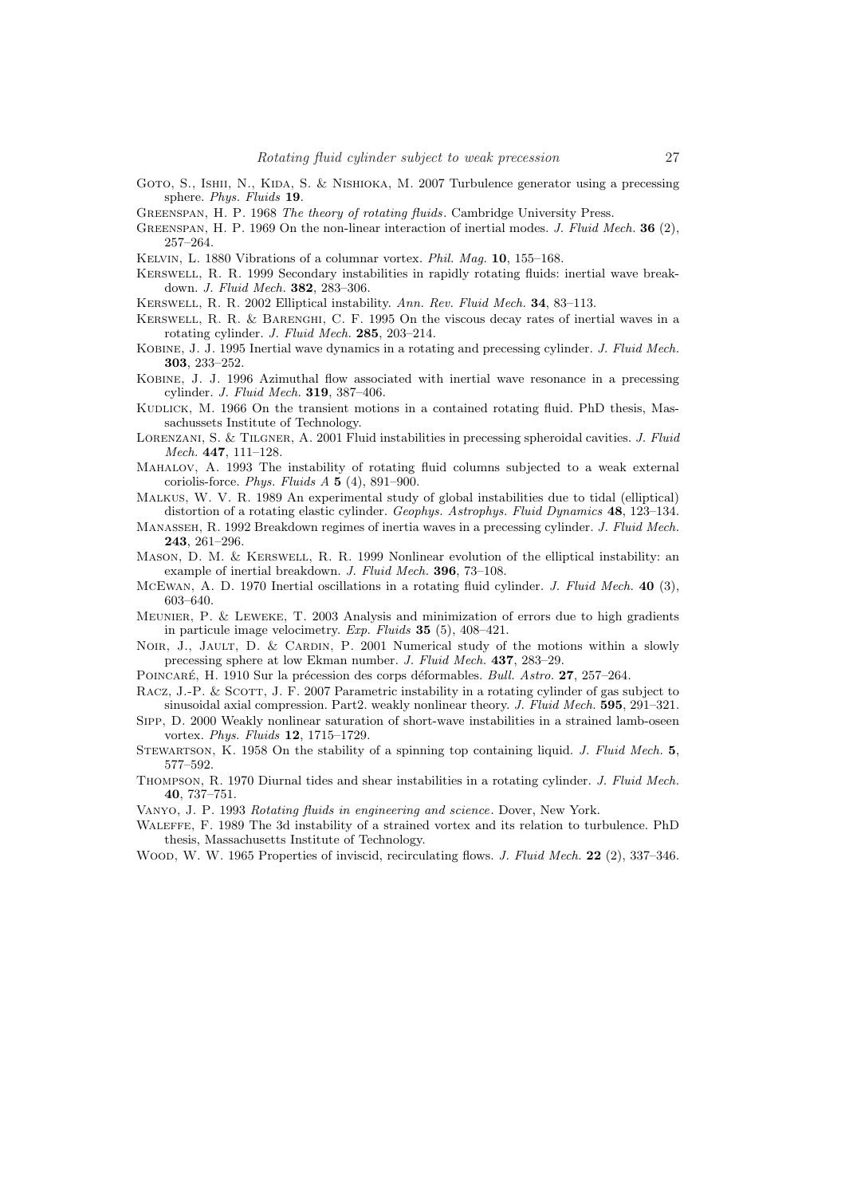Goto, S., Ishii, N., Kida, S. & Nishioka, M. 2007 Turbulence generator using a precessing sphere. *Phys. Fluids* **19**.

Greenspan, H. P. 1968 *The theory of rotating fluids*. Cambridge University Press.

Greenspan, H. P. 1969 On the non-linear interaction of inertial modes. *J. Fluid Mech.* **36** (2), 257–264.

Kelvin, L. 1880 Vibrations of a columnar vortex. *Phil. Mag.* **10**, 155–168.

Kerswell, R. R. 1999 Secondary instabilities in rapidly rotating fluids: inertial wave breakdown. *J. Fluid Mech.* **382**, 283–306.

Kerswell, R. R. 2002 Elliptical instability. *Ann. Rev. Fluid Mech.* **34**, 83–113.

Kerswell, R. R. & Barenghi, C. F. 1995 On the viscous decay rates of inertial waves in a rotating cylinder. *J. Fluid Mech.* **285**, 203–214.

Kobine, J. J. 1995 Inertial wave dynamics in a rotating and precessing cylinder. *J. Fluid Mech.* **303**, 233–252.

Kobine, J. J. 1996 Azimuthal flow associated with inertial wave resonance in a precessing cylinder. *J. Fluid Mech.* **319**, 387–406.

Kudlick, M. 1966 On the transient motions in a contained rotating fluid. PhD thesis, Massachussets Institute of Technology.

Lorenzani, S. & Tilgner, A. 2001 Fluid instabilities in precessing spheroidal cavities. *J. Fluid Mech.* **447**, 111–128.

Mahalov, A. 1993 The instability of rotating fluid columns subjected to a weak external coriolis-force. *Phys. Fluids A* **5** (4), 891–900.

Malkus, W. V. R. 1989 An experimental study of global instabilities due to tidal (elliptical) distortion of a rotating elastic cylinder. *Geophys. Astrophys. Fluid Dynamics* **48**, 123–134.

Manasseh, R. 1992 Breakdown regimes of inertia waves in a precessing cylinder. *J. Fluid Mech.* **243**, 261–296.

Mason, D. M. & Kerswell, R. R. 1999 Nonlinear evolution of the elliptical instability: an example of inertial breakdown. *J. Fluid Mech.* **396**, 73–108.

McEwan, A. D. 1970 Inertial oscillations in a rotating fluid cylinder. *J. Fluid Mech.* **40** (3), 603–640.

Meunier, P. & Leweke, T. 2003 Analysis and minimization of errors due to high gradients in particule image velocimetry. *Exp. Fluids* **35** (5), 408–421.

Noir, J., Jault, D. & Cardin, P. 2001 Numerical study of the motions within a slowly precessing sphere at low Ekman number. *J. Fluid Mech.* **437**, 283–29.

Poincaré, H. 1910 Sur la précession des corps déformables. *Bull. Astro.* **27**, 257–264.

Racz, J.-P. & Scott, J. F. 2007 Parametric instability in a rotating cylinder of gas subject to sinusoidal axial compression. Part2. weakly nonlinear theory. *J. Fluid Mech.* **595**, 291–321.

Sipp, D. 2000 Weakly nonlinear saturation of short-wave instabilities in a strained lamb-oseen vortex. *Phys. Fluids* **12**, 1715–1729.

Stewartson, K. 1958 On the stability of a spinning top containing liquid. *J. Fluid Mech.* **5**, 577–592.

Thompson, R. 1970 Diurnal tides and shear instabilities in a rotating cylinder. *J. Fluid Mech.* **40**, 737–751.

Vanyo, J. P. 1993 *Rotating fluids in engineering and science*. Dover, New York.

Waleffe, F. 1989 The 3d instability of a strained vortex and its relation to turbulence. PhD thesis, Massachusetts Institute of Technology.

Wood, W. W. 1965 Properties of inviscid, recirculating flows. *J. Fluid Mech.* **22** (2), 337–346.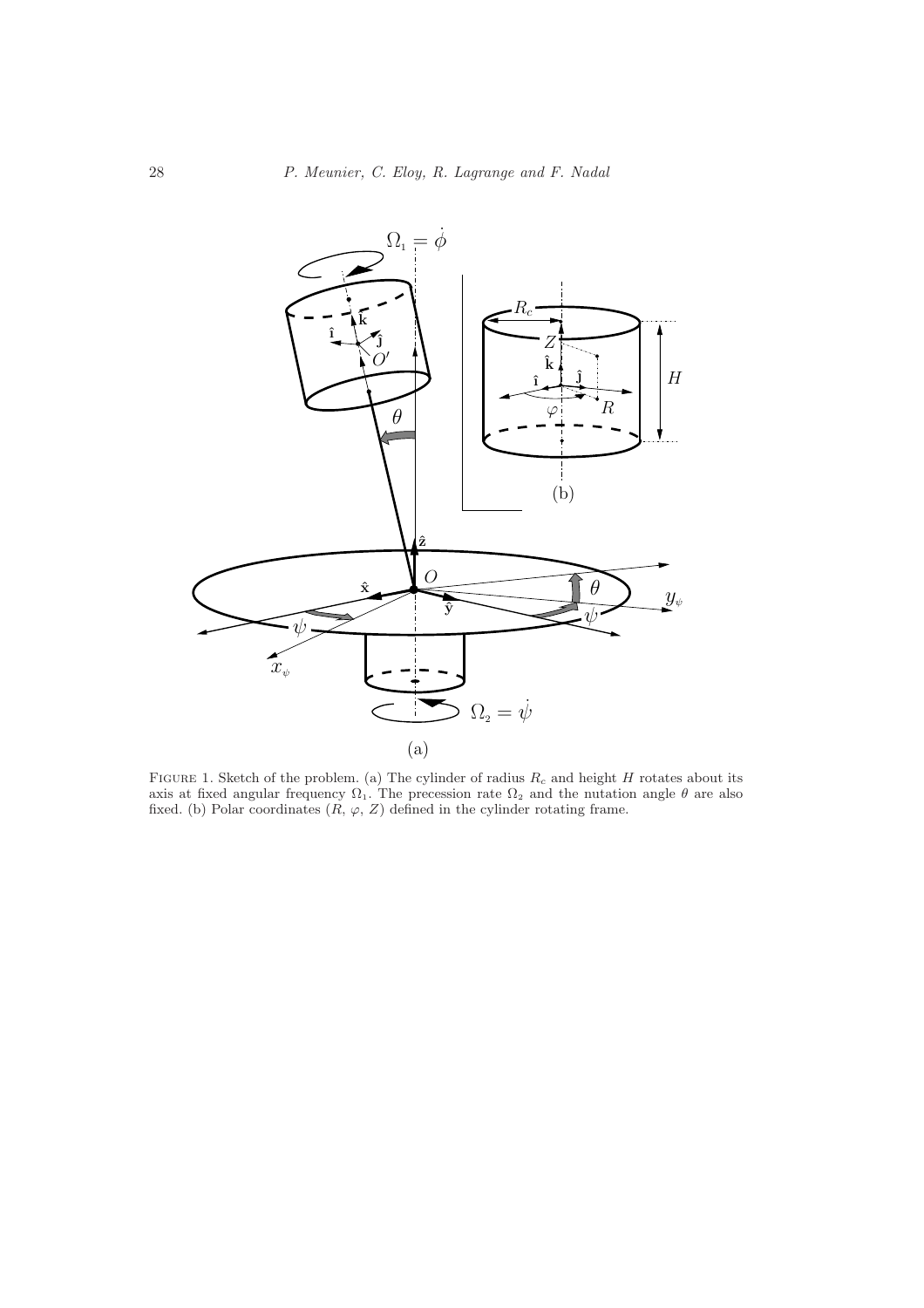FIGURE 1. Sketch of the problem. (a) The cylinder of radius $R_c$ and height $H$ rotates about its axis at fixed angular frequency $\Omega_1$. The precession rate $\Omega_2$ and the nutation angle $\theta$ are also fixed. (b) Polar coordinates ($R$, $\varphi$, $Z$) defined in the cylinder rotating frame.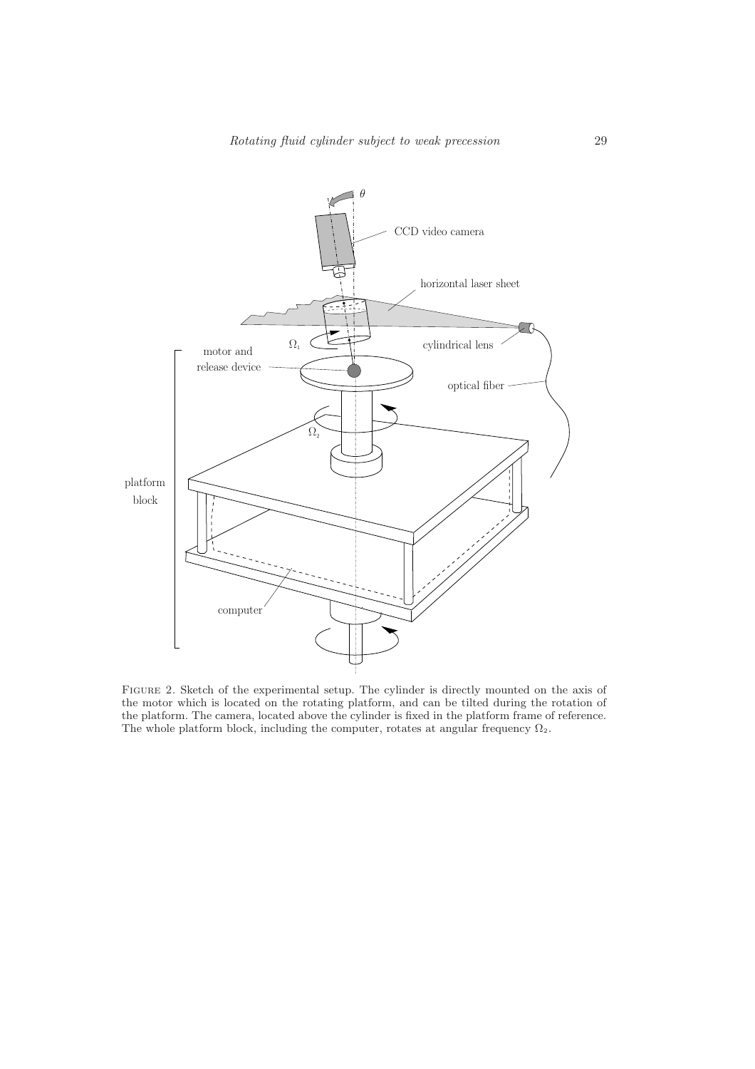Figure 2. Sketch of the experimental setup. The cylinder is directly mounted on the axis of the motor which is located on the rotating platform, and can be tilted during the rotation of the platform. The camera, located above the cylinder is fixed in the platform frame of reference. The whole platform block, including the computer, rotates at angular frequency $\Omega_2$.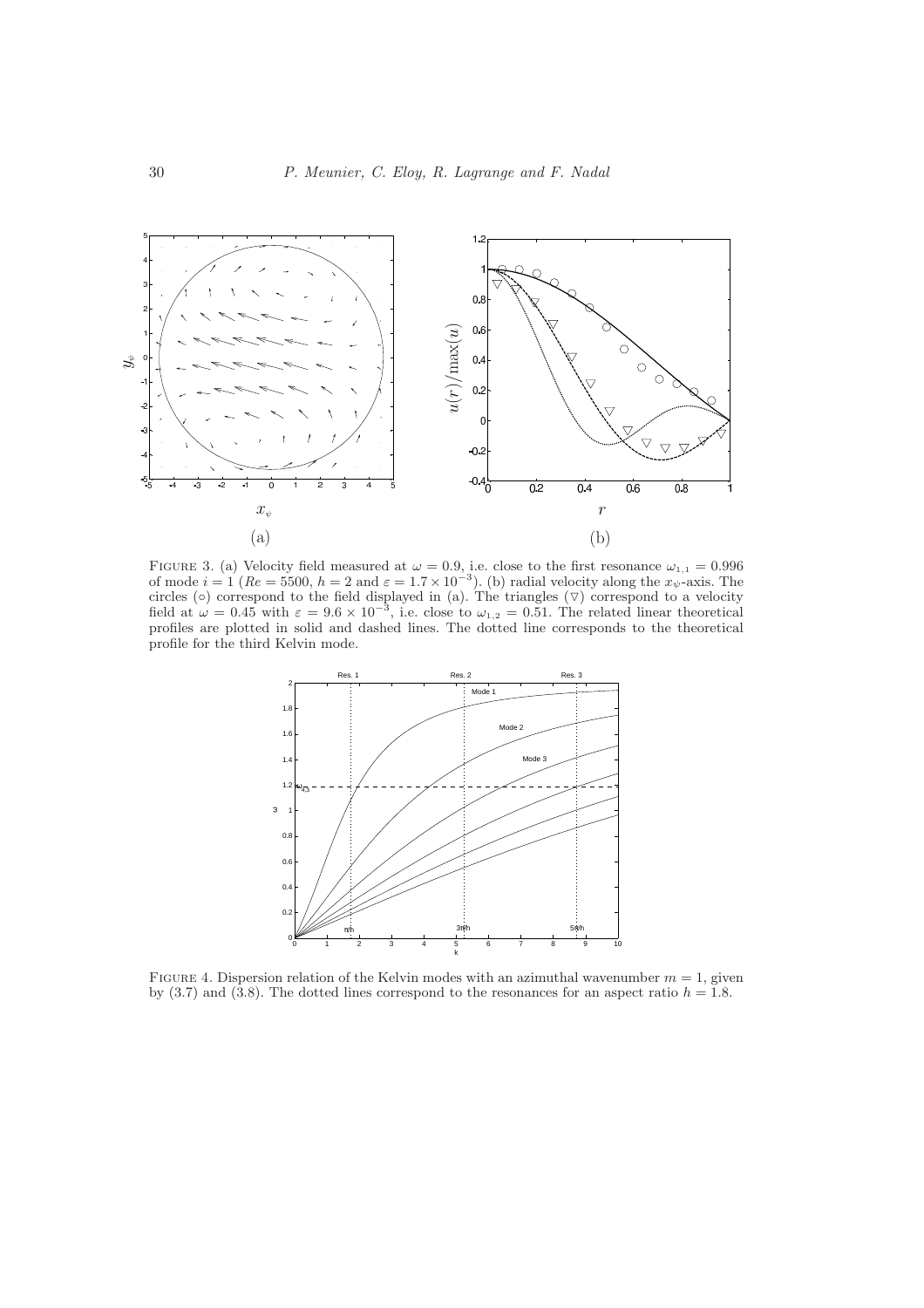FIGURE 3. (a) Velocity field measured at $\omega = 0.9$, i.e. close to the first resonance $\omega_{1,1} = 0.996$ of mode $i = 1$ ($Re = 5500$, $h = 2$ and $\varepsilon = 1.7 \times 10^{-3}$). (b) radial velocity along the $x_\psi$-axis. The circles ($\circ$) correspond to the field displayed in (a). The triangles ($\triangledown$) correspond to a velocity field at $\omega = 0.45$ with $\varepsilon = 9.6 \times 10^{-3}$, i.e. close to $\omega_{1,2} = 0.51$. The related linear theoretical profiles are plotted in solid and dashed lines. The dotted line corresponds to the theoretical profile for the third Kelvin mode.

FIGURE 4. Dispersion relation of the Kelvin modes with an azimuthal wavenumber $m = 1$, given by (3.7) and (3.8). The dotted lines correspond to the resonances for an aspect ratio $h = 1.8$.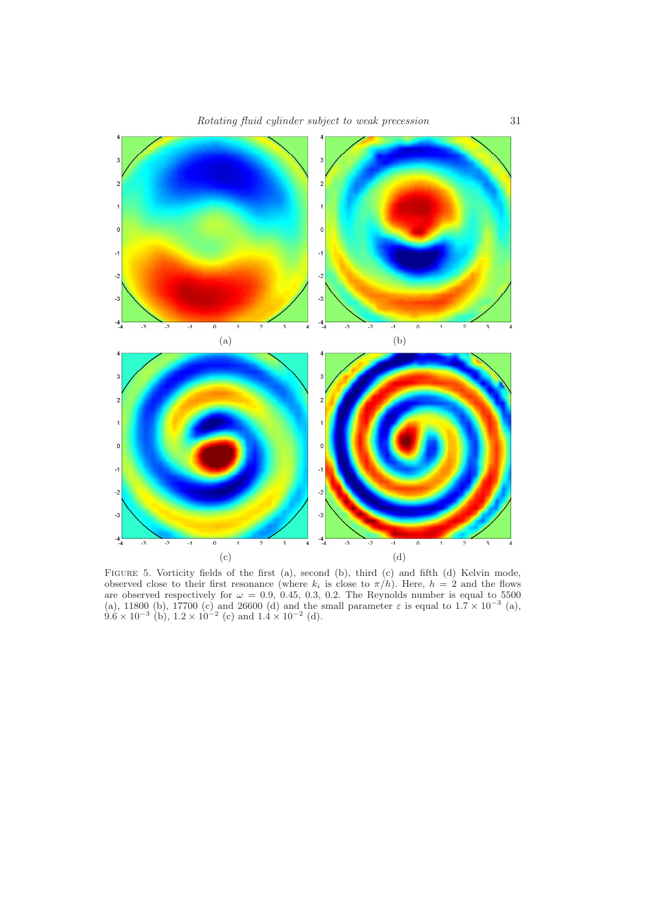(a)

(b)

(c)

(d)

Figure 5. Vorticity fields of the first (a), second (b), third (c) and fifth (d) Kelvin mode, observed close to their first resonance (where $k_i$ is close to $\pi/h$). Here, $h = 2$ and the flows are observed respectively for $\omega = 0.9$, $0.45$, $0.3$, $0.2$. The Reynolds number is equal to 5500 (a), 11800 (b), 17700 (c) and 26600 (d) and the small parameter $\varepsilon$ is equal to $1.7 \times 10^{-3}$ (a), $9.6 \times 10^{-3}$ (b), $1.2 \times 10^{-2}$ (c) and $1.4 \times 10^{-2}$ (d).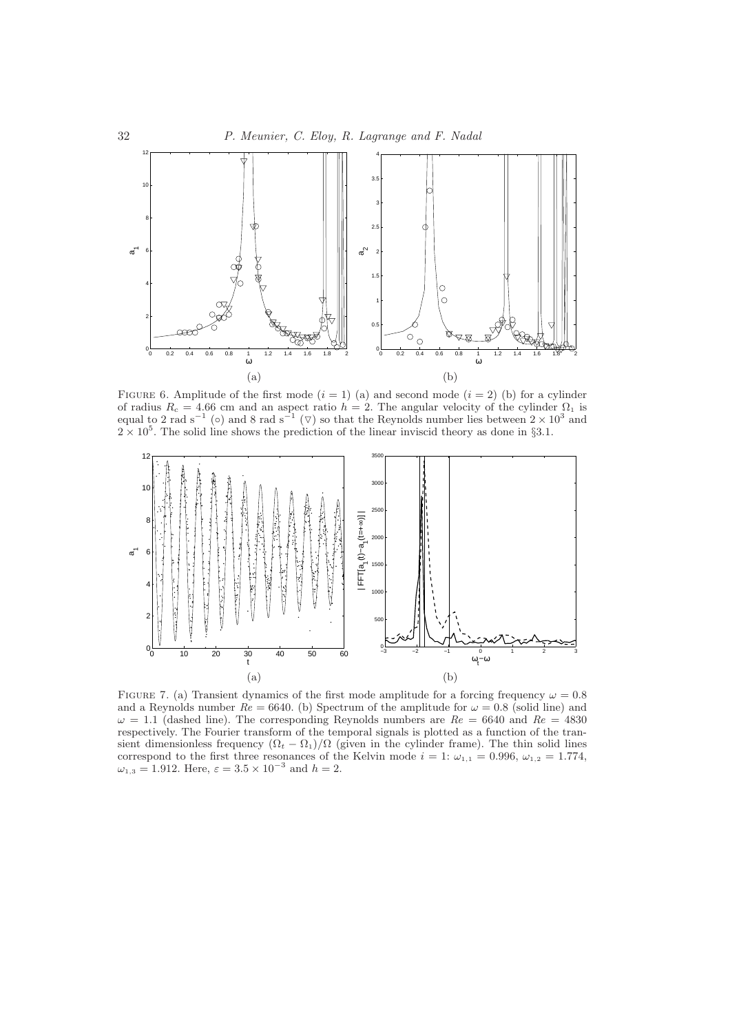(a)

(b)

Figure 6. Amplitude of the first mode ($i = 1$) (a) and second mode ($i = 2$) (b) for a cylinder of radius $R_c = 4.66$ cm and an aspect ratio $h = 2$. The angular velocity of the cylinder $\Omega_1$ is equal to 2 rad s$^{-1}$ ($\circ$) and 8 rad s$^{-1}$ ($\triangledown$) so that the Reynolds number lies between $2 \times 10^3$ and $2 \times 10^5$. The solid line shows the prediction of the linear inviscid theory as done in §3.1.

(a)

(b)

Figure 7. (a) Transient dynamics of the first mode amplitude for a forcing frequency $\omega = 0.8$ and a Reynolds number $Re = 6640$. (b) Spectrum of the amplitude for $\omega = 0.8$ (solid line) and $\omega = 1.1$ (dashed line). The corresponding Reynolds numbers are $Re = 6640$ and $Re = 4830$ respectively. The Fourier transform of the temporal signals is plotted as a function of the transient dimensionless frequency $(\Omega_t - \Omega_1)/\Omega$ (given in the cylinder frame). The thin solid lines correspond to the first three resonances of the Kelvin mode $i = 1$: $\omega_{1,1} = 0.996$, $\omega_{1,2} = 1.774$, $\omega_{1,3} = 1.912$. Here, $\varepsilon = 3.5 \times 10^{-3}$ and $h = 2$.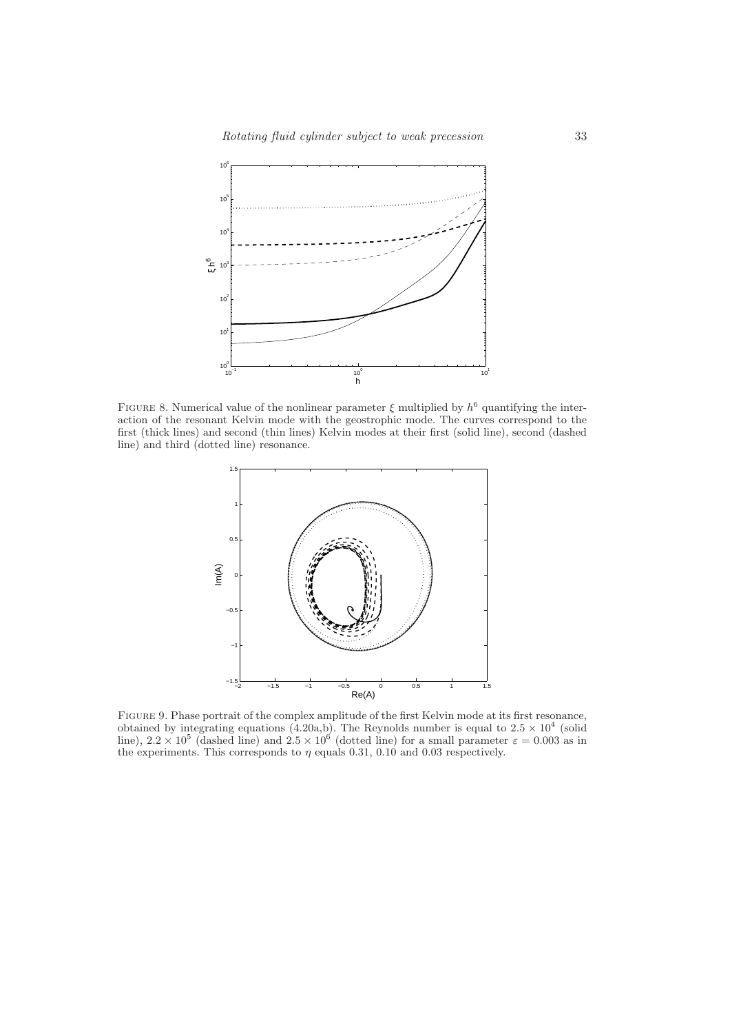FIGURE 8. Numerical value of the nonlinear parameter $\xi$ multiplied by $h^6$ quantifying the interaction of the resonant Kelvin mode with the geostrophic mode. The curves correspond to the first (thick lines) and second (thin lines) Kelvin modes at their first (solid line), second (dashed line) and third (dotted line) resonance.

FIGURE 9. Phase portrait of the complex amplitude of the first Kelvin mode at its first resonance, obtained by integrating equations (4.20a,b). The Reynolds number is equal to $2.5 \times 10^4$ (solid line), $2.2 \times 10^5$ (dashed line) and $2.5 \times 10^6$ (dotted line) for a small parameter $\varepsilon = 0.003$ as in the experiments. This corresponds to $\eta$ equals 0.31, 0.10 and 0.03 respectively.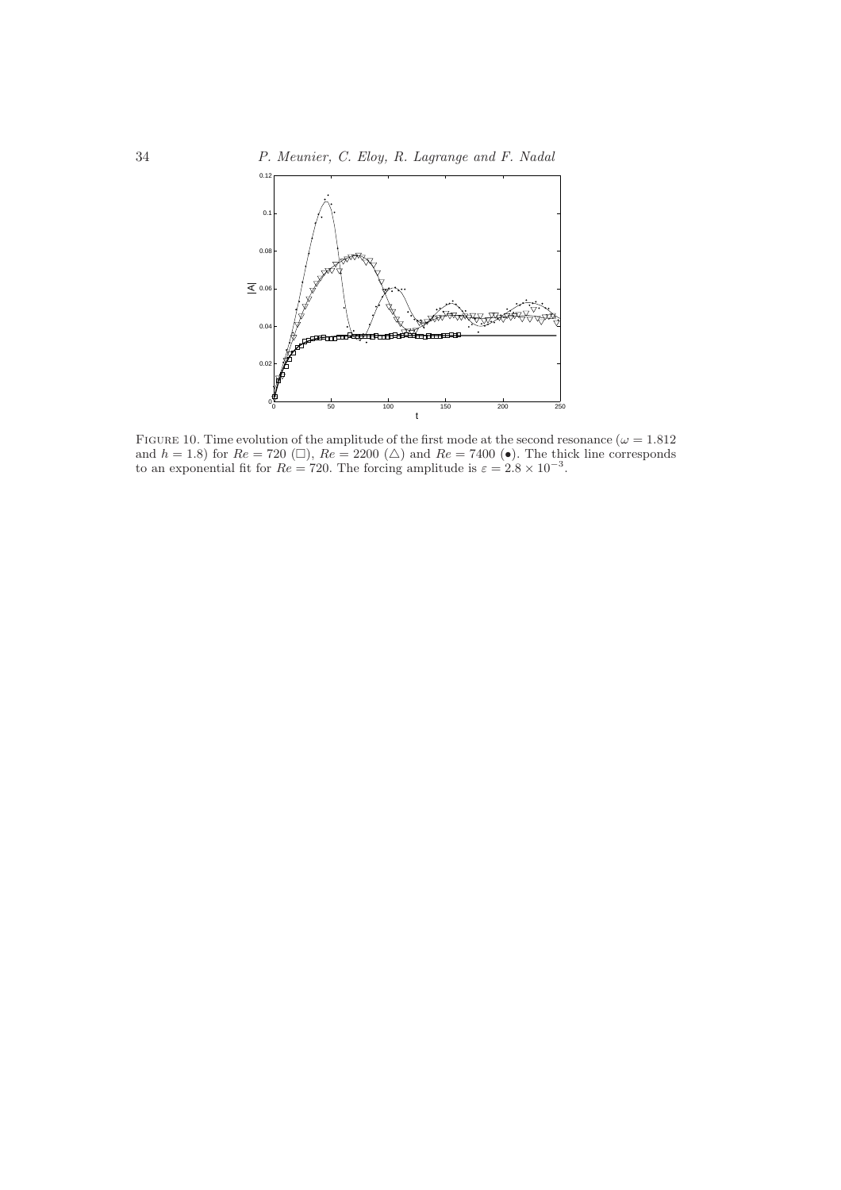Figure 10. Time evolution of the amplitude of the first mode at the second resonance ($\omega = 1.812$ and $h = 1.8$) for $Re = 720$ ($\square$), $Re = 2200$ ($\triangle$) and $Re = 7400$ ($\bullet$). The thick line corresponds to an exponential fit for $Re = 720$. The forcing amplitude is $\varepsilon = 2.8 \times 10^{-3}$.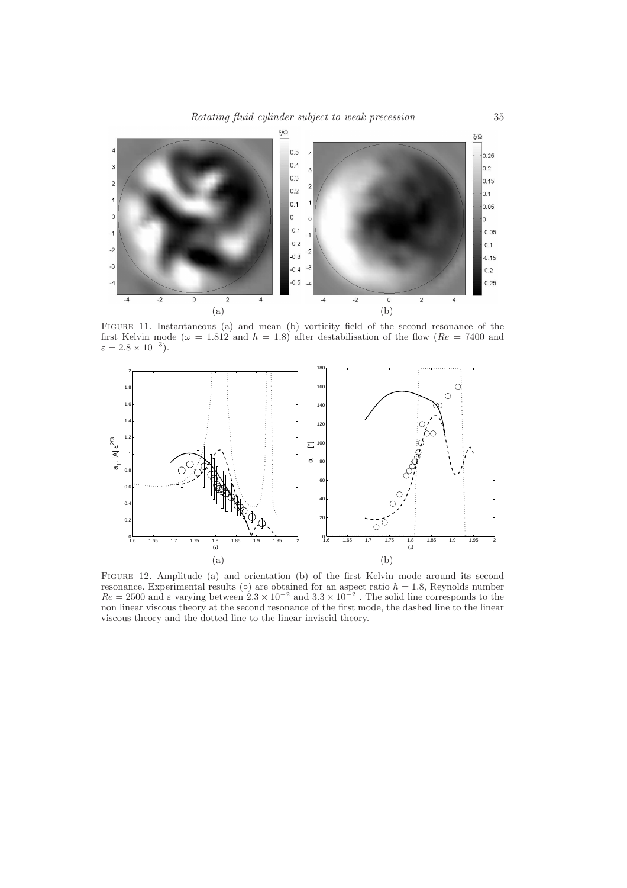Figure 11. Instantaneous (a) and mean (b) vorticity field of the second resonance of the first Kelvin mode ($\omega = 1.812$ and $h = 1.8$) after destabilisation of the flow ($Re = 7400$ and $\varepsilon = 2.8 \times 10^{-3}$).

Figure 12. Amplitude (a) and orientation (b) of the first Kelvin mode around its second resonance. Experimental results (○) are obtained for an aspect ratio $h = 1.8$, Reynolds number $Re = 2500$ and $\varepsilon$ varying between $2.3 \times 10^{-2}$ and $3.3 \times 10^{-2}$ . The solid line corresponds to the non linear viscous theory at the second resonance of the first mode, the dashed line to the linear viscous theory and the dotted line to the linear inviscid theory.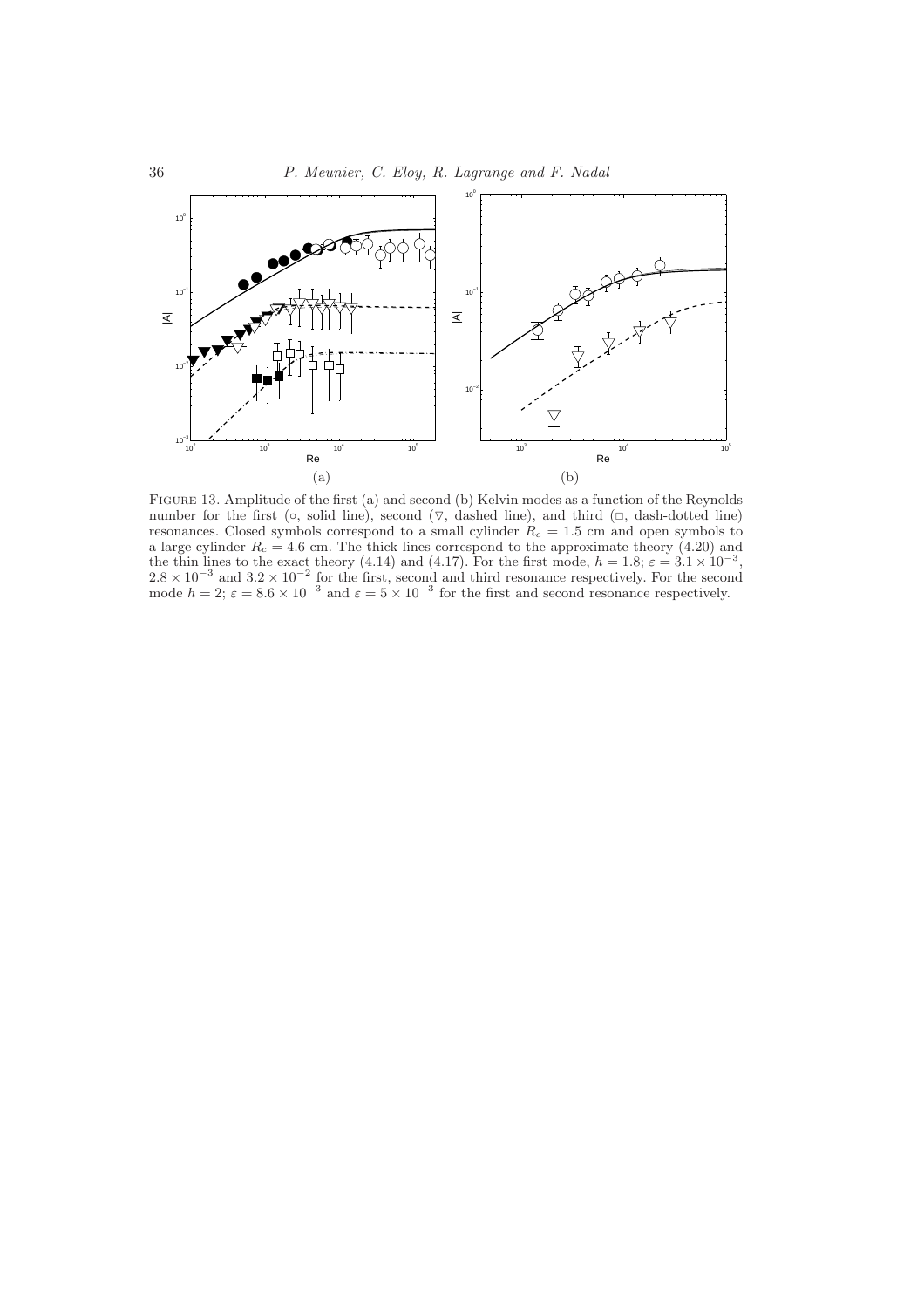FIGURE 13. Amplitude of the first (a) and second (b) Kelvin modes as a function of the Reynolds number for the first (○, solid line), second (▽, dashed line), and third (□, dash-dotted line) resonances. Closed symbols correspond to a small cylinder $R_c = 1.5$ cm and open symbols to a large cylinder $R_c = 4.6$ cm. The thick lines correspond to the approximate theory (4.20) and the thin lines to the exact theory (4.14) and (4.17). For the first mode, $h = 1.8$; $\varepsilon = 3.1 \times 10^{-3}$, $2.8 \times 10^{-3}$ and $3.2 \times 10^{-2}$ for the first, second and third resonance respectively. For the second mode $h = 2$; $\varepsilon = 8.6 \times 10^{-3}$ and $\varepsilon = 5 \times 10^{-3}$ for the first and second resonance respectively.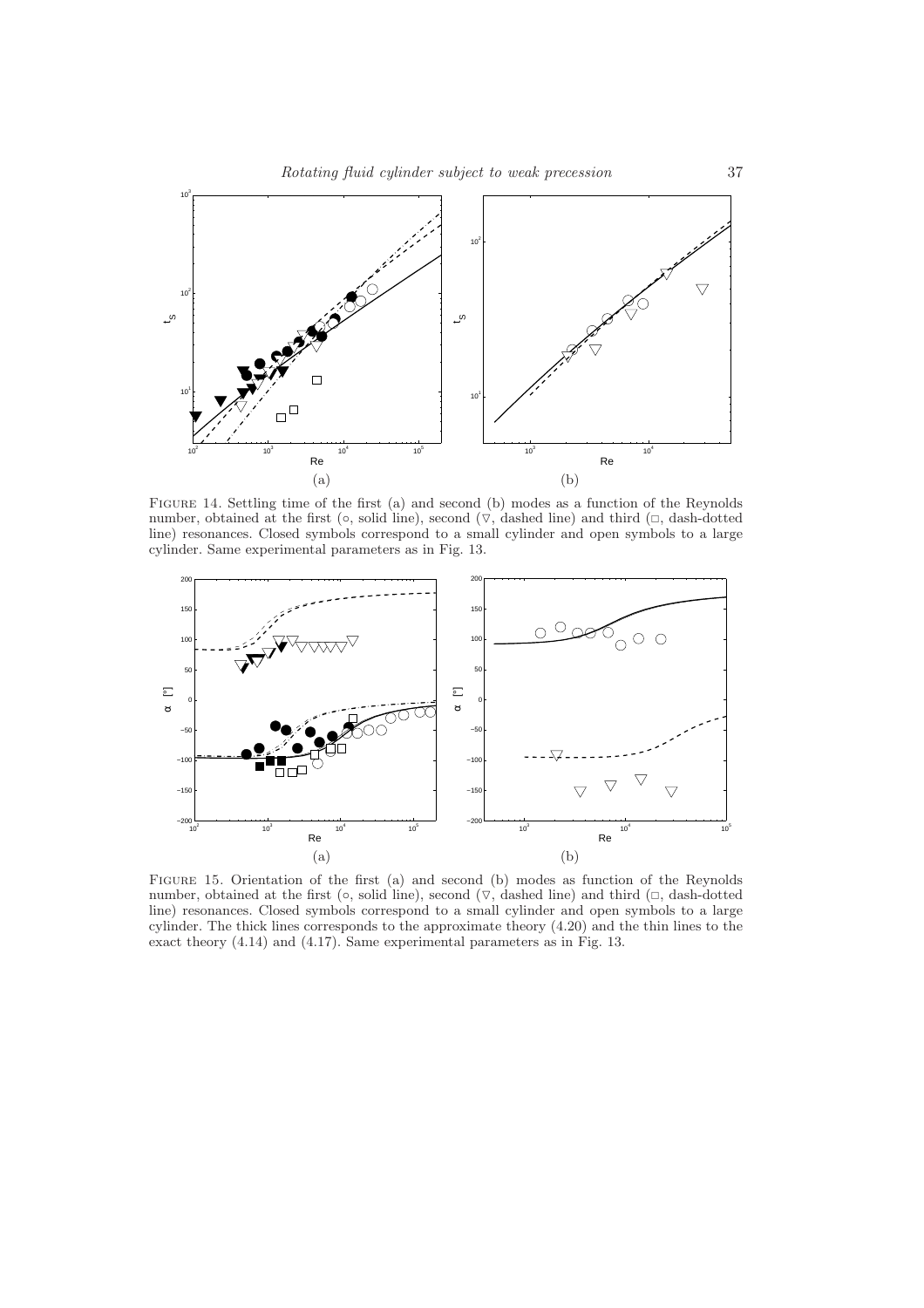FIGURE 14. Settling time of the first (a) and second (b) modes as a function of the Reynolds number, obtained at the first (○, solid line), second (▽, dashed line) and third (□, dash-dotted line) resonances. Closed symbols correspond to a small cylinder and open symbols to a large cylinder. Same experimental parameters as in Fig. 13.

FIGURE 15. Orientation of the first (a) and second (b) modes as function of the Reynolds number, obtained at the first (○, solid line), second (▽, dashed line) and third (□, dash-dotted line) resonances. Closed symbols correspond to a small cylinder and open symbols to a large cylinder. The thick lines corresponds to the approximate theory (4.20) and the thin lines to the exact theory (4.14) and (4.17). Same experimental parameters as in Fig. 13.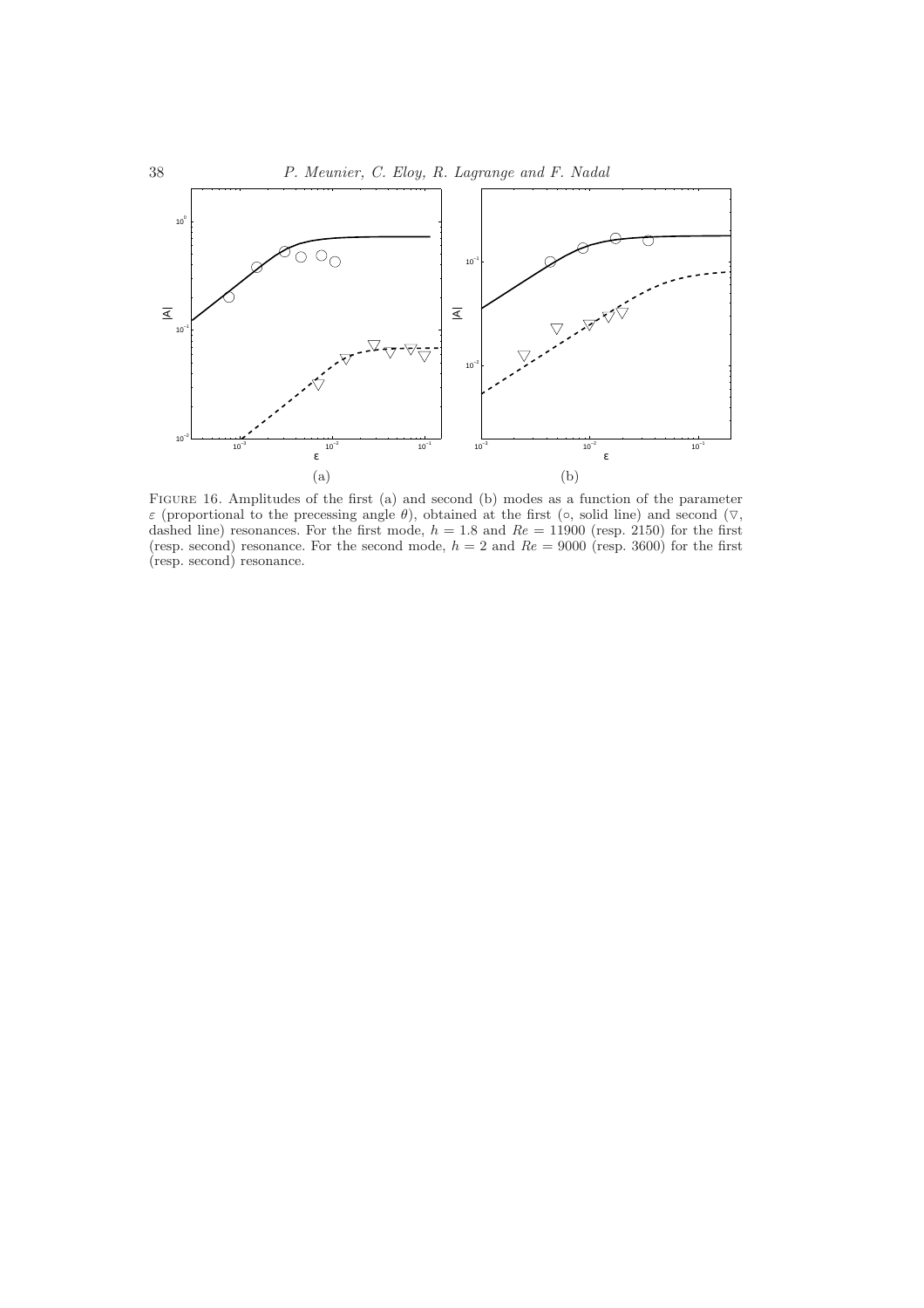FIGURE 16. Amplitudes of the first (a) and second (b) modes as a function of the parameter $\varepsilon$ (proportional to the precessing angle $\theta$), obtained at the first ($\circ$, solid line) and second ($\triangledown$, dashed line) resonances. For the first mode, $h = 1.8$ and $Re = 11900$ (resp. 2150) for the first (resp. second) resonance. For the second mode, $h = 2$ and $Re = 9000$ (resp. 3600) for the first (resp. second) resonance.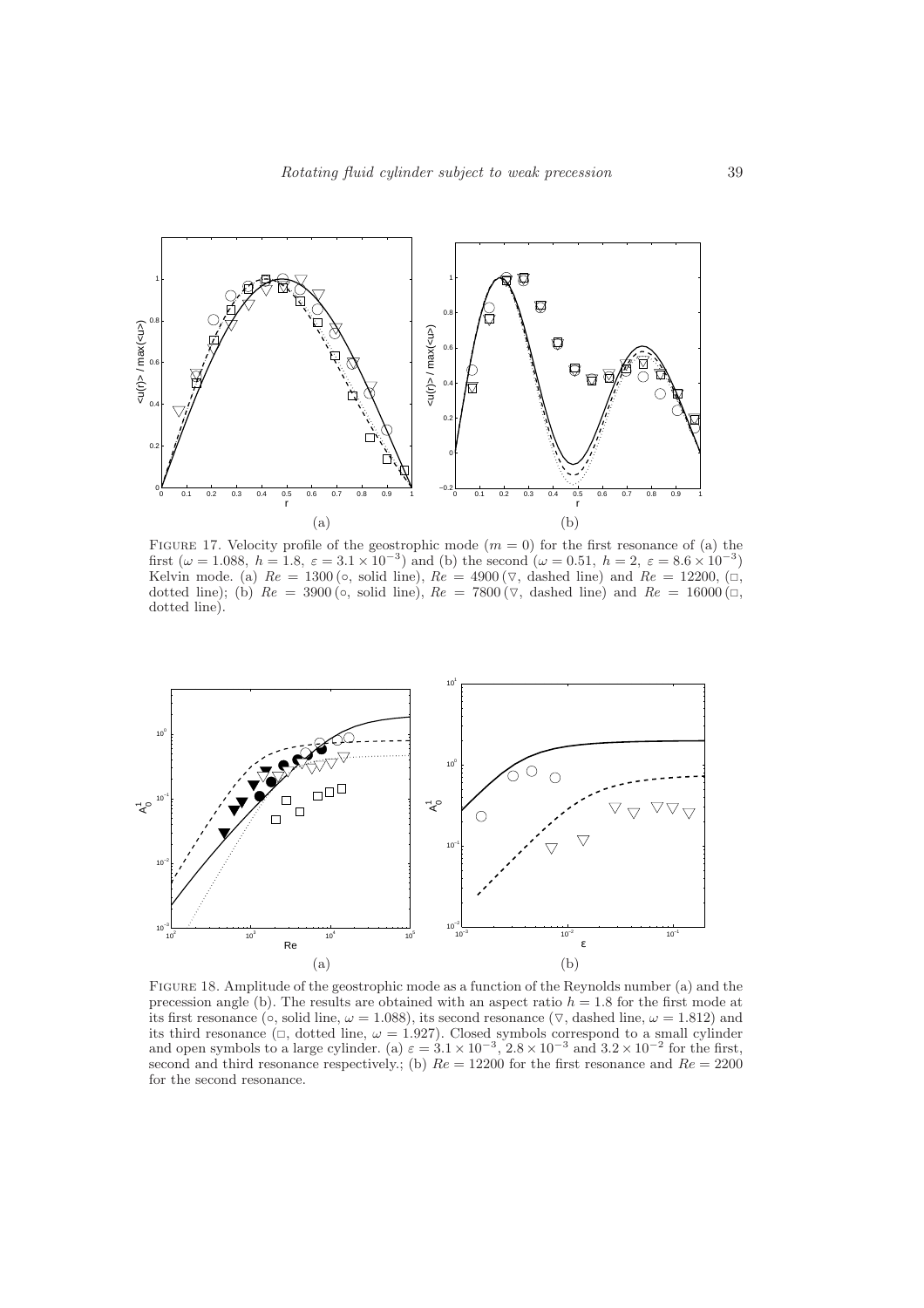Figure 17. Velocity profile of the geostrophic mode ($m = 0$) for the first resonance of (a) the first ($\omega = 1.088$, $h = 1.8$, $\varepsilon = 3.1 \times 10^{-3}$) and (b) the second ($\omega = 0.51$, $h = 2$, $\varepsilon = 8.6 \times 10^{-3}$) Kelvin mode. (a) $Re = 1300$ ($\circ$, solid line), $Re = 4900$ ($\triangledown$, dashed line) and $Re = 12200$, ($\square$, dotted line); (b) $Re = 3900$ ($\circ$, solid line), $Re = 7800$ ($\triangledown$, dashed line) and $Re = 16000$ ($\square$, dotted line).

Figure 18. Amplitude of the geostrophic mode as a function of the Reynolds number (a) and the precession angle (b). The results are obtained with an aspect ratio $h = 1.8$ for the first mode at its first resonance ($\circ$, solid line, $\omega = 1.088$), its second resonance ($\triangledown$, dashed line, $\omega = 1.812$) and its third resonance ($\square$, dotted line, $\omega = 1.927$). Closed symbols correspond to a small cylinder and open symbols to a large cylinder. (a) $\varepsilon = 3.1 \times 10^{-3}$, $2.8 \times 10^{-3}$ and $3.2 \times 10^{-2}$ for the first, second and third resonance respectively.; (b) $Re = 12200$ for the first resonance and $Re = 2200$ for the second resonance.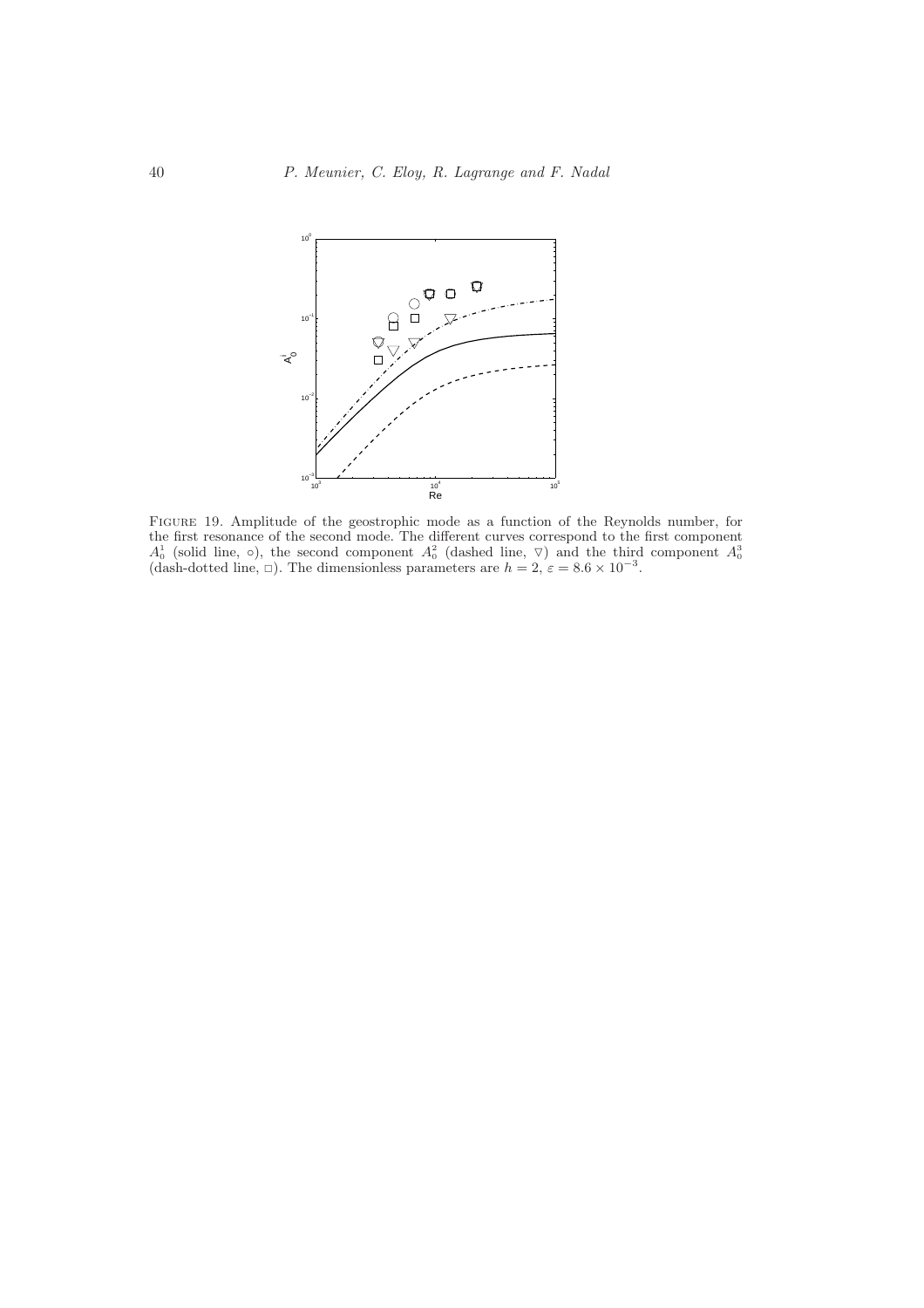$10^0$

$10^{-1}$

$10^{-2}$

$10^{-3}$

$A_0^i$

$10^3$

$10^4$

$10^5$

Re

FIGURE 19. Amplitude of the geostrophic mode as a function of the Reynolds number, for the first resonance of the second mode. The different curves correspond to the first component $A_0^1$ (solid line, $\circ$), the second component $A_0^2$ (dashed line, $\triangledown$) and the third component $A_0^3$ (dash-dotted line, $\square$). The dimensionless parameters are $h = 2$, $\varepsilon = 8.6 \times 10^{-3}$.